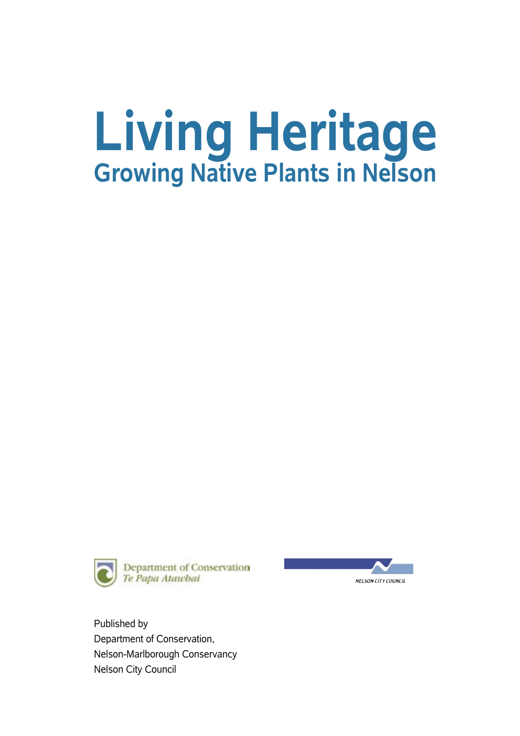# Living Heritage

## Growing Native Plants in Nelson

Department of Conservation
*Te Papa Atawhai*

NELSON CITY COUNCIL

Published by
Department of Conservation,
Nelson-Marlborough Conservancy
Nelson City Council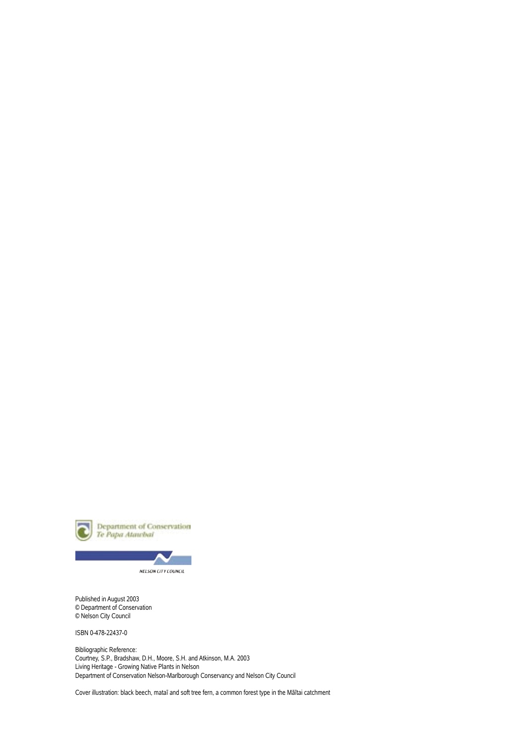Department of Conservation
*Te Papa Atawhai*

NELSON CITY COUNCIL

Published in August 2003
© Department of Conservation
© Nelson City Council

ISBN 0-478-22437-0

Bibliographic Reference:
Courtney, S.P., Bradshaw, D.H., Moore, S.H. and Atkinson, M.A. 2003
Living Heritage - Growing Native Plants in Nelson
Department of Conservation Nelson-Marlborough Conservancy and Nelson City Council

Cover illustration: black beech, mataī and soft tree fern, a common forest type in the Māītai catchment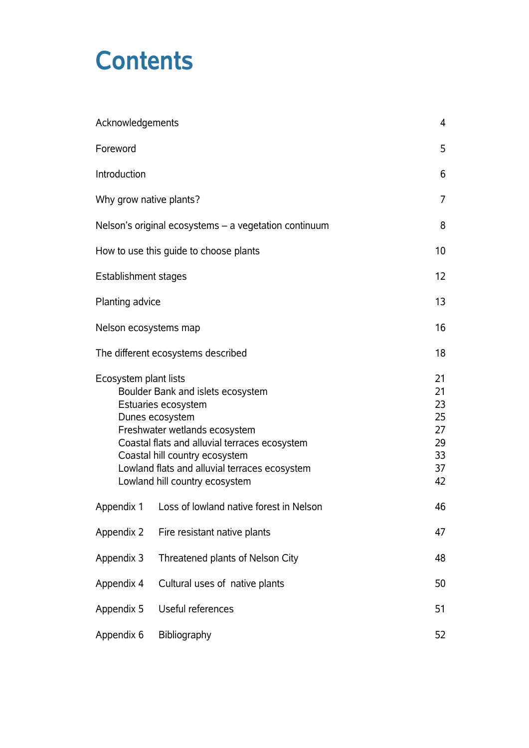# Contents

| | |
|---|---|
| Acknowledgements | 4 |
| Foreword | 5 |
| Introduction | 6 |
| Why grow native plants? | 7 |
| Nelson's original ecosystems – a vegetation continuum | 8 |
| How to use this guide to choose plants | 10 |
| Establishment stages | 12 |
| Planting advice | 13 |
| Nelson ecosystems map | 16 |
| The different ecosystems described | 18 |
| Ecosystem plant lists | 21 |
| Boulder Bank and islets ecosystem | 21 |
| Estuaries ecosystem | 23 |
| Dunes ecosystem | 25 |
| Freshwater wetlands ecosystem | 27 |
| Coastal flats and alluvial terraces ecosystem | 29 |
| Coastal hill country ecosystem | 33 |
| Lowland flats and alluvial terraces ecosystem | 37 |
| Lowland hill country ecosystem | 42 |
| Appendix 1 Loss of lowland native forest in Nelson | 46 |
| Appendix 2 Fire resistant native plants | 47 |
| Appendix 3 Threatened plants of Nelson City | 48 |
| Appendix 4 Cultural uses of native plants | 50 |
| Appendix 5 Useful references | 51 |
| Appendix 6 Bibliography | 52 |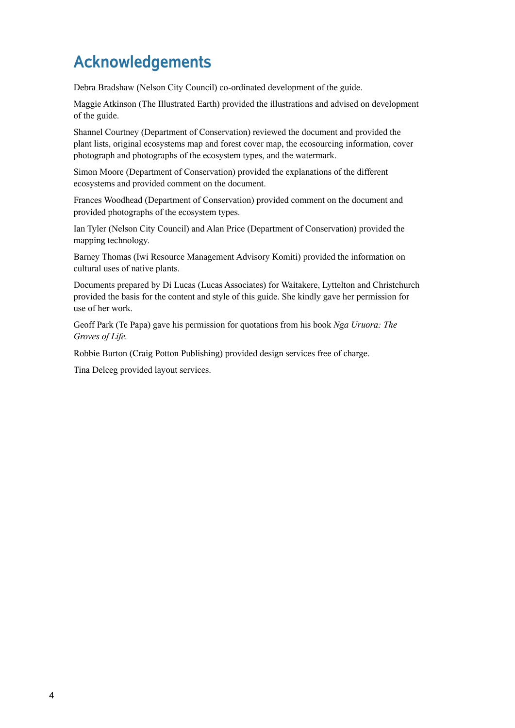# Acknowledgements

Debra Bradshaw (Nelson City Council) co-ordinated development of the guide.

Maggie Atkinson (The Illustrated Earth) provided the illustrations and advised on development of the guide.

Shannel Courtney (Department of Conservation) reviewed the document and provided the plant lists, original ecosystems map and forest cover map, the ecosourcing information, cover photograph and photographs of the ecosystem types, and the watermark.

Simon Moore (Department of Conservation) provided the explanations of the different ecosystems and provided comment on the document.

Frances Woodhead (Department of Conservation) provided comment on the document and provided photographs of the ecosystem types.

Ian Tyler (Nelson City Council) and Alan Price (Department of Conservation) provided the mapping technology.

Barney Thomas (Iwi Resource Management Advisory Komiti) provided the information on cultural uses of native plants.

Documents prepared by Di Lucas (Lucas Associates) for Waitakere, Lyttelton and Christchurch provided the basis for the content and style of this guide. She kindly gave her permission for use of her work.

Geoff Park (Te Papa) gave his permission for quotations from his book *Nga Uruora: The Groves of Life.*

Robbie Burton (Craig Potton Publishing) provided design services free of charge.

Tina Delceg provided layout services.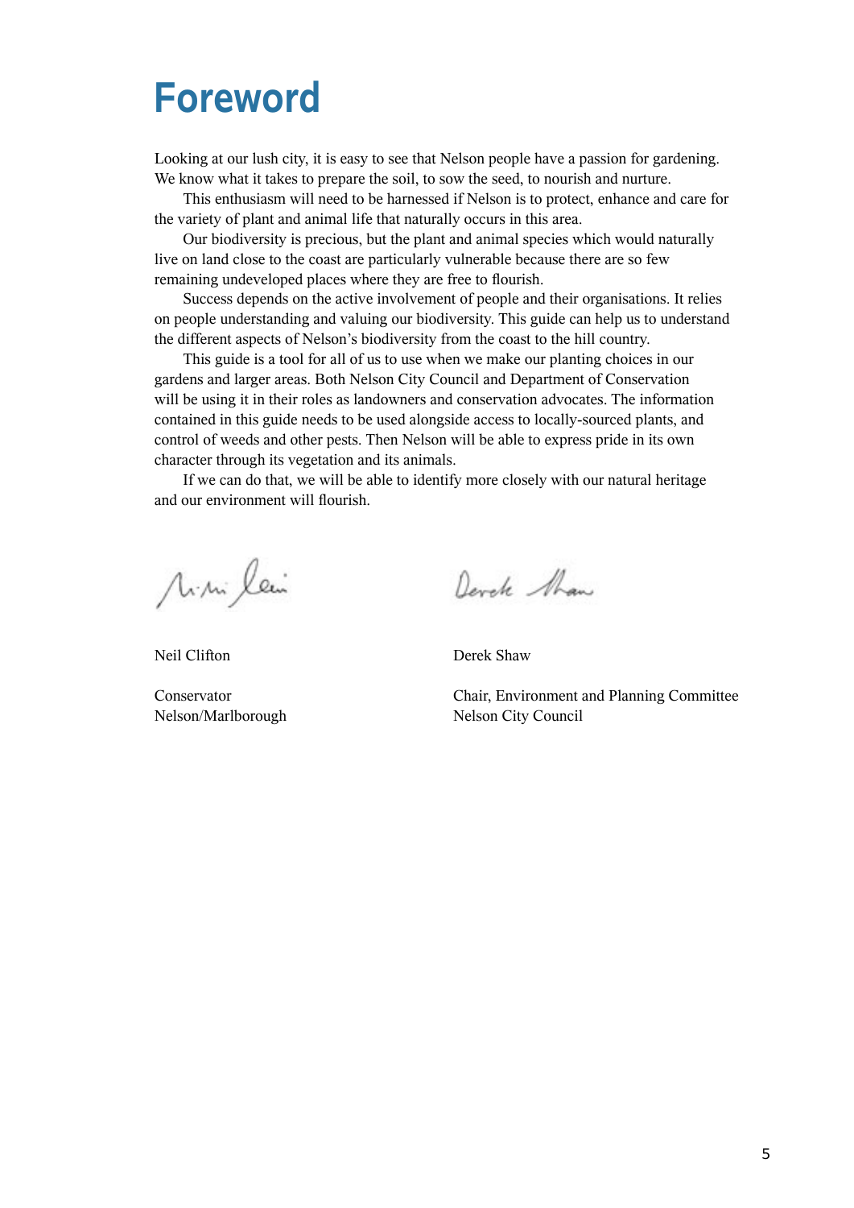# Foreword

Looking at our lush city, it is easy to see that Nelson people have a passion for gardening. We know what it takes to prepare the soil, to sow the seed, to nourish and nurture.

This enthusiasm will need to be harnessed if Nelson is to protect, enhance and care for the variety of plant and animal life that naturally occurs in this area.

Our biodiversity is precious, but the plant and animal species which would naturally live on land close to the coast are particularly vulnerable because there are so few remaining undeveloped places where they are free to flourish.

Success depends on the active involvement of people and their organisations. It relies on people understanding and valuing our biodiversity. This guide can help us to understand the different aspects of Nelson's biodiversity from the coast to the hill country.

This guide is a tool for all of us to use when we make our planting choices in our gardens and larger areas. Both Nelson City Council and Department of Conservation will be using it in their roles as landowners and conservation advocates. The information contained in this guide needs to be used alongside access to locally-sourced plants, and control of weeds and other pests. Then Nelson will be able to express pride in its own character through its vegetation and its animals.

If we can do that, we will be able to identify more closely with our natural heritage and our environment will flourish.

Neil Clifton

Conservator
Nelson/Marlborough

Derek Shaw

Chair, Environment and Planning Committee
Nelson City Council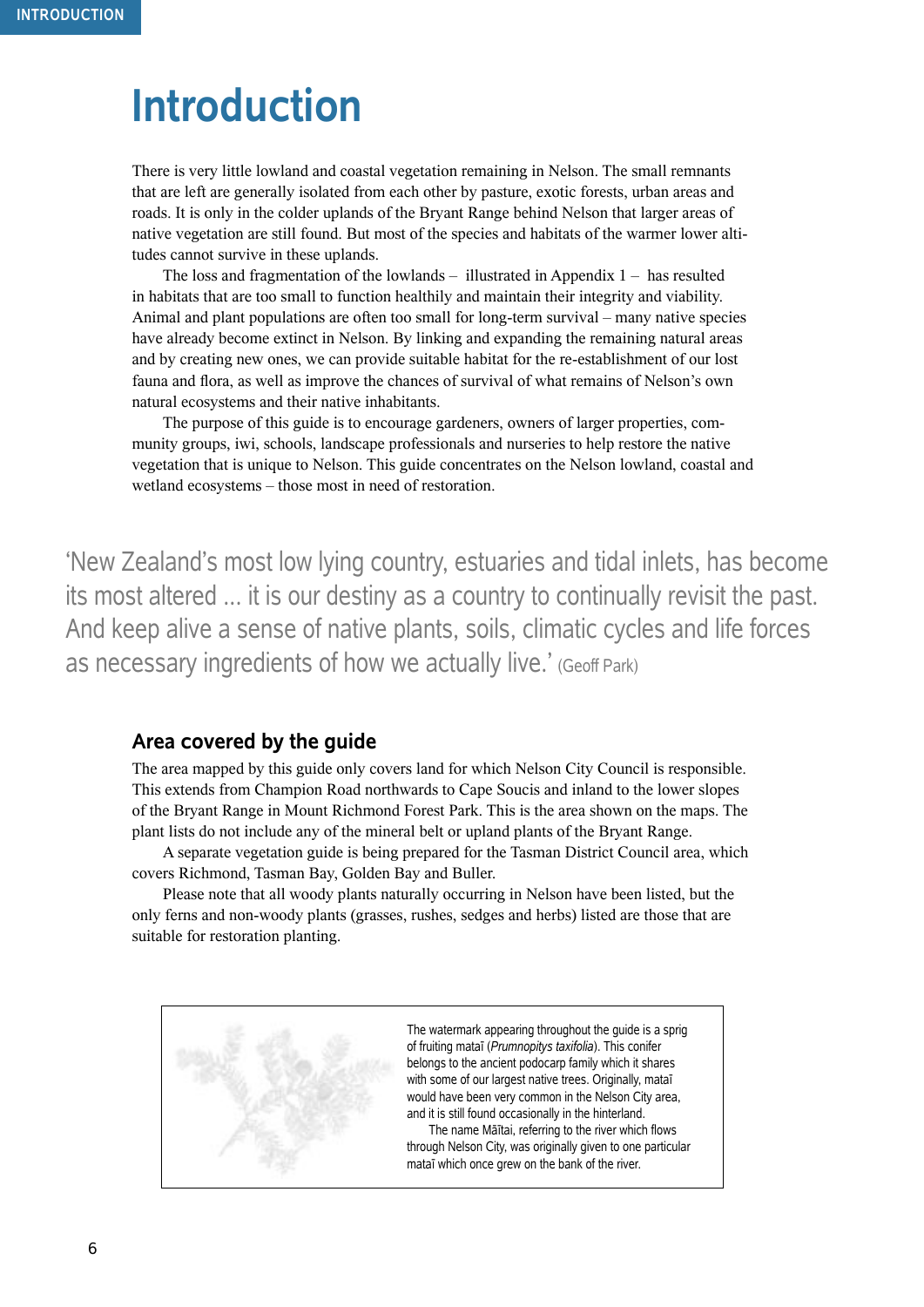# Introduction

There is very little lowland and coastal vegetation remaining in Nelson. The small remnants that are left are generally isolated from each other by pasture, exotic forests, urban areas and roads. It is only in the colder uplands of the Bryant Range behind Nelson that larger areas of native vegetation are still found. But most of the species and habitats of the warmer lower altitudes cannot survive in these uplands.

The loss and fragmentation of the lowlands – illustrated in Appendix 1 – has resulted in habitats that are too small to function healthily and maintain their integrity and viability. Animal and plant populations are often too small for long-term survival – many native species have already become extinct in Nelson. By linking and expanding the remaining natural areas and by creating new ones, we can provide suitable habitat for the re-establishment of our lost fauna and flora, as well as improve the chances of survival of what remains of Nelson's own natural ecosystems and their native inhabitants.

The purpose of this guide is to encourage gardeners, owners of larger properties, community groups, iwi, schools, landscape professionals and nurseries to help restore the native vegetation that is unique to Nelson. This guide concentrates on the Nelson lowland, coastal and wetland ecosystems – those most in need of restoration.

> 'New Zealand's most low lying country, estuaries and tidal inlets, has become its most altered ... it is our destiny as a country to continually revisit the past. And keep alive a sense of native plants, soils, climatic cycles and life forces as necessary ingredients of how we actually live.' (Geoff Park)

## Area covered by the guide

The area mapped by this guide only covers land for which Nelson City Council is responsible. This extends from Champion Road northwards to Cape Soucis and inland to the lower slopes of the Bryant Range in Mount Richmond Forest Park. This is the area shown on the maps. The plant lists do not include any of the mineral belt or upland plants of the Bryant Range.

A separate vegetation guide is being prepared for the Tasman District Council area, which covers Richmond, Tasman Bay, Golden Bay and Buller.

Please note that all woody plants naturally occurring in Nelson have been listed, but the only ferns and non-woody plants (grasses, rushes, sedges and herbs) listed are those that are suitable for restoration planting.

The watermark appearing throughout the guide is a sprig of fruiting mataī (*Prumnopitys taxifolia*). This conifer belongs to the ancient podocarp family which it shares with some of our largest native trees. Originally, mataī would have been very common in the Nelson City area, and it is still found occasionally in the hinterland.

The name Māītai, referring to the river which flows through Nelson City, was originally given to one particular mataī which once grew on the bank of the river.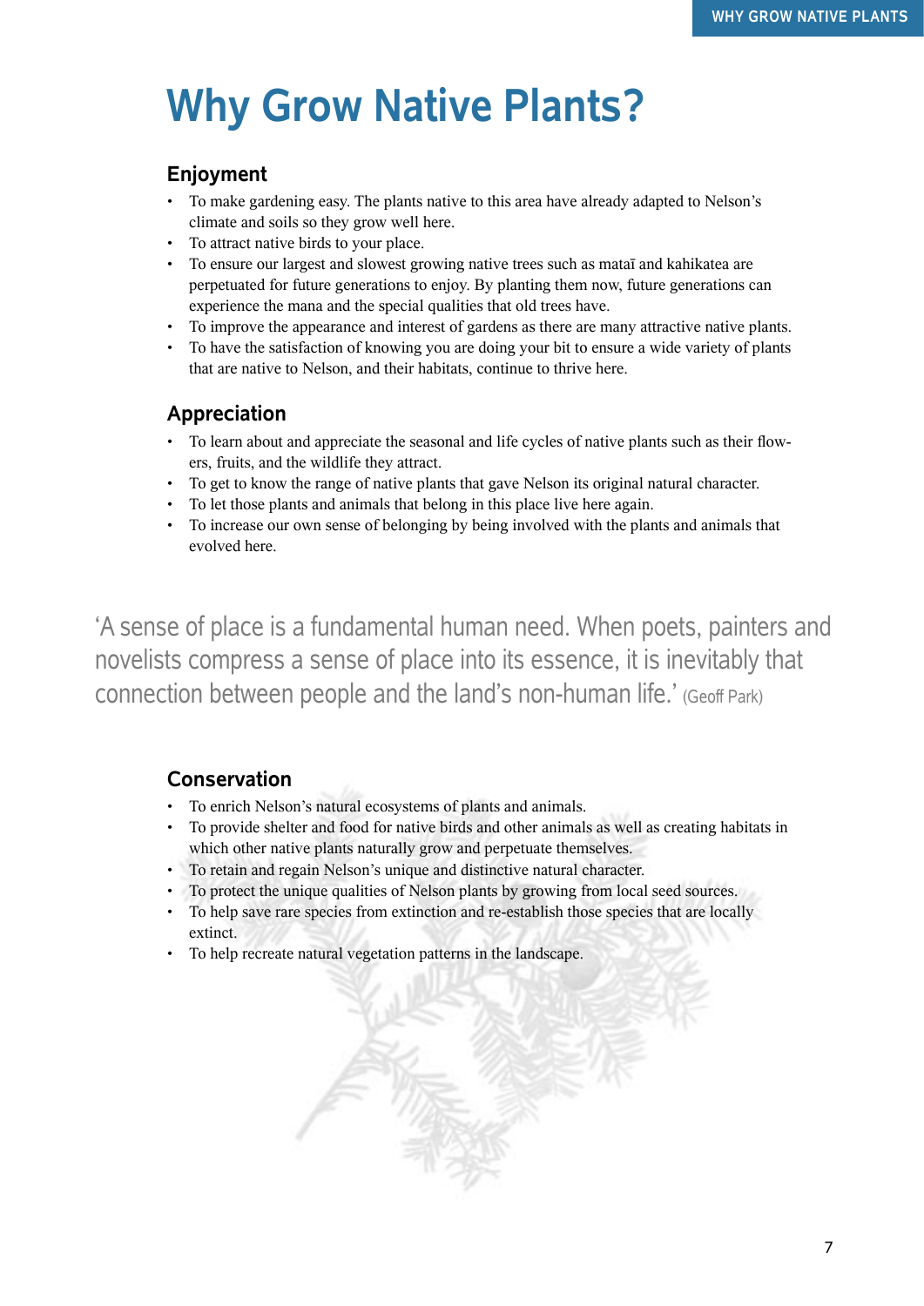# Why Grow Native Plants?

## Enjoyment

- To make gardening easy. The plants native to this area have already adapted to Nelson's climate and soils so they grow well here.
- To attract native birds to your place.
- To ensure our largest and slowest growing native trees such as mataī and kahikatea are perpetuated for future generations to enjoy. By planting them now, future generations can experience the mana and the special qualities that old trees have.
- To improve the appearance and interest of gardens as there are many attractive native plants.
- To have the satisfaction of knowing you are doing your bit to ensure a wide variety of plants that are native to Nelson, and their habitats, continue to thrive here.

## Appreciation

- To learn about and appreciate the seasonal and life cycles of native plants such as their flowers, fruits, and the wildlife they attract.
- To get to know the range of native plants that gave Nelson its original natural character.
- To let those plants and animals that belong in this place live here again.
- To increase our own sense of belonging by being involved with the plants and animals that evolved here.

> 'A sense of place is a fundamental human need. When poets, painters and novelists compress a sense of place into its essence, it is inevitably that connection between people and the land's non-human life.' (Geoff Park)

## Conservation

- To enrich Nelson's natural ecosystems of plants and animals.
- To provide shelter and food for native birds and other animals as well as creating habitats in which other native plants naturally grow and perpetuate themselves.
- To retain and regain Nelson's unique and distinctive natural character.
- To protect the unique qualities of Nelson plants by growing from local seed sources.
- To help save rare species from extinction and re-establish those species that are locally extinct.
- To help recreate natural vegetation patterns in the landscape.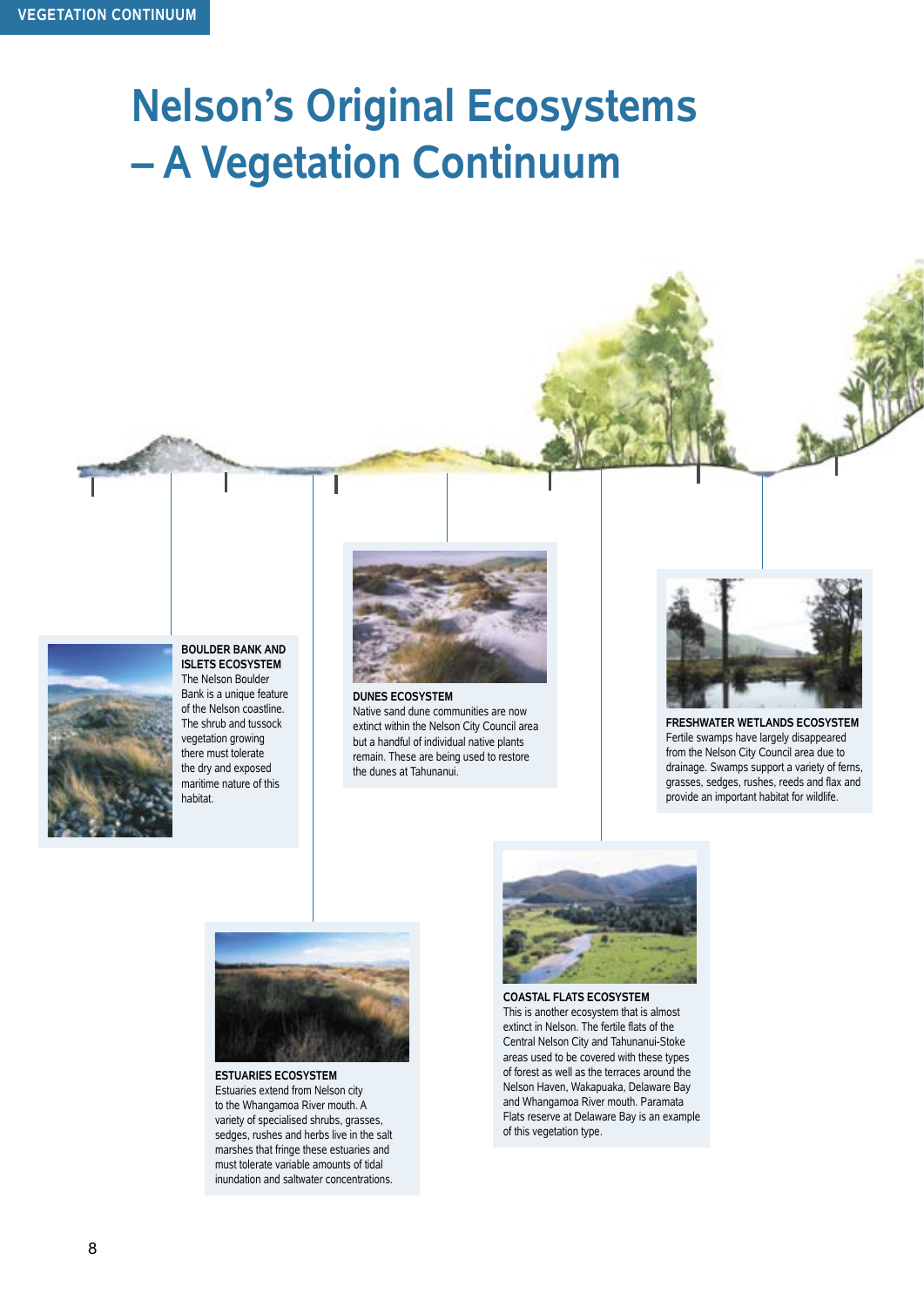# Nelson's Original Ecosystems – A Vegetation Continuum

**BOULDER BANK AND ISLETS ECOSYSTEM**
The Nelson Boulder Bank is a unique feature of the Nelson coastline. The shrub and tussock vegetation growing there must tolerate the dry and exposed maritime nature of this habitat.

**ESTUARIES ECOSYSTEM**
Estuaries extend from Nelson city to the Whangamoa River mouth. A variety of specialised shrubs, grasses, sedges, rushes and herbs live in the salt marshes that fringe these estuaries and must tolerate variable amounts of tidal inundation and saltwater concentrations.

**DUNES ECOSYSTEM**
Native sand dune communities are now extinct within the Nelson City Council area but a handful of individual native plants remain. These are being used to restore the dunes at Tahunanui.

**COASTAL FLATS ECOSYSTEM**
This is another ecosystem that is almost extinct in Nelson. The fertile flats of the Central Nelson City and Tahunanui-Stoke areas used to be covered with these types of forest as well as the terraces around the Nelson Haven, Wakapuaka, Delaware Bay and Whangamoa River mouth. Paramata Flats reserve at Delaware Bay is an example of this vegetation type.

**FRESHWATER WETLANDS ECOSYSTEM**
Fertile swamps have largely disappeared from the Nelson City Council area due to drainage. Swamps support a variety of ferns, grasses, sedges, rushes, reeds and flax and provide an important habitat for wildlife.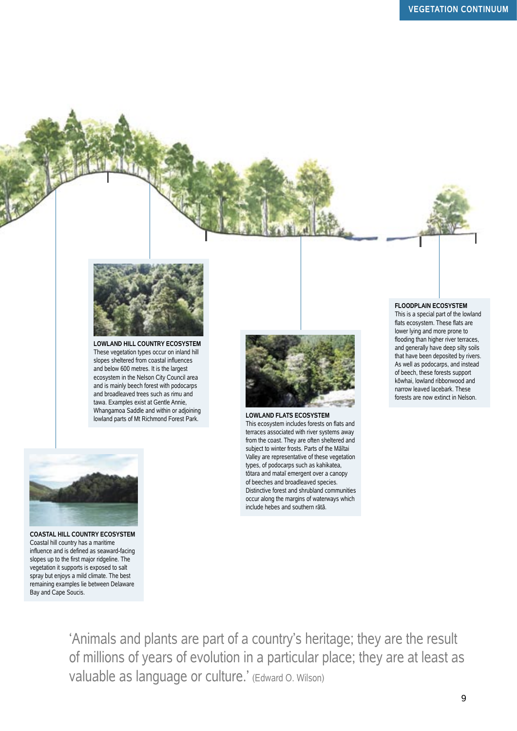#### LOWLAND HILL COUNTRY ECOSYSTEM

These vegetation types occur on inland hill slopes sheltered from coastal influences and below 600 metres. It is the largest ecosystem in the Nelson City Council area and is mainly beech forest with podocarps and broadleaved trees such as rimu and tawa. Examples exist at Gentle Annie, Whangamoa Saddle and within or adjoining lowland parts of Mt Richmond Forest Park.

#### LOWLAND FLATS ECOSYSTEM

This ecosystem includes forests on flats and terraces associated with river systems away from the coast. They are often sheltered and subject to winter frosts. Parts of the Māītai Valley are representative of these vegetation types, of podocarps such as kahikatea, tōtara and mataī emergent over a canopy of beeches and broadleaved species. Distinctive forest and shrubland communities occur along the margins of waterways which include hebes and southern rātā.

#### FLOODPLAIN ECOSYSTEM

This is a special part of the lowland flats ecosystem. These flats are lower lying and more prone to flooding than higher river terraces, and generally have deep silty soils that have been deposited by rivers. As well as podocarps, and instead of beech, these forests support kōwhai, lowland ribbonwood and narrow leaved lacebark. These forests are now extinct in Nelson.

#### COASTAL HILL COUNTRY ECOSYSTEM

Coastal hill country has a maritime influence and is defined as seaward-facing slopes up to the first major ridgeline. The vegetation it supports is exposed to salt spray but enjoys a mild climate. The best remaining examples lie between Delaware Bay and Cape Soucis.

> 'Animals and plants are part of a country's heritage; they are the result of millions of years of evolution in a particular place; they are at least as valuable as language or culture.' (Edward O. Wilson)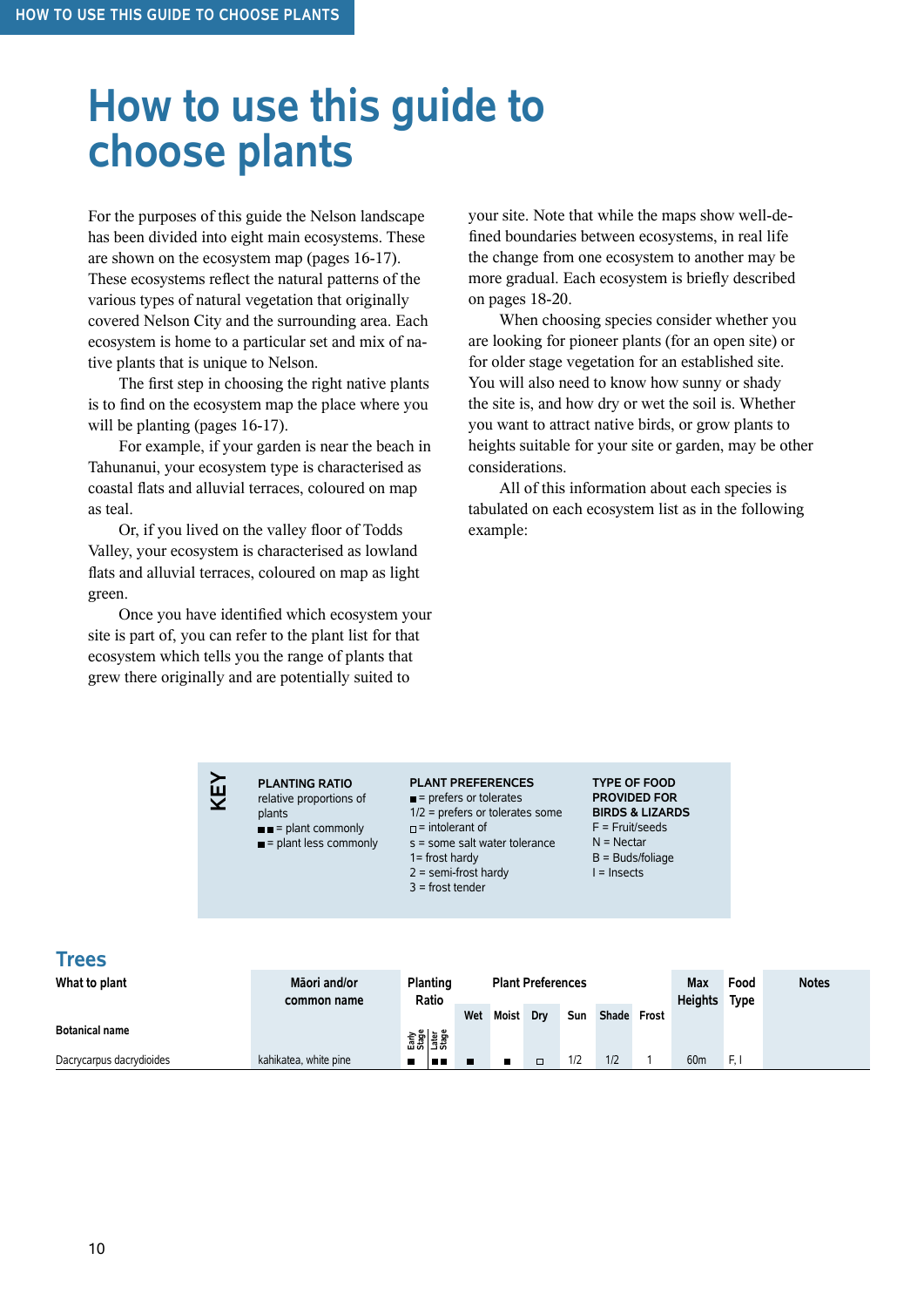# How to use this guide to choose plants

For the purposes of this guide the Nelson landscape has been divided into eight main ecosystems. These are shown on the ecosystem map (pages 16-17). These ecosystems reflect the natural patterns of the various types of natural vegetation that originally covered Nelson City and the surrounding area. Each ecosystem is home to a particular set and mix of native plants that is unique to Nelson.

The first step in choosing the right native plants is to find on the ecosystem map the place where you will be planting (pages 16-17).

For example, if your garden is near the beach in Tahunanui, your ecosystem type is characterised as coastal flats and alluvial terraces, coloured on map as teal.

Or, if you lived on the valley floor of Todds Valley, your ecosystem is characterised as lowland flats and alluvial terraces, coloured on map as light green.

Once you have identified which ecosystem your site is part of, you can refer to the plant list for that ecosystem which tells you the range of plants that grew there originally and are potentially suited to your site. Note that while the maps show well-defined boundaries between ecosystems, in real life the change from one ecosystem to another may be more gradual. Each ecosystem is briefly described on pages 18-20.

When choosing species consider whether you are looking for pioneer plants (for an open site) or for older stage vegetation for an established site. You will also need to know how sunny or shady the site is, and how dry or wet the soil is. Whether you want to attract native birds, or grow plants to heights suitable for your site or garden, may be other considerations.

All of this information about each species is tabulated on each ecosystem list as in the following example:

**KEY**

**PLANTING RATIO**
relative proportions of plants
■■ = plant commonly
■ = plant less commonly

**PLANT PREFERENCES**
■ = prefers or tolerates
1/2 = prefers or tolerates some
□ = intolerant of
s = some salt water tolerance
1= frost hardy
2 = semi-frost hardy
3 = frost tender

**TYPE OF FOOD PROVIDED FOR BIRDS & LIZARDS**
F = Fruit/seeds
N = Nectar
B = Buds/foliage
I = Insects

## Trees

| What to plant<br><br>Botanical name | Māori and/or common name | Planting Ratio<br>Early Stage | <br>Later Stage | Plant Preferences<br>Wet | <br>Moist | <br>Dry | <br>Sun | <br>Shade | <br>Frost | Max Heights | Food Type | Notes |
|---|---|---|---|---|---|---|---|---|---|---|---|---|
| Dacrycarpus dacrydioides | kahikatea, white pine | ■ | ■■ | ■ | ■ | □ | 1/2 | 1/2 | 1 | 60m | F, I | |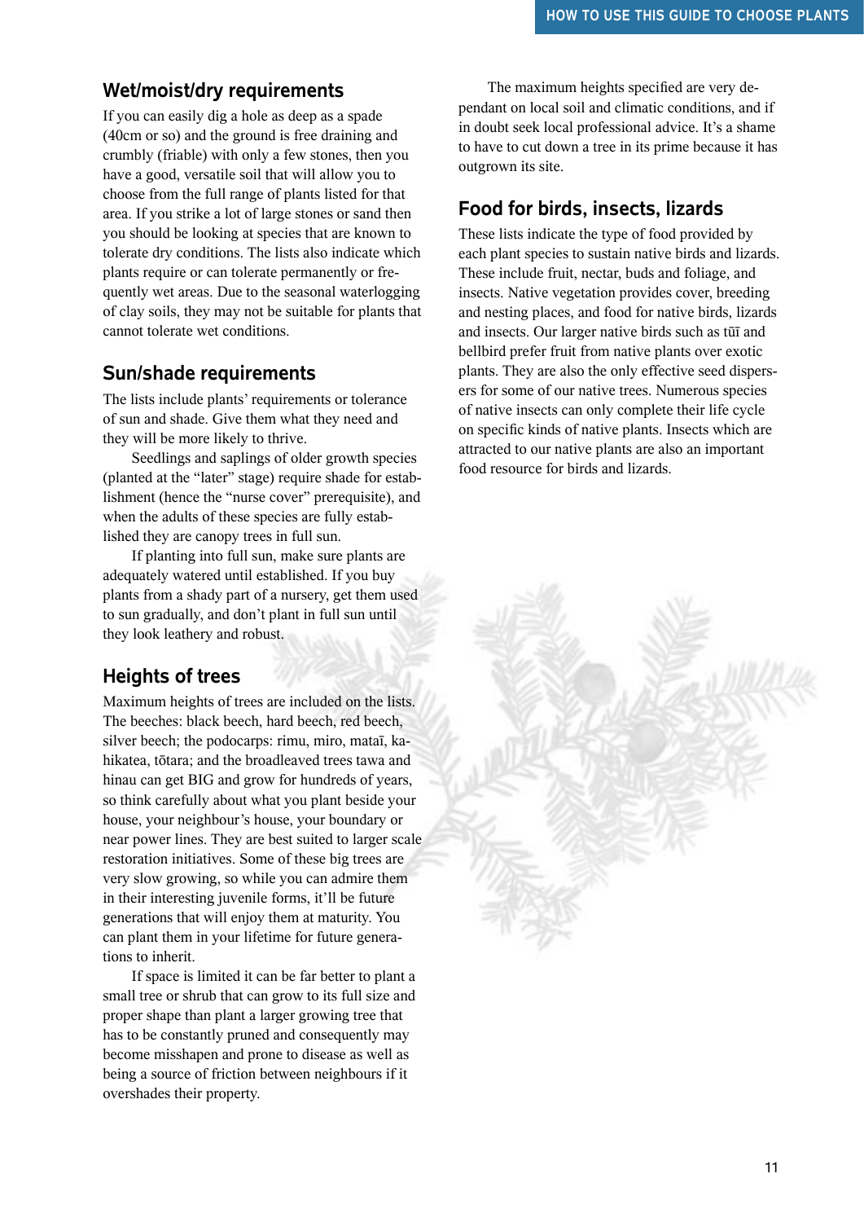## Wet/moist/dry requirements

If you can easily dig a hole as deep as a spade (40cm or so) and the ground is free draining and crumbly (friable) with only a few stones, then you have a good, versatile soil that will allow you to choose from the full range of plants listed for that area. If you strike a lot of large stones or sand then you should be looking at species that are known to tolerate dry conditions. The lists also indicate which plants require or can tolerate permanently or frequently wet areas. Due to the seasonal waterlogging of clay soils, they may not be suitable for plants that cannot tolerate wet conditions.

## Sun/shade requirements

The lists include plants' requirements or tolerance of sun and shade. Give them what they need and they will be more likely to thrive.

Seedlings and saplings of older growth species (planted at the "later" stage) require shade for establishment (hence the "nurse cover" prerequisite), and when the adults of these species are fully established they are canopy trees in full sun.

If planting into full sun, make sure plants are adequately watered until established. If you buy plants from a shady part of a nursery, get them used to sun gradually, and don't plant in full sun until they look leathery and robust.

## Heights of trees

Maximum heights of trees are included on the lists. The beeches: black beech, hard beech, red beech, silver beech; the podocarps: rimu, miro, mataī, kahikatea, tōtara; and the broadleaved trees tawa and hinau can get BIG and grow for hundreds of years, so think carefully about what you plant beside your house, your neighbour's house, your boundary or near power lines. They are best suited to larger scale restoration initiatives. Some of these big trees are very slow growing, so while you can admire them in their interesting juvenile forms, it'll be future generations that will enjoy them at maturity. You can plant them in your lifetime for future generations to inherit.

If space is limited it can be far better to plant a small tree or shrub that can grow to its full size and proper shape than plant a larger growing tree that has to be constantly pruned and consequently may become misshapen and prone to disease as well as being a source of friction between neighbours if it overshades their property.

The maximum heights specified are very dependant on local soil and climatic conditions, and if in doubt seek local professional advice. It's a shame to have to cut down a tree in its prime because it has outgrown its site.

## Food for birds, insects, lizards

These lists indicate the type of food provided by each plant species to sustain native birds and lizards. These include fruit, nectar, buds and foliage, and insects. Native vegetation provides cover, breeding and nesting places, and food for native birds, lizards and insects. Our larger native birds such as tūī and bellbird prefer fruit from native plants over exotic plants. They are also the only effective seed dispersers for some of our native trees. Numerous species of native insects can only complete their life cycle on specific kinds of native plants. Insects which are attracted to our native plants are also an important food resource for birds and lizards.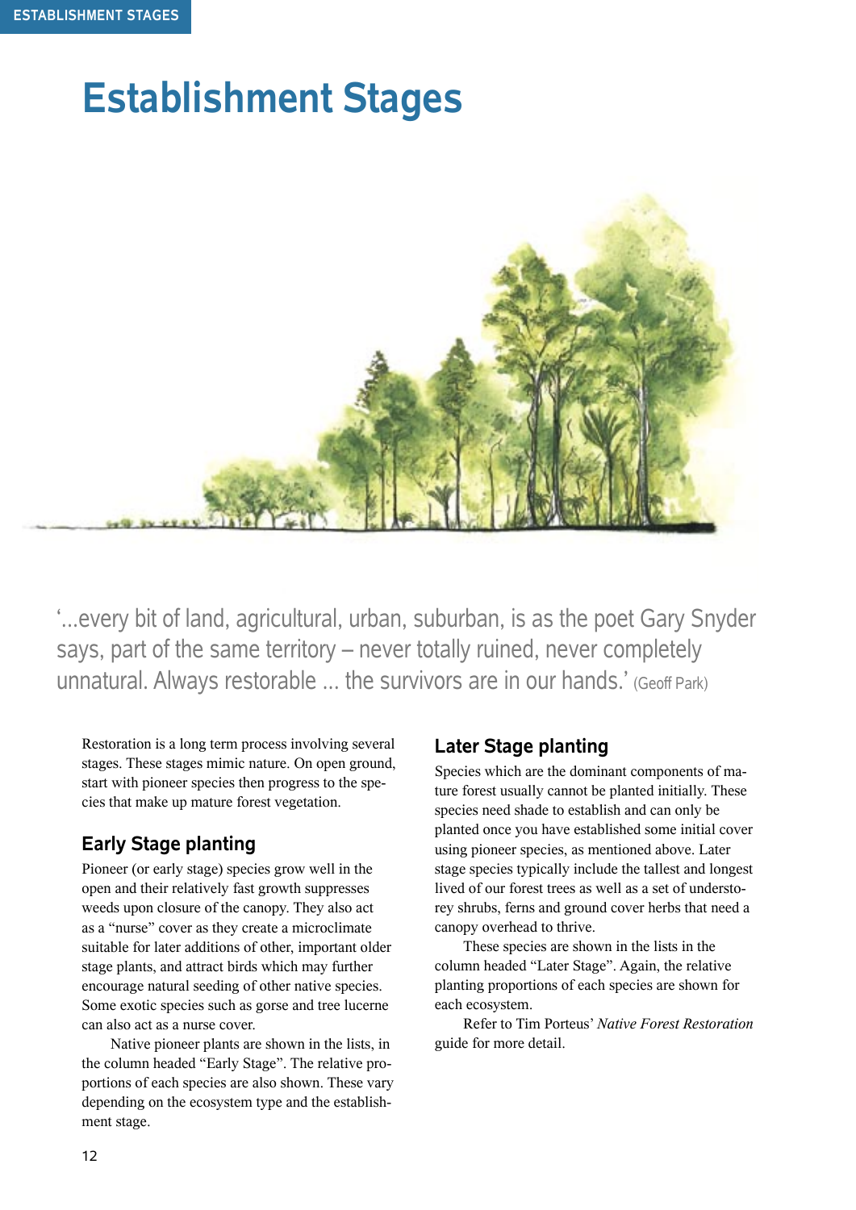# Establishment Stages

'...every bit of land, agricultural, urban, suburban, is as the poet Gary Snyder says, part of the same territory – never totally ruined, never completely unnatural. Always restorable ... the survivors are in our hands.' (Geoff Park)

Restoration is a long term process involving several stages. These stages mimic nature. On open ground, start with pioneer species then progress to the species that make up mature forest vegetation.

## Early Stage planting

Pioneer (or early stage) species grow well in the open and their relatively fast growth suppresses weeds upon closure of the canopy. They also act as a "nurse" cover as they create a microclimate suitable for later additions of other, important older stage plants, and attract birds which may further encourage natural seeding of other native species. Some exotic species such as gorse and tree lucerne can also act as a nurse cover.

Native pioneer plants are shown in the lists, in the column headed "Early Stage". The relative proportions of each species are also shown. These vary depending on the ecosystem type and the establishment stage.

## Later Stage planting

Species which are the dominant components of mature forest usually cannot be planted initially. These species need shade to establish and can only be planted once you have established some initial cover using pioneer species, as mentioned above. Later stage species typically include the tallest and longest lived of our forest trees as well as a set of understorey shrubs, ferns and ground cover herbs that need a canopy overhead to thrive.

These species are shown in the lists in the column headed "Later Stage". Again, the relative planting proportions of each species are shown for each ecosystem.

Refer to Tim Porteus' *Native Forest Restoration* guide for more detail.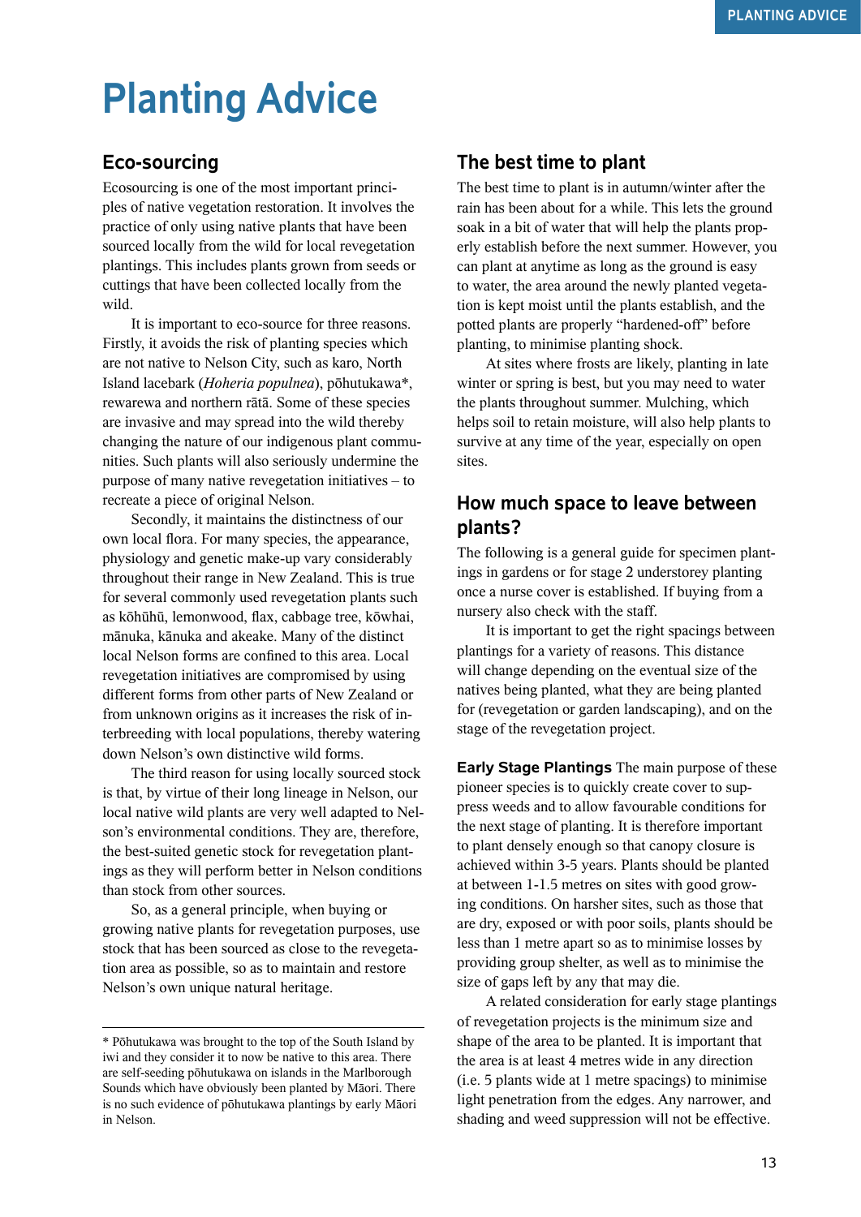# Planting Advice

## Eco-sourcing

Ecosourcing is one of the most important principles of native vegetation restoration. It involves the practice of only using native plants that have been sourced locally from the wild for local revegetation plantings. This includes plants grown from seeds or cuttings that have been collected locally from the wild.

It is important to eco-source for three reasons. Firstly, it avoids the risk of planting species which are not native to Nelson City, such as karo, North Island lacebark (*Hoheria populnea*), pōhutukawa*, rewarewa and northern rātā. Some of these species are invasive and may spread into the wild thereby changing the nature of our indigenous plant communities. Such plants will also seriously undermine the purpose of many native revegetation initiatives – to recreate a piece of original Nelson.

Secondly, it maintains the distinctness of our own local flora. For many species, the appearance, physiology and genetic make-up vary considerably throughout their range in New Zealand. This is true for several commonly used revegetation plants such as kōhūhū, lemonwood, flax, cabbage tree, kōwhai, mānuka, kānuka and akeake. Many of the distinct local Nelson forms are confined to this area. Local revegetation initiatives are compromised by using different forms from other parts of New Zealand or from unknown origins as it increases the risk of interbreeding with local populations, thereby watering down Nelson's own distinctive wild forms.

The third reason for using locally sourced stock is that, by virtue of their long lineage in Nelson, our local native wild plants are very well adapted to Nelson's environmental conditions. They are, therefore, the best-suited genetic stock for revegetation plantings as they will perform better in Nelson conditions than stock from other sources.

So, as a general principle, when buying or growing native plants for revegetation purposes, use stock that has been sourced as close to the revegetation area as possible, so as to maintain and restore Nelson's own unique natural heritage.

* Pōhutukawa was brought to the top of the South Island by iwi and they consider it to now be native to this area. There are self-seeding pōhutukawa on islands in the Marlborough Sounds which have obviously been planted by Māori. There is no such evidence of pōhutukawa plantings by early Māori in Nelson.

## The best time to plant

The best time to plant is in autumn/winter after the rain has been about for a while. This lets the ground soak in a bit of water that will help the plants properly establish before the next summer. However, you can plant at anytime as long as the ground is easy to water, the area around the newly planted vegetation is kept moist until the plants establish, and the potted plants are properly "hardened-off" before planting, to minimise planting shock.

At sites where frosts are likely, planting in late winter or spring is best, but you may need to water the plants throughout summer. Mulching, which helps soil to retain moisture, will also help plants to survive at any time of the year, especially on open sites.

## How much space to leave between plants?

The following is a general guide for specimen plantings in gardens or for stage 2 understorey planting once a nurse cover is established. If buying from a nursery also check with the staff.

It is important to get the right spacings between plantings for a variety of reasons. This distance will change depending on the eventual size of the natives being planted, what they are being planted for (revegetation or garden landscaping), and on the stage of the revegetation project.

**Early Stage Plantings** The main purpose of these pioneer species is to quickly create cover to suppress weeds and to allow favourable conditions for the next stage of planting. It is therefore important to plant densely enough so that canopy closure is achieved within 3-5 years. Plants should be planted at between 1-1.5 metres on sites with good growing conditions. On harsher sites, such as those that are dry, exposed or with poor soils, plants should be less than 1 metre apart so as to minimise losses by providing group shelter, as well as to minimise the size of gaps left by any that may die.

A related consideration for early stage plantings of revegetation projects is the minimum size and shape of the area to be planted. It is important that the area is at least 4 metres wide in any direction (i.e. 5 plants wide at 1 metre spacings) to minimise light penetration from the edges. Any narrower, and shading and weed suppression will not be effective.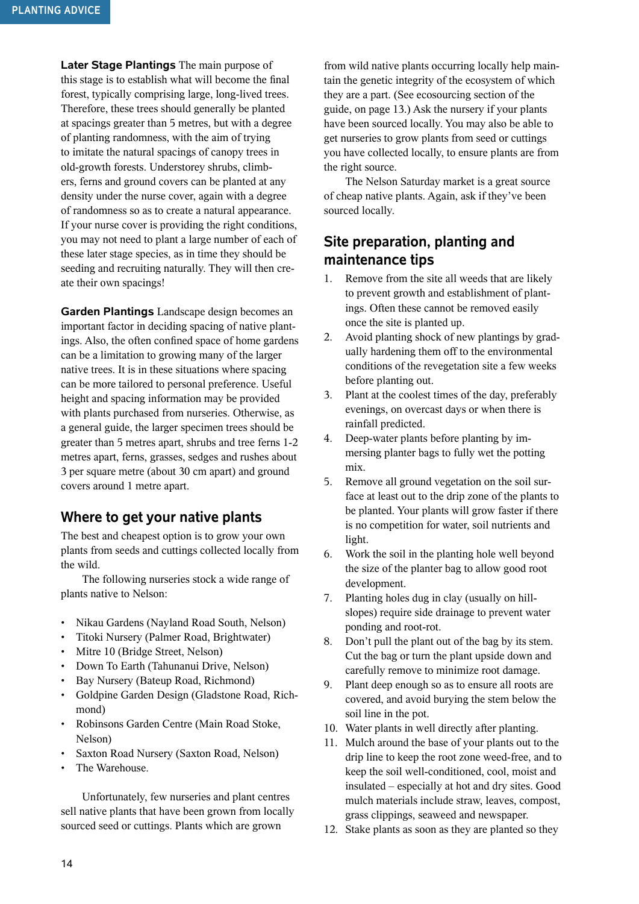**Later Stage Plantings** The main purpose of this stage is to establish what will become the final forest, typically comprising large, long-lived trees. Therefore, these trees should generally be planted at spacings greater than 5 metres, but with a degree of planting randomness, with the aim of trying to imitate the natural spacings of canopy trees in old-growth forests. Understorey shrubs, climbers, ferns and ground covers can be planted at any density under the nurse cover, again with a degree of randomness so as to create a natural appearance. If your nurse cover is providing the right conditions, you may not need to plant a large number of each of these later stage species, as in time they should be seeding and recruiting naturally. They will then create their own spacings!

**Garden Plantings** Landscape design becomes an important factor in deciding spacing of native plantings. Also, the often confined space of home gardens can be a limitation to growing many of the larger native trees. It is in these situations where spacing can be more tailored to personal preference. Useful height and spacing information may be provided with plants purchased from nurseries. Otherwise, as a general guide, the larger specimen trees should be greater than 5 metres apart, shrubs and tree ferns 1-2 metres apart, ferns, grasses, sedges and rushes about 3 per square metre (about 30 cm apart) and ground covers around 1 metre apart.

## Where to get your native plants

The best and cheapest option is to grow your own plants from seeds and cuttings collected locally from the wild.

The following nurseries stock a wide range of plants native to Nelson:

- Nikau Gardens (Nayland Road South, Nelson)
- Titoki Nursery (Palmer Road, Brightwater)
- Mitre 10 (Bridge Street, Nelson)
- Down To Earth (Tahunanui Drive, Nelson)
- Bay Nursery (Bateup Road, Richmond)
- Goldpine Garden Design (Gladstone Road, Richmond)
- Robinsons Garden Centre (Main Road Stoke, Nelson)
- Saxton Road Nursery (Saxton Road, Nelson)
- The Warehouse.

Unfortunately, few nurseries and plant centres sell native plants that have been grown from locally sourced seed or cuttings. Plants which are grown from wild native plants occurring locally help maintain the genetic integrity of the ecosystem of which they are a part. (See ecosourcing section of the guide, on page 13.) Ask the nursery if your plants have been sourced locally. You may also be able to get nurseries to grow plants from seed or cuttings you have collected locally, to ensure plants are from the right source.

The Nelson Saturday market is a great source of cheap native plants. Again, ask if they've been sourced locally.

## Site preparation, planting and maintenance tips

1. Remove from the site all weeds that are likely to prevent growth and establishment of plantings. Often these cannot be removed easily once the site is planted up.
2. Avoid planting shock of new plantings by gradually hardening them off to the environmental conditions of the revegetation site a few weeks before planting out.
3. Plant at the coolest times of the day, preferably evenings, on overcast days or when there is rainfall predicted.
4. Deep-water plants before planting by immersing planter bags to fully wet the potting mix.
5. Remove all ground vegetation on the soil surface at least out to the drip zone of the plants to be planted. Your plants will grow faster if there is no competition for water, soil nutrients and light.
6. Work the soil in the planting hole well beyond the size of the planter bag to allow good root development.
7. Planting holes dug in clay (usually on hillslopes) require side drainage to prevent water ponding and root-rot.
8. Don't pull the plant out of the bag by its stem. Cut the bag or turn the plant upside down and carefully remove to minimize root damage.
9. Plant deep enough so as to ensure all roots are covered, and avoid burying the stem below the soil line in the pot.
10. Water plants in well directly after planting.
11. Mulch around the base of your plants out to the drip line to keep the root zone weed-free, and to keep the soil well-conditioned, cool, moist and insulated – especially at hot and dry sites. Good mulch materials include straw, leaves, compost, grass clippings, seaweed and newspaper.
12. Stake plants as soon as they are planted so they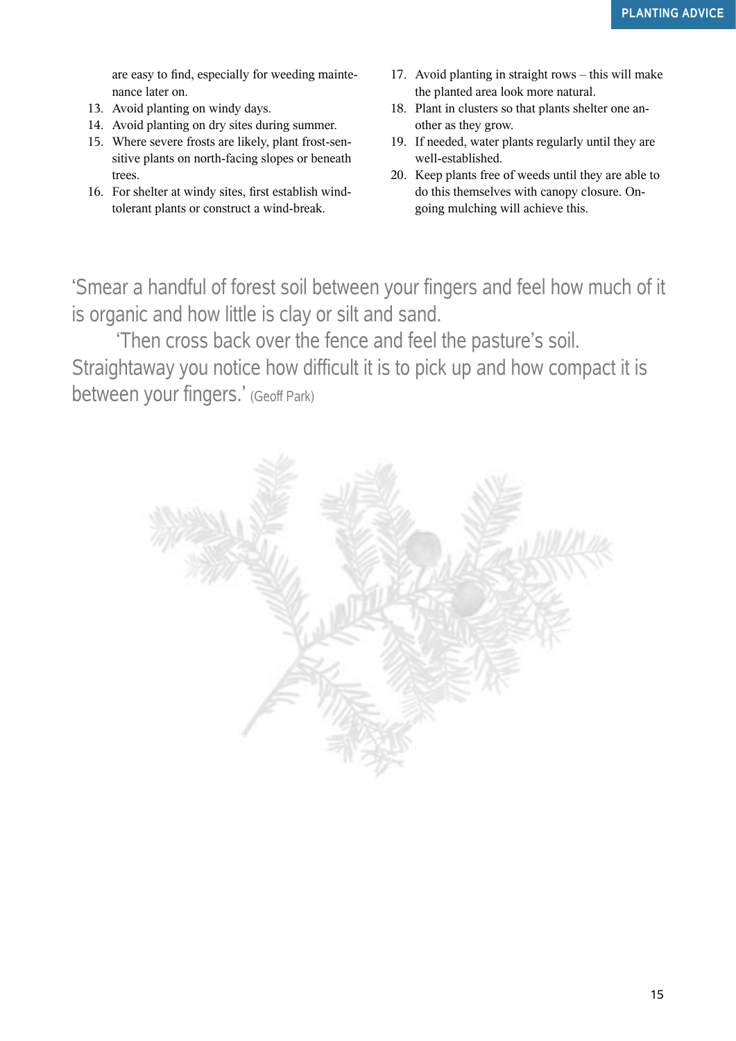are easy to find, especially for weeding maintenance later on.

13. Avoid planting on windy days.
14. Avoid planting on dry sites during summer.
15. Where severe frosts are likely, plant frost-sensitive plants on north-facing slopes or beneath trees.
16. For shelter at windy sites, first establish wind-tolerant plants or construct a wind-break.
17. Avoid planting in straight rows – this will make the planted area look more natural.
18. Plant in clusters so that plants shelter one another as they grow.
19. If needed, water plants regularly until they are well-established.
20. Keep plants free of weeds until they are able to do this themselves with canopy closure. On-going mulching will achieve this.

'Smear a handful of forest soil between your fingers and feel how much of it is organic and how little is clay or silt and sand.

'Then cross back over the fence and feel the pasture's soil. Straightaway you notice how difficult it is to pick up and how compact it is between your fingers.' (Geoff Park)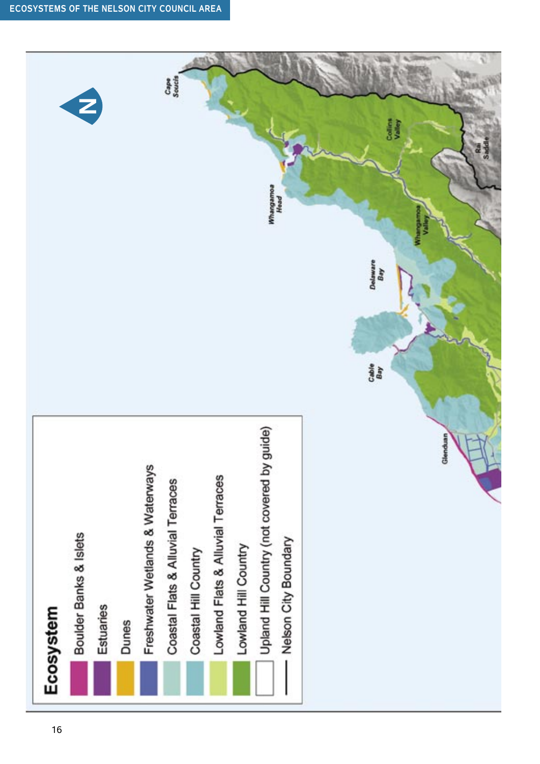ECOSYSTEMS OF THE NELSON CITY COUNCIL AREA

**Ecosystem**

- Boulder Banks & Islets
- Estuaries
- Dunes
- Freshwater Wetlands & Waterways
- Coastal Flats & Alluvial Terraces
- Coastal Hill Country
- Lowland Flats & Alluvial Terraces
- Lowland Hill Country
- Upland Hill Country (not covered by guide)
- Nelson City Boundary

Cape Soucis

Collins Valley

Rai Saddle

Whangamoa Head

Whangamoa Valley

Delaware Bay

Cable Bay

Glenduan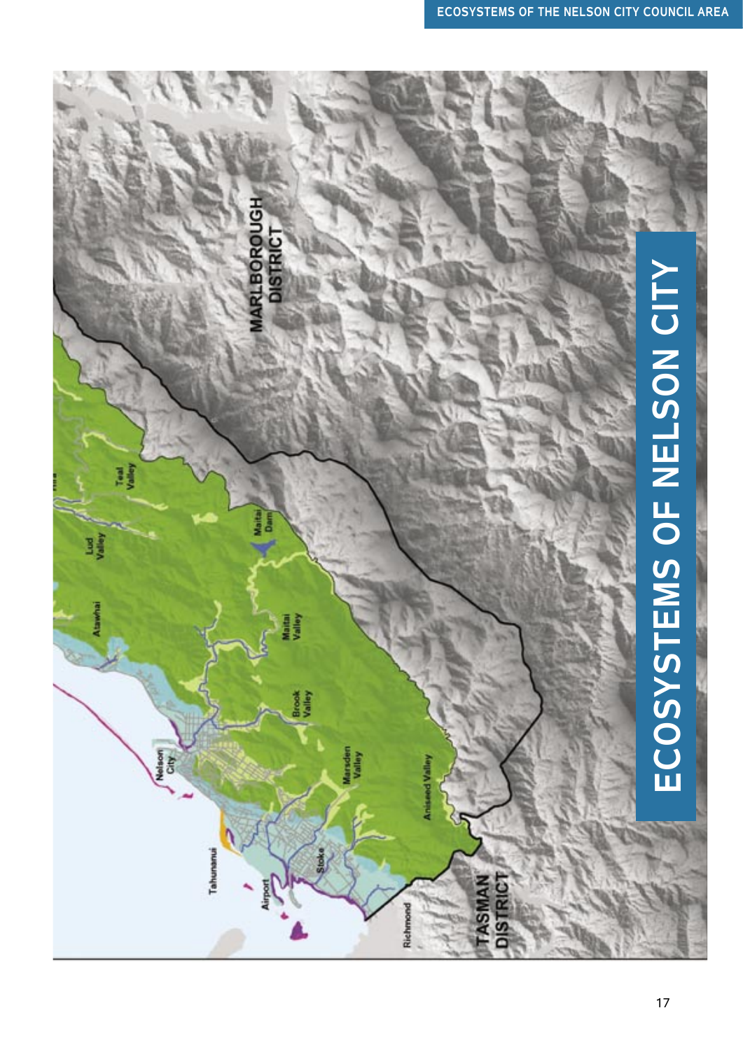# ECOSYSTEMS OF NELSON CITY

MARLBOROUGH DISTRICT

Teal Valley

Lud Valley

Maitai Dam

Atawhai

Maitai Valley

Brook Valley

Nelson City

Marsden Valley

Aniseed Valley

Tahunanui

Stoke

Airport

Richmond

TASMAN DISTRICT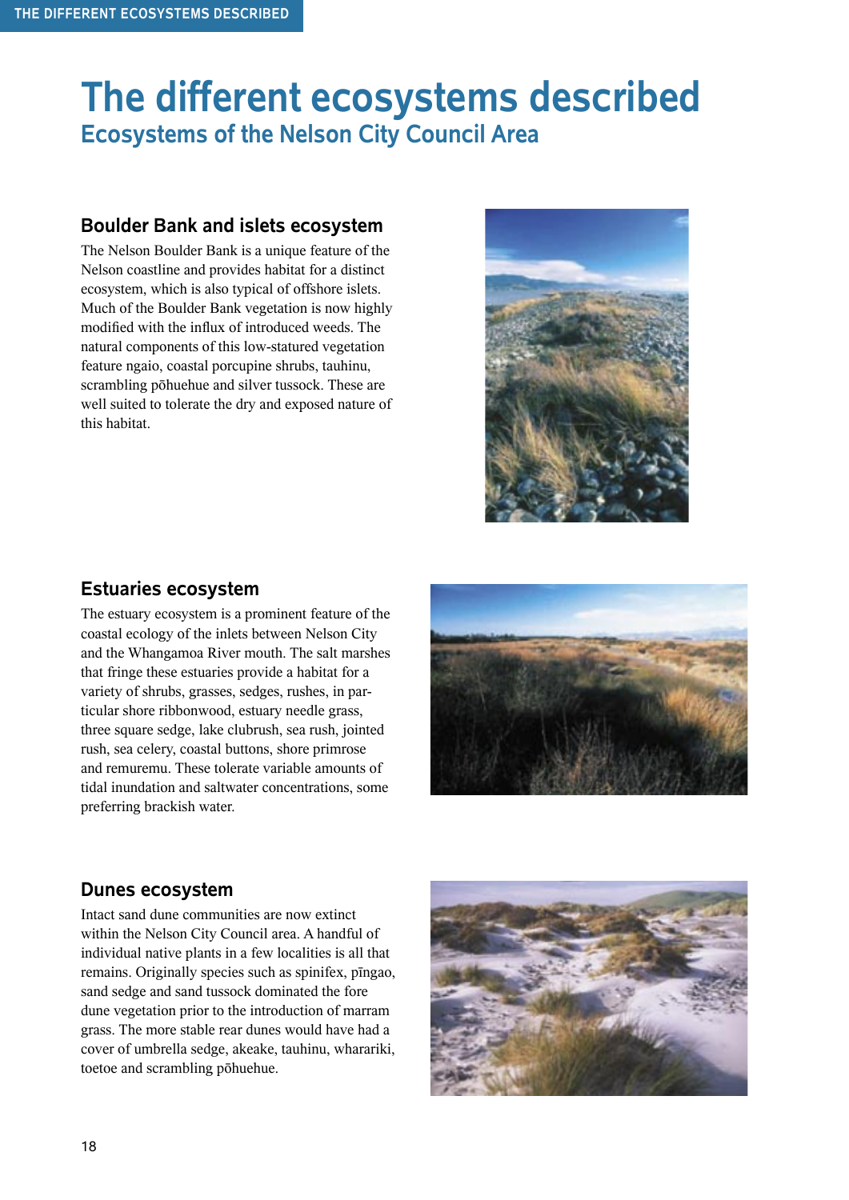# The different ecosystems described

## Ecosystems of the Nelson City Council Area

### Boulder Bank and islets ecosystem

The Nelson Boulder Bank is a unique feature of the Nelson coastline and provides habitat for a distinct ecosystem, which is also typical of offshore islets. Much of the Boulder Bank vegetation is now highly modified with the influx of introduced weeds. The natural components of this low-statured vegetation feature ngaio, coastal porcupine shrubs, tauhinu, scrambling pōhuehue and silver tussock. These are well suited to tolerate the dry and exposed nature of this habitat.

### Estuaries ecosystem

The estuary ecosystem is a prominent feature of the coastal ecology of the inlets between Nelson City and the Whangamoa River mouth. The salt marshes that fringe these estuaries provide a habitat for a variety of shrubs, grasses, sedges, rushes, in particular shore ribbonwood, estuary needle grass, three square sedge, lake clubrush, sea rush, jointed rush, sea celery, coastal buttons, shore primrose and remuremu. These tolerate variable amounts of tidal inundation and saltwater concentrations, some preferring brackish water.

### Dunes ecosystem

Intact sand dune communities are now extinct within the Nelson City Council area. A handful of individual native plants in a few localities is all that remains. Originally species such as spinifex, pīngao, sand sedge and sand tussock dominated the fore dune vegetation prior to the introduction of marram grass. The more stable rear dunes would have had a cover of umbrella sedge, akeake, tauhinu, wharariki, toetoe and scrambling pōhuehue.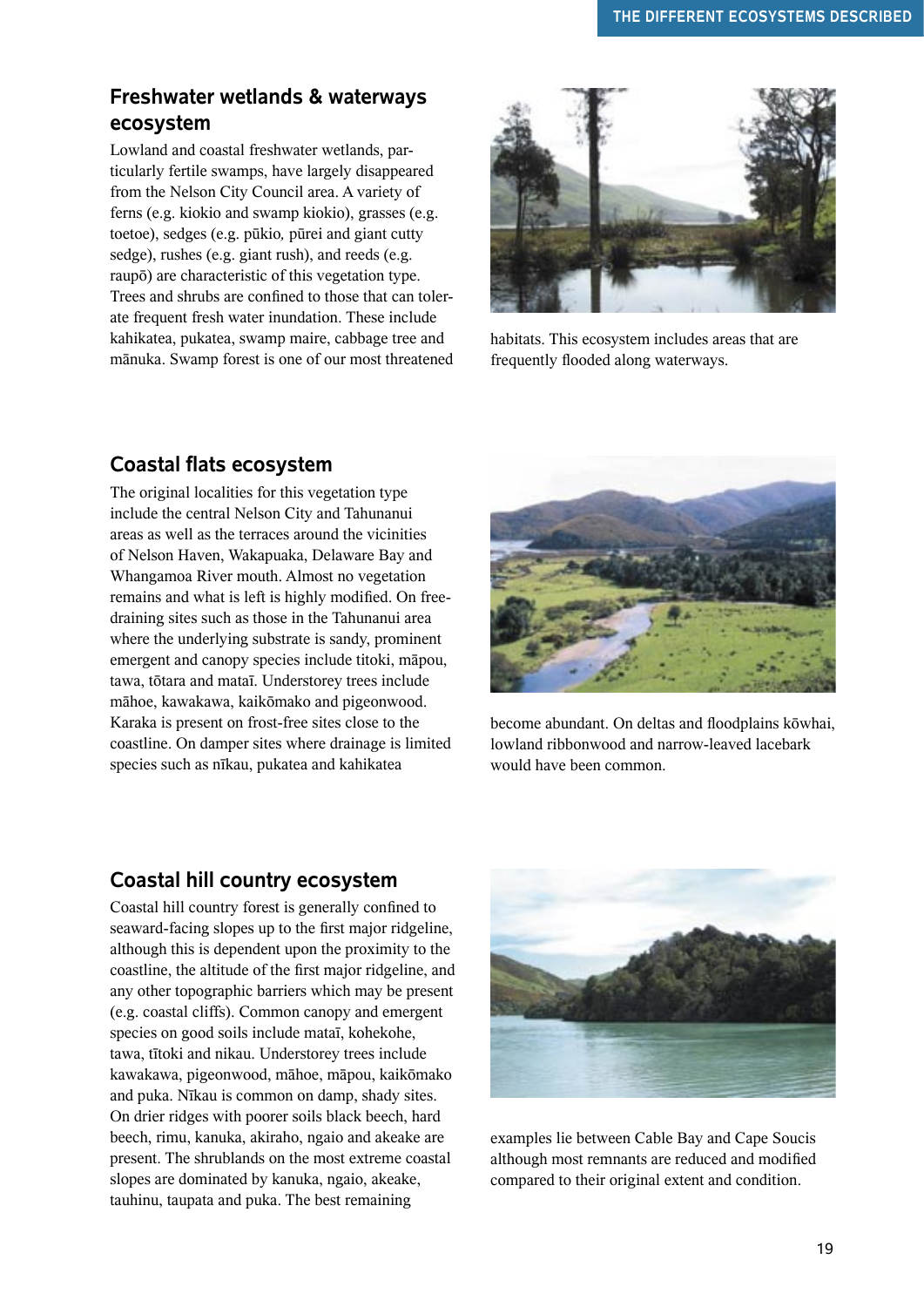## Freshwater wetlands & waterways ecosystem

Lowland and coastal freshwater wetlands, particularly fertile swamps, have largely disappeared from the Nelson City Council area. A variety of ferns (e.g. kiokio and swamp kiokio), grasses (e.g. toetoe), sedges (e.g. pūkio, pūrei and giant cutty sedge), rushes (e.g. giant rush), and reeds (e.g. raupō) are characteristic of this vegetation type. Trees and shrubs are confined to those that can tolerate frequent fresh water inundation. These include kahikatea, pukatea, swamp maire, cabbage tree and mānuka. Swamp forest is one of our most threatened habitats. This ecosystem includes areas that are frequently flooded along waterways.

## Coastal flats ecosystem

The original localities for this vegetation type include the central Nelson City and Tahunanui areas as well as the terraces around the vicinities of Nelson Haven, Wakapuaka, Delaware Bay and Whangamoa River mouth. Almost no vegetation remains and what is left is highly modified. On free-draining sites such as those in the Tahunanui area where the underlying substrate is sandy, prominent emergent and canopy species include titoki, māpou, tawa, tōtara and mataī. Understorey trees include māhoe, kawakawa, kaikōmako and pigeonwood. Karaka is present on frost-free sites close to the coastline. On damper sites where drainage is limited species such as nīkau, pukatea and kahikatea become abundant. On deltas and floodplains kōwhai, lowland ribbonwood and narrow-leaved lacebark would have been common.

## Coastal hill country ecosystem

Coastal hill country forest is generally confined to seaward-facing slopes up to the first major ridgeline, although this is dependent upon the proximity to the coastline, the altitude of the first major ridgeline, and any other topographic barriers which may be present (e.g. coastal cliffs). Common canopy and emergent species on good soils include mataī, kohekohe, tawa, tītoki and nikau. Understorey trees include kawakawa, pigeonwood, māhoe, māpou, kaikōmako and puka. Nīkau is common on damp, shady sites. On drier ridges with poorer soils black beech, hard beech, rimu, kanuka, akiraho, ngaio and akeake are present. The shrublands on the most extreme coastal slopes are dominated by kanuka, ngaio, akeake, tauhinu, taupata and puka. The best remaining examples lie between Cable Bay and Cape Soucis although most remnants are reduced and modified compared to their original extent and condition.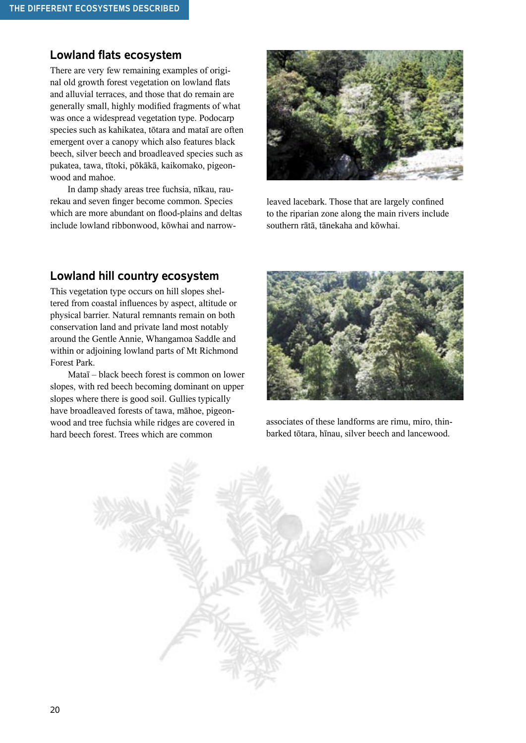## Lowland flats ecosystem

There are very few remaining examples of original old growth forest vegetation on lowland flats and alluvial terraces, and those that do remain are generally small, highly modified fragments of what was once a widespread vegetation type. Podocarp species such as kahikatea, tōtara and mataī are often emergent over a canopy which also features black beech, silver beech and broadleaved species such as pukatea, tawa, tītoki, pōkākā, kaikomako, pigeonwood and mahoe.

In damp shady areas tree fuchsia, nīkau, raurekau and seven finger become common. Species which are more abundant on flood-plains and deltas include lowland ribbonwood, kōwhai and narrow-leaved lacebark. Those that are largely confined to the riparian zone along the main rivers include southern rātā, tānekaha and kōwhai.

## Lowland hill country ecosystem

This vegetation type occurs on hill slopes sheltered from coastal influences by aspect, altitude or physical barrier. Natural remnants remain on both conservation land and private land most notably around the Gentle Annie, Whangamoa Saddle and within or adjoining lowland parts of Mt Richmond Forest Park.

Mataī – black beech forest is common on lower slopes, with red beech becoming dominant on upper slopes where there is good soil. Gullies typically have broadleaved forests of tawa, māhoe, pigeonwood and tree fuchsia while ridges are covered in hard beech forest. Trees which are common associates of these landforms are rimu, miro, thin-barked tōtara, hīnau, silver beech and lancewood.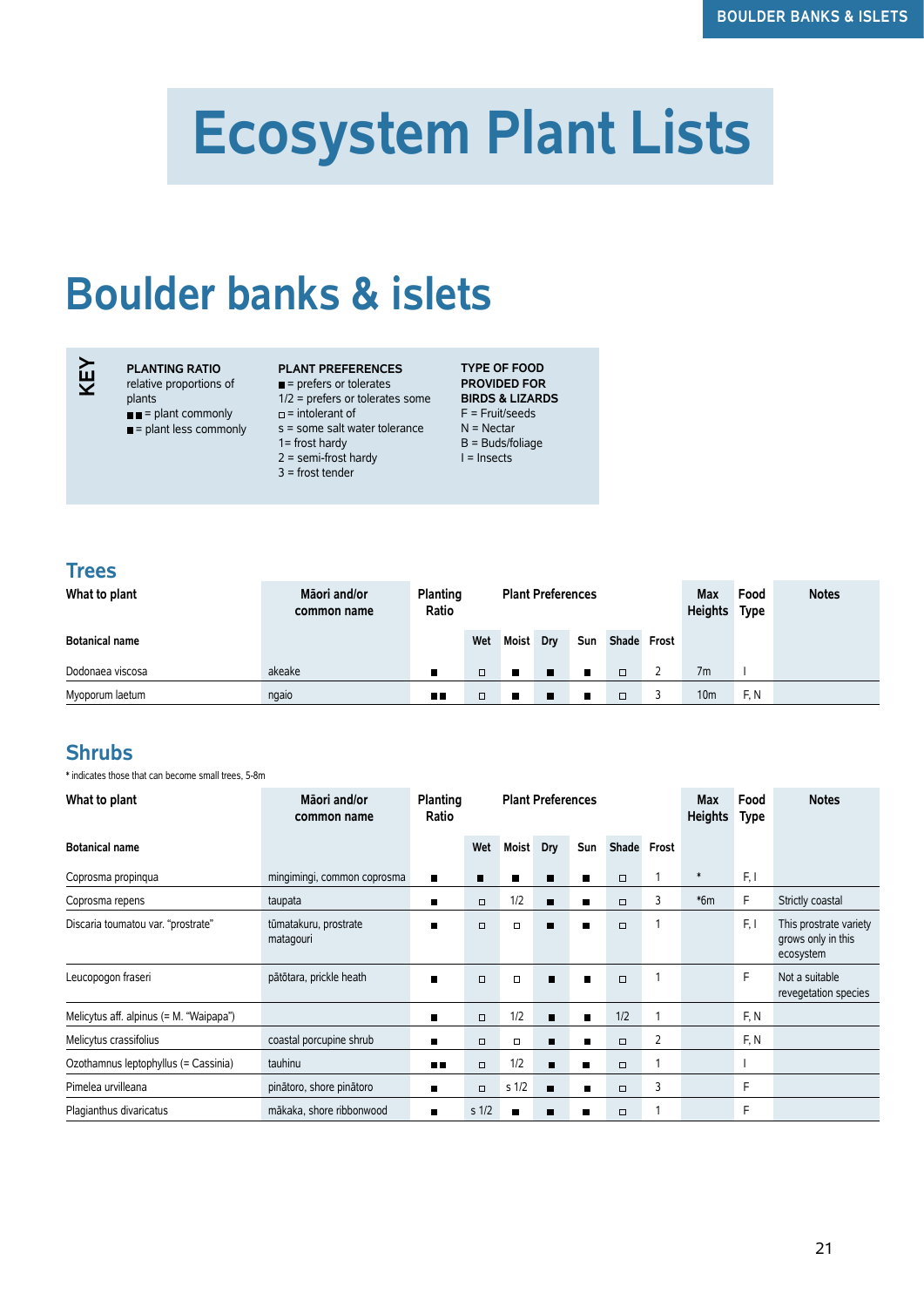# Ecosystem Plant Lists

## Boulder banks & islets

**KEY**

**PLANTING RATIO**
relative proportions of plants
■■ = plant commonly
■ = plant less commonly

**PLANT PREFERENCES**
■ = prefers or tolerates
1/2 = prefers or tolerates some
□ = intolerant of
s = some salt water tolerance
1= frost hardy
2 = semi-frost hardy
3 = frost tender

**TYPE OF FOOD PROVIDED FOR BIRDS & LIZARDS**
F = Fruit/seeds
N = Nectar
B = Buds/foliage
I = Insects

### Trees

| What to plant | Māori and/or common name | Planting Ratio | Plant Preferences | | | | | | Max Heights | Food Type | Notes |
|---|---|---|---|---|---|---|---|---|---|---|---|
| Botanical name | | | Wet | Moist | Dry | Sun | Shade | Frost | | | |
| Dodonaea viscosa | akeake | ■ | □ | ■ | ■ | ■ | □ | 2 | 7m | I | |
| Myoporum laetum | ngaio | ■■ | □ | ■ | ■ | ■ | □ | 3 | 10m | F, N | |

### Shrubs

* indicates those that can become small trees, 5-8m

| What to plant | Māori and/or common name | Planting Ratio | Plant Preferences | | | | | | Max Heights | Food Type | Notes |
|---|---|---|---|---|---|---|---|---|---|---|---|
| Botanical name | | | Wet | Moist | Dry | Sun | Shade | Frost | | | |
| Coprosma propinqua | mingimingi, common coprosma | ■ | ■ | ■ | ■ | ■ | □ | 1 | * | F, I | |
| Coprosma repens | taupata | ■ | □ | 1/2 | ■ | ■ | □ | 3 | *6m | F | Strictly coastal |
| Discaria toumatou var. "prostrate" | tūmatakuru, prostrate matagouri | ■ | □ | □ | ■ | ■ | □ | 1 | | F, I | This prostrate variety grows only in this ecosystem |
| Leucopogon fraseri | pātōtara, prickle heath | ■ | □ | □ | ■ | ■ | □ | 1 | | F | Not a suitable revegetation species |
| Melicytus aff. alpinus (= M. "Waipapa") | | ■ | □ | 1/2 | ■ | ■ | 1/2 | 1 | | F, N | |
| Melicytus crassifolius | coastal porcupine shrub | ■ | □ | □ | ■ | ■ | □ | 2 | | F, N | |
| Ozothamnus leptophyllus (= Cassinia) | tauhinu | ■■ | □ | 1/2 | ■ | ■ | □ | 1 | | I | |
| Pimelea urvilleana | pinātoro, shore pinātoro | ■ | □ | s 1/2 | ■ | ■ | □ | 3 | | F | |
| Plagianthus divaricatus | mākaka, shore ribbonwood | ■ | s 1/2 | ■ | ■ | ■ | □ | 1 | | F | |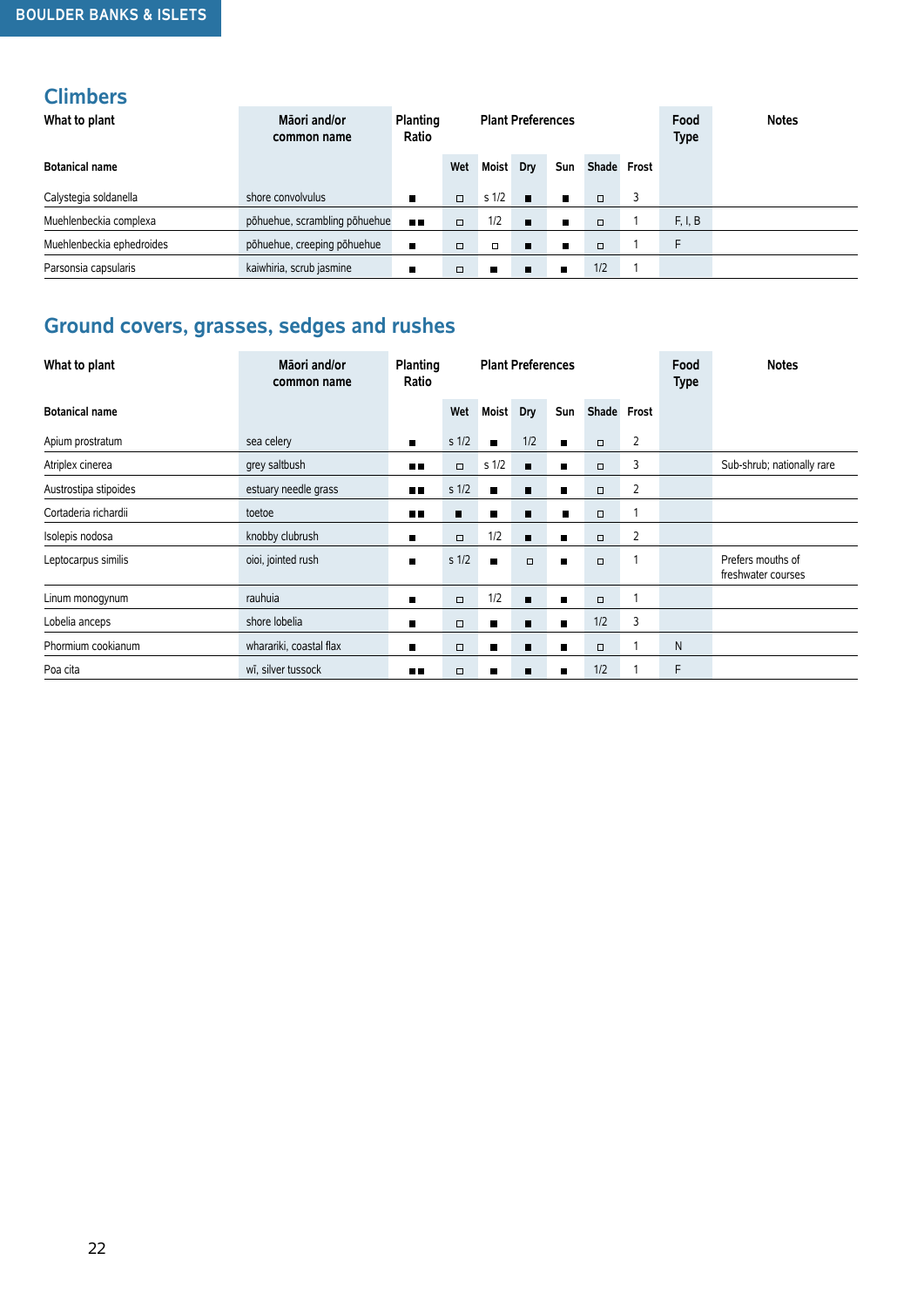BOULDER BANKS & ISLETS

## Climbers

| What to plant<br>Botanical name | Māori and/or common name | Planting Ratio | Plant Preferences | | | | | | Food Type | Notes |
|---|---|---|---|---|---|---|---|---|---|---|
| | | | Wet | Moist | Dry | Sun | Shade | Frost | | |
| Calystegia soldanella | shore convolvulus | ■ | □ | s 1/2 | ■ | ■ | □ | 3 | | |
| Muehlenbeckia complexa | pōhuehue, scrambling pōhuehue | ■■ | □ | 1/2 | ■ | ■ | □ | 1 | F, I, B | |
| Muehlenbeckia ephedroides | pōhuehue, creeping pōhuehue | ■ | □ | □ | ■ | ■ | □ | 1 | F | |
| Parsonsia capsularis | kaiwhiria, scrub jasmine | ■ | □ | ■ | ■ | ■ | 1/2 | 1 | | |

## Ground covers, grasses, sedges and rushes

| What to plant<br>Botanical name | Māori and/or common name | Planting Ratio | Plant Preferences | | | | | | Food Type | Notes |
|---|---|---|---|---|---|---|---|---|---|---|
| | | | Wet | Moist | Dry | Sun | Shade | Frost | | |
| Apium prostratum | sea celery | ■ | s 1/2 | ■ | 1/2 | ■ | □ | 2 | | |
| Atriplex cinerea | grey saltbush | ■■ | □ | s 1/2 | ■ | ■ | □ | 3 | | Sub-shrub; nationally rare |
| Austrostipa stipoides | estuary needle grass | ■■ | s 1/2 | ■ | ■ | ■ | □ | 2 | | |
| Cortaderia richardii | toetoe | ■■ | ■ | ■ | ■ | ■ | □ | 1 | | |
| Isolepis nodosa | knobby clubrush | ■ | □ | 1/2 | ■ | ■ | □ | 2 | | |
| Leptocarpus similis | oioi, jointed rush | ■ | s 1/2 | ■ | □ | ■ | □ | 1 | | Prefers mouths of freshwater courses |
| Linum monogynum | rauhuia | ■ | □ | 1/2 | ■ | ■ | □ | 1 | | |
| Lobelia anceps | shore lobelia | ■ | □ | ■ | ■ | ■ | 1/2 | 3 | | |
| Phormium cookianum | wharariki, coastal flax | ■ | □ | ■ | ■ | ■ | □ | 1 | N | |
| Poa cita | wī, silver tussock | ■■ | □ | ■ | ■ | ■ | 1/2 | 1 | F | |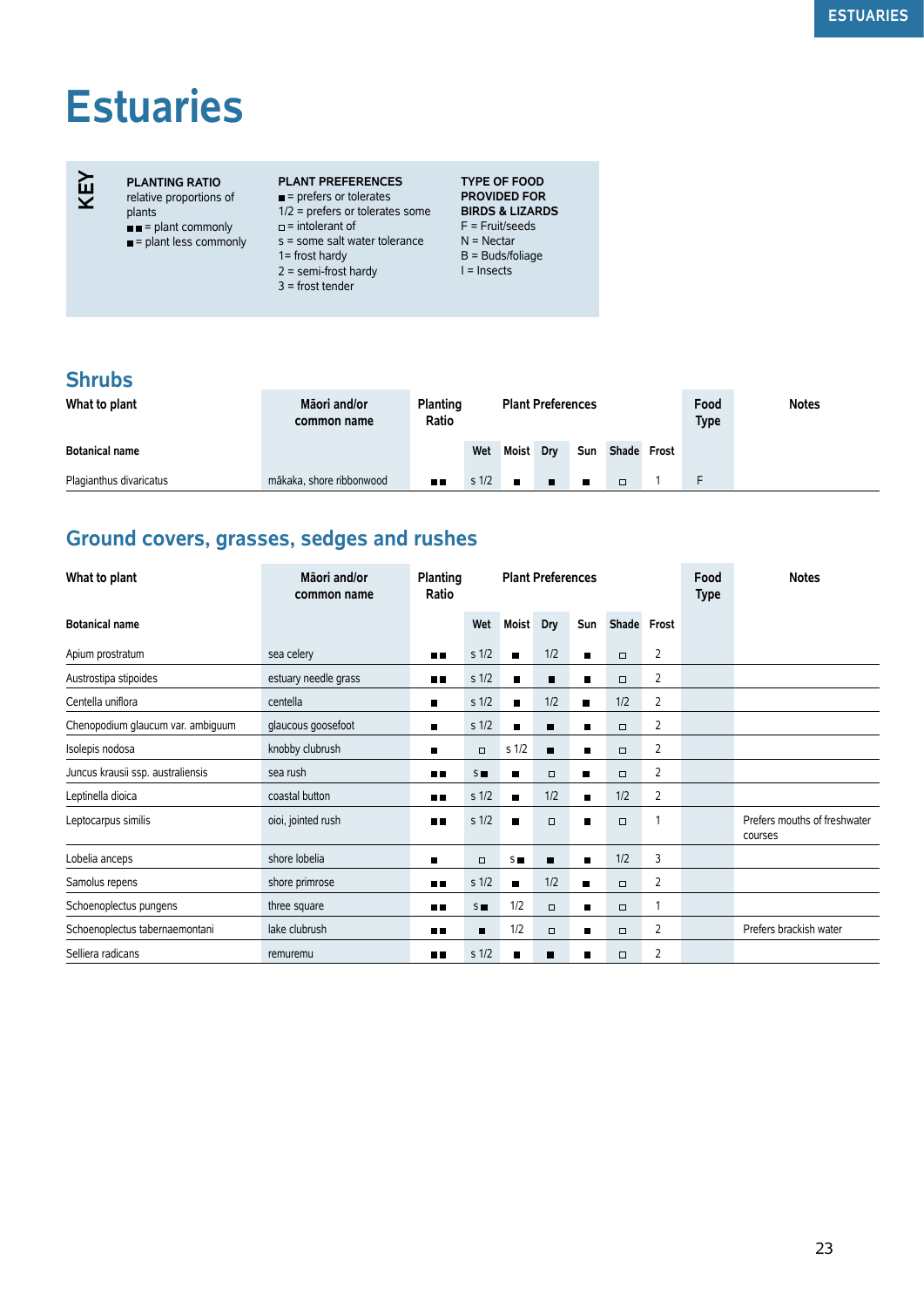# Estuaries

**KEY**

**PLANTING RATIO**
relative proportions of plants
■■ = plant commonly
■ = plant less commonly

**PLANT PREFERENCES**
■ = prefers or tolerates
1/2 = prefers or tolerates some
□ = intolerant of
s = some salt water tolerance
1= frost hardy
2 = semi-frost hardy
3 = frost tender

**TYPE OF FOOD PROVIDED FOR BIRDS & LIZARDS**
F = Fruit/seeds
N = Nectar
B = Buds/foliage
I = Insects

## Shrubs

| What to plant | Māori and/or common name | Planting Ratio | Plant Preferences | | | | | | Food Type | Notes |
|---|---|---|---|---|---|---|---|---|---|---|
| Botanical name | | | Wet | Moist | Dry | Sun | Shade | Frost | | |
| Plagianthus divaricatus | mākaka, shore ribbonwood | ■■ | s 1/2 | ■ | ■ | ■ | □ | 1 | F | |

## Ground covers, grasses, sedges and rushes

| What to plant | Māori and/or common name | Planting Ratio | Plant Preferences | | | | | | Food Type | Notes |
|---|---|---|---|---|---|---|---|---|---|---|
| Botanical name | | | Wet | Moist | Dry | Sun | Shade | Frost | | |
| Apium prostratum | sea celery | ■■ | s 1/2 | ■ | 1/2 | ■ | □ | 2 | | |
| Austrostipa stipoides | estuary needle grass | ■■ | s 1/2 | ■ | ■ | ■ | □ | 2 | | |
| Centella uniflora | centella | ■ | s 1/2 | ■ | 1/2 | ■ | 1/2 | 2 | | |
| Chenopodium glaucum var. ambiguum | glaucous goosefoot | ■ | s 1/2 | ■ | ■ | ■ | □ | 2 | | |
| Isolepis nodosa | knobby clubrush | ■ | □ | s 1/2 | ■ | ■ | □ | 2 | | |
| Juncus krausii ssp. australiensis | sea rush | ■■ | s■ | ■ | □ | ■ | □ | 2 | | |
| Leptinella dioica | coastal button | ■■ | s 1/2 | ■ | 1/2 | ■ | 1/2 | 2 | | |
| Leptocarpus similis | oioi, jointed rush | ■■ | s 1/2 | ■ | □ | ■ | □ | 1 | | Prefers mouths of freshwater courses |
| Lobelia anceps | shore lobelia | ■ | □ | s■ | ■ | ■ | 1/2 | 3 | | |
| Samolus repens | shore primrose | ■■ | s 1/2 | ■ | 1/2 | ■ | □ | 2 | | |
| Schoenoplectus pungens | three square | ■■ | s■ | 1/2 | □ | ■ | □ | 1 | | |
| Schoenoplectus tabernaemontani | lake clubrush | ■■ | ■ | 1/2 | □ | ■ | □ | 2 | | Prefers brackish water |
| Selliera radicans | remuremu | ■■ | s 1/2 | ■ | ■ | ■ | □ | 2 | | |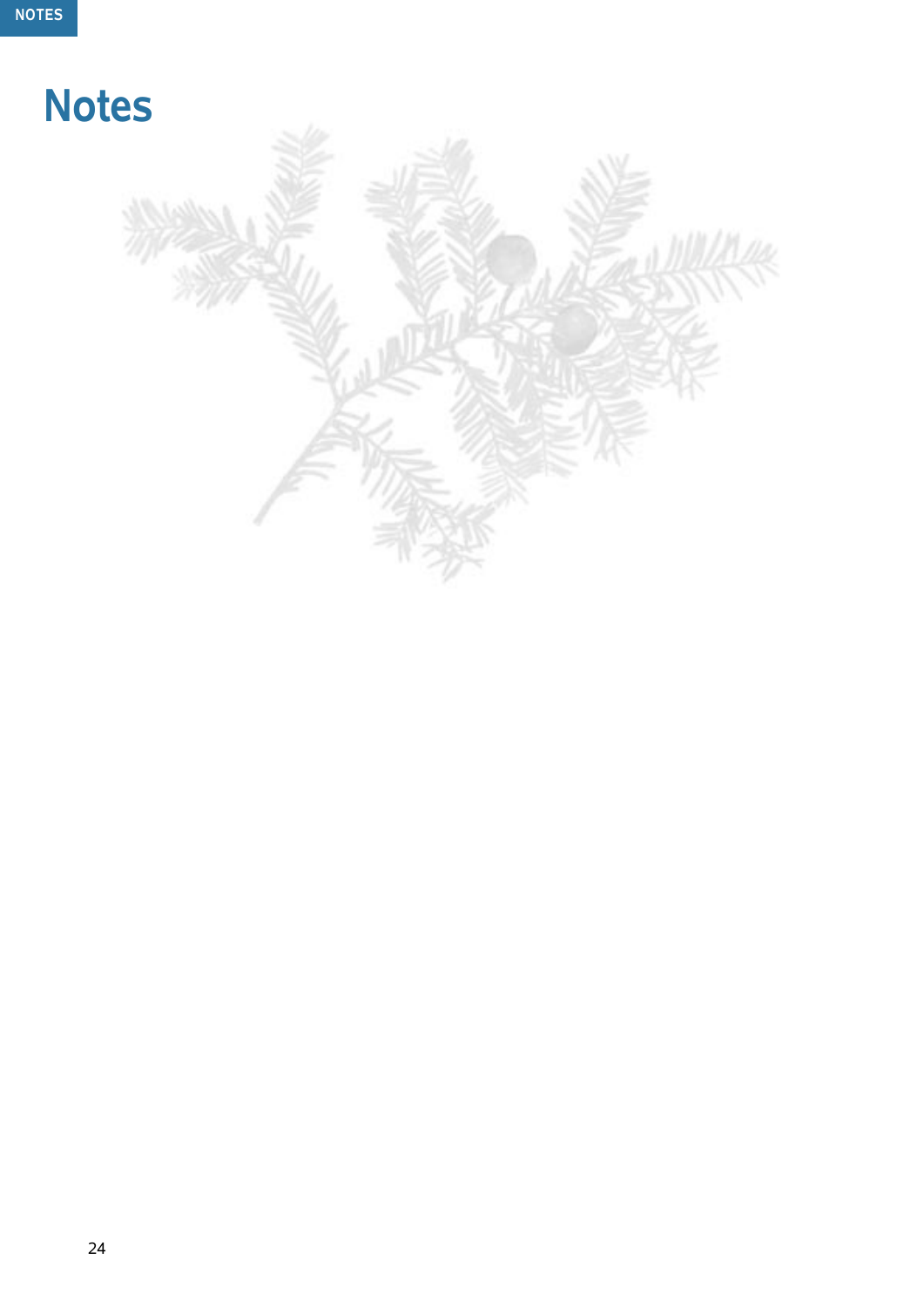# Notes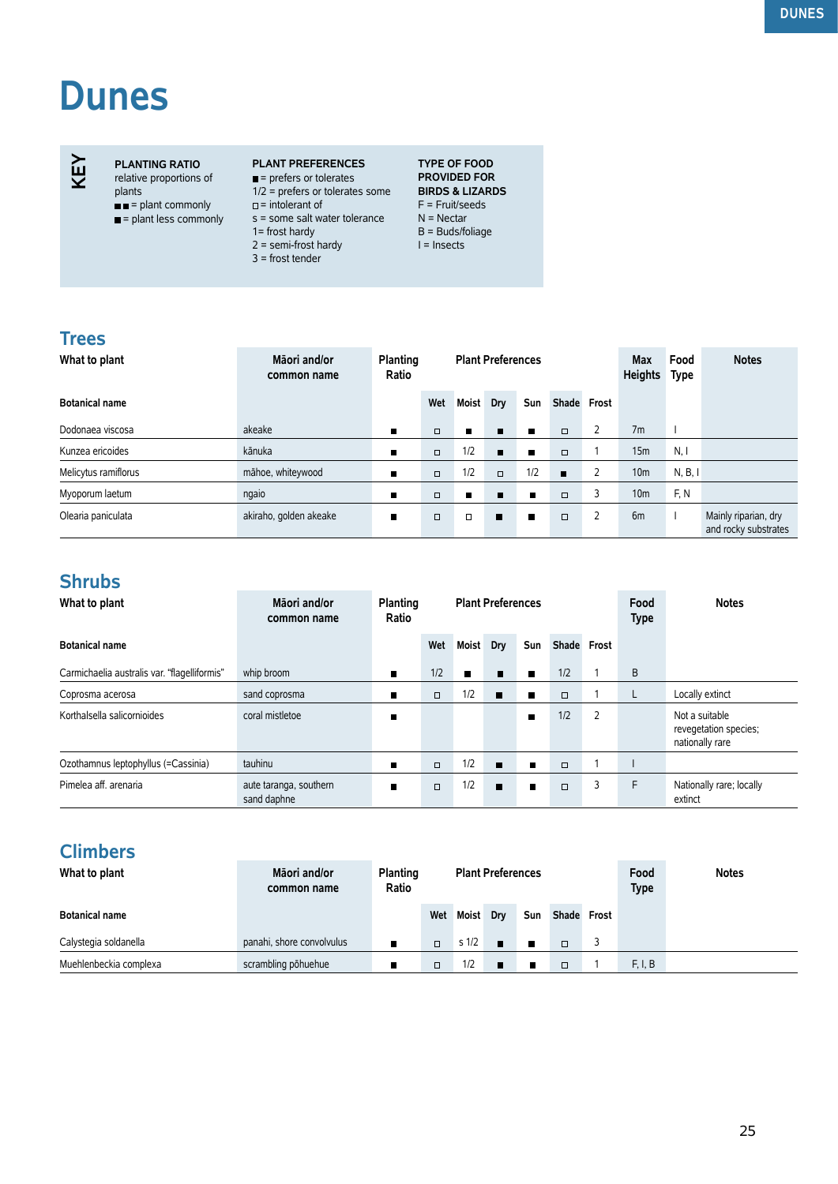# Dunes

**KEY**

**PLANTING RATIO**
relative proportions of plants
■■ = plant commonly
■ = plant less commonly

**PLANT PREFERENCES**
■ = prefers or tolerates
1/2 = prefers or tolerates some
□ = intolerant of
s = some salt water tolerance
1= frost hardy
2 = semi-frost hardy
3 = frost tender

**TYPE OF FOOD PROVIDED FOR BIRDS & LIZARDS**
F = Fruit/seeds
N = Nectar
B = Buds/foliage
I = Insects

## Trees

| What to plant | Māori and/or common name | Planting Ratio | Plant Preferences | | | | | | Max Heights | Food Type | Notes |
|---|---|---|---|---|---|---|---|---|---|---|---|
| **Botanical name** | | | **Wet** | **Moist** | **Dry** | **Sun** | **Shade** | **Frost** | | | |
| Dodonaea viscosa | akeake | ■ | □ | ■ | ■ | ■ | □ | 2 | 7m | I | |
| Kunzea ericoides | kānuka | ■ | □ | 1/2 | ■ | ■ | □ | 1 | 15m | N, I | |
| Melicytus ramiflorus | māhoe, whiteywood | ■ | □ | 1/2 | □ | 1/2 | ■ | 2 | 10m | N, B, I | |
| Myoporum laetum | ngaio | ■ | □ | ■ | ■ | ■ | □ | 3 | 10m | F, N | |
| Olearia paniculata | akiraho, golden akeake | ■ | □ | □ | ■ | ■ | □ | 2 | 6m | I | Mainly riparian, dry and rocky substrates |

## Shrubs

| What to plant | Māori and/or common name | Planting Ratio | Plant Preferences | | | | | | Food Type | Notes |
|---|---|---|---|---|---|---|---|---|---|---|
| **Botanical name** | | | **Wet** | **Moist** | **Dry** | **Sun** | **Shade** | **Frost** | | |
| Carmichaelia australis var. "flagelliformis" | whip broom | ■ | 1/2 | ■ | ■ | ■ | 1/2 | 1 | B | |
| Coprosma acerosa | sand coprosma | ■ | □ | 1/2 | ■ | ■ | □ | 1 | L | Locally extinct |
| Korthalsella salicornioides | coral mistletoe | ■ | | | | ■ | 1/2 | 2 | | Not a suitable revegetation species; nationally rare |
| Ozothamnus leptophyllus (=Cassinia) | tauhinu | ■ | □ | 1/2 | ■ | ■ | □ | 1 | I | |
| Pimelea aff. arenaria | aute taranga, southern sand daphne | ■ | □ | 1/2 | ■ | ■ | □ | 3 | F | Nationally rare; locally extinct |

## Climbers

| What to plant | Māori and/or common name | Planting Ratio | Plant Preferences | | | | | | Food Type | Notes |
|---|---|---|---|---|---|---|---|---|---|---|
| **Botanical name** | | | **Wet** | **Moist** | **Dry** | **Sun** | **Shade** | **Frost** | | |
| Calystegia soldanella | panahi, shore convolvulus | ■ | □ | s 1/2 | ■ | ■ | □ | 3 | | |
| Muehlenbeckia complexa | scrambling pōhuehue | ■ | □ | 1/2 | ■ | ■ | □ | 1 | F, I, B | |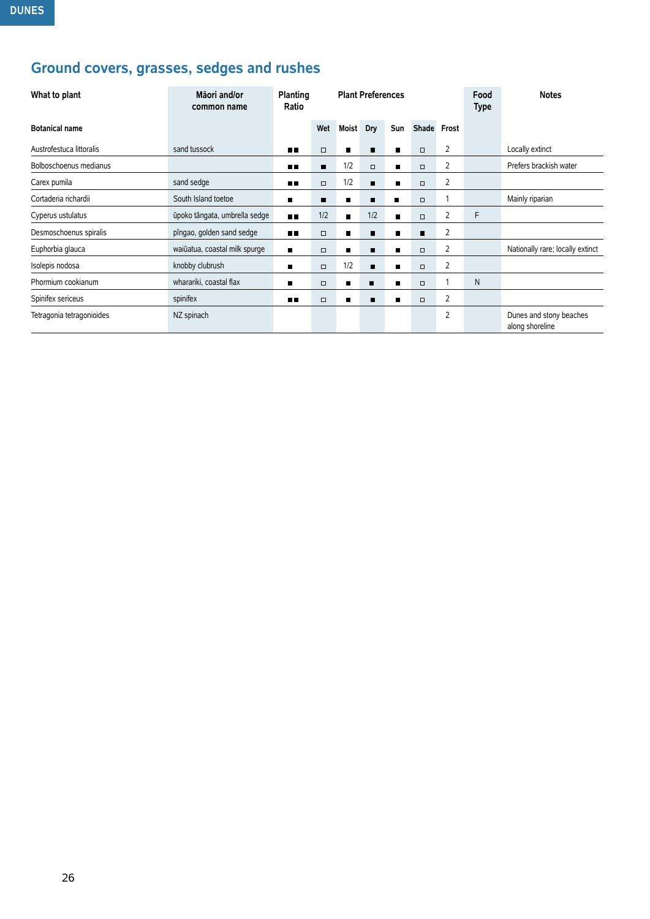## Ground covers, grasses, sedges and rushes

| What to plant | Māori and/or common name | Planting Ratio | Plant Preferences | | | | | | Food Type | Notes |
|---|---|---|---|---|---|---|---|---|---|---|
| Botanical name | | | Wet | Moist | Dry | Sun | Shade | Frost | | |
| Austrofestuca littoralis | sand tussock | ■■ | □ | ■ | ■ | ■ | □ | 2 | | Locally extinct |
| Bolboschoenus medianus | | ■■ | ■ | 1/2 | □ | ■ | □ | 2 | | Prefers brackish water |
| Carex pumila | sand sedge | ■■ | □ | 1/2 | ■ | ■ | □ | 2 | | |
| Cortaderia richardii | South Island toetoe | ■ | ■ | ■ | ■ | ■ | □ | 1 | | Mainly riparian |
| Cyperus ustulatus | ūpoko tāngata, umbrella sedge | ■■ | 1/2 | ■ | 1/2 | ■ | □ | 2 | F | |
| Desmoschoenus spiralis | pīngao, golden sand sedge | ■■ | □ | ■ | ■ | ■ | ■ | 2 | | |
| Euphorbia glauca | waiūatua, coastal milk spurge | ■ | □ | ■ | ■ | ■ | □ | 2 | | Nationally rare; locally extinct |
| Isolepis nodosa | knobby clubrush | ■ | □ | 1/2 | ■ | ■ | □ | 2 | | |
| Phormium cookianum | wharariki, coastal flax | ■ | □ | ■ | ■ | ■ | □ | 1 | N | |
| Spinifex sericeus | spinifex | ■■ | □ | ■ | ■ | ■ | □ | 2 | | |
| Tetragonia tetragonioides | NZ spinach | | | | | | | 2 | | Dunes and stony beaches along shoreline |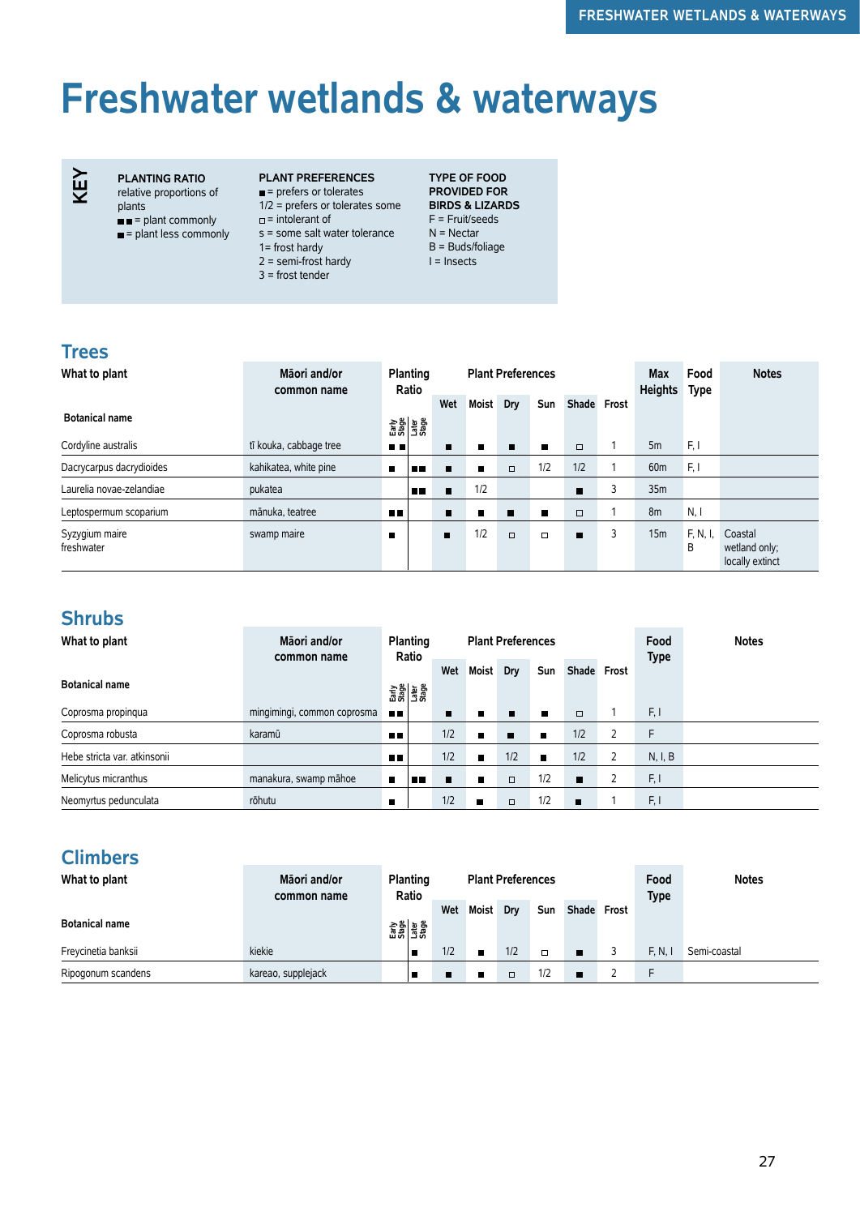# Freshwater wetlands & waterways

**KEY**

**PLANTING RATIO**
relative proportions of plants
■■ = plant commonly
■ = plant less commonly

**PLANT PREFERENCES**
■ = prefers or tolerates
1/2 = prefers or tolerates some
□ = intolerant of
s = some salt water tolerance
1= frost hardy
2 = semi-frost hardy
3 = frost tender

**TYPE OF FOOD PROVIDED FOR BIRDS & LIZARDS**
F = Fruit/seeds
N = Nectar
B = Buds/foliage
I = Insects

## Trees

| What to plant — Botanical name | Māori and/or common name | Planting Ratio — Early Stage | Planting Ratio — Later Stage | Wet | Moist | Dry | Sun | Shade | Frost | Max Heights | Food Type | Notes |
|---|---|---|---|---|---|---|---|---|---|---|---|---|
| Cordyline australis | tī kouka, cabbage tree | ■■ | | ■ | ■ | ■ | ■ | □ | 1 | 5m | F, I | |
| Dacrycarpus dacrydioides | kahikatea, white pine | ■ | ■■ | ■ | ■ | □ | 1/2 | 1/2 | 1 | 60m | F, I | |
| Laurelia novae-zelandiae | pukatea | | ■■ | ■ | 1/2 | | | ■ | 3 | 35m | | |
| Leptospermum scoparium | mānuka, teatree | ■■ | | ■ | ■ | ■ | ■ | □ | 1 | 8m | N, I | |
| Syzygium maire freshwater | swamp maire | ■ | | ■ | 1/2 | □ | □ | ■ | 3 | 15m | F, N, I, B | Coastal wetland only; locally extinct |

## Shrubs

| What to plant — Botanical name | Māori and/or common name | Planting Ratio — Early Stage | Planting Ratio — Later Stage | Wet | Moist | Dry | Sun | Shade | Frost | Food Type | Notes |
|---|---|---|---|---|---|---|---|---|---|---|---|
| Coprosma propinqua | mingimingi, common coprosma | ■■ | | ■ | ■ | ■ | ■ | □ | 1 | F, I | |
| Coprosma robusta | karamū | ■■ | | 1/2 | ■ | ■ | ■ | 1/2 | 2 | F | |
| Hebe stricta var. atkinsonii | | ■■ | | 1/2 | ■ | 1/2 | ■ | 1/2 | 2 | N, I, B | |
| Melicytus micranthus | manakura, swamp māhoe | ■ | ■■ | ■ | ■ | □ | 1/2 | ■ | 2 | F, I | |
| Neomyrtus pedunculata | rōhutu | ■ | | 1/2 | ■ | □ | 1/2 | ■ | 1 | F, I | |

## Climbers

| What to plant — Botanical name | Māori and/or common name | Planting Ratio — Early Stage | Planting Ratio — Later Stage | Wet | Moist | Dry | Sun | Shade | Frost | Food Type | Notes |
|---|---|---|---|---|---|---|---|---|---|---|---|
| Freycinetia banksii | kiekie | | ■ | 1/2 | ■ | 1/2 | □ | ■ | 3 | F, N, I | Semi-coastal |
| Ripogonum scandens | kareao, supplejack | | ■ | ■ | ■ | □ | 1/2 | ■ | 2 | F | |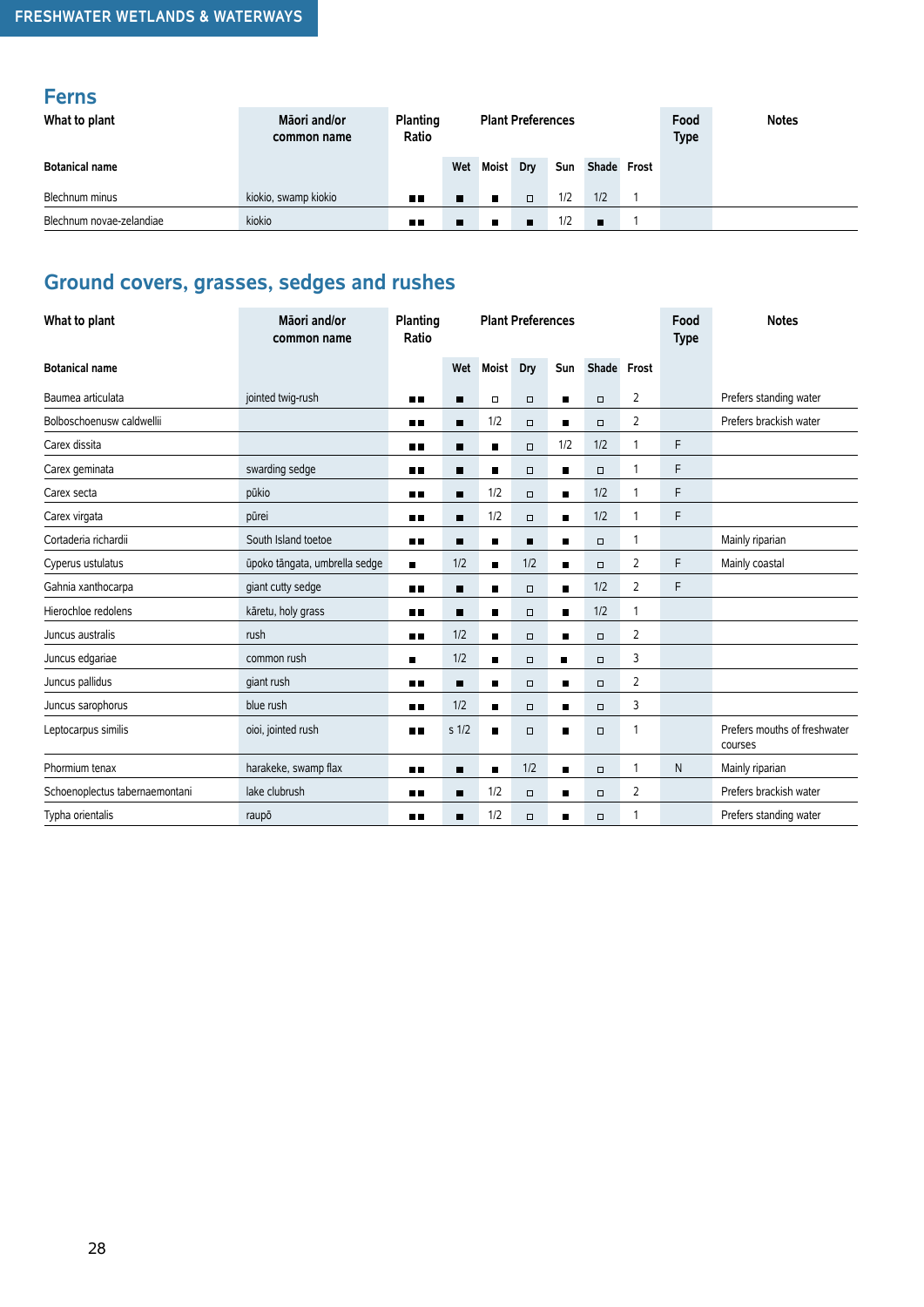## Ferns

| What to plant | Māori and/or common name | Planting Ratio | Plant Preferences | | | | | | Food Type | Notes |
|---|---|---|---|---|---|---|---|---|---|---|
| Botanical name | | | Wet | Moist | Dry | Sun | Shade | Frost | | |
| Blechnum minus | kiokio, swamp kiokio | ■■ | ■ | ■ | □ | 1/2 | 1/2 | 1 | | |
| Blechnum novae-zelandiae | kiokio | ■■ | ■ | ■ | ■ | 1/2 | ■ | 1 | | |

## Ground covers, grasses, sedges and rushes

| What to plant | Māori and/or common name | Planting Ratio | Plant Preferences | | | | | | Food Type | Notes |
|---|---|---|---|---|---|---|---|---|---|---|
| Botanical name | | | Wet | Moist | Dry | Sun | Shade | Frost | | |
| Baumea articulata | jointed twig-rush | ■■ | ■ | □ | □ | ■ | □ | 2 | | Prefers standing water |
| Bolboschoenusw caldwellii | | ■■ | ■ | 1/2 | □ | ■ | □ | 2 | | Prefers brackish water |
| Carex dissita | | ■■ | ■ | ■ | □ | 1/2 | 1/2 | 1 | F | |
| Carex geminata | swarding sedge | ■■ | ■ | ■ | □ | ■ | □ | 1 | F | |
| Carex secta | pūkio | ■■ | ■ | 1/2 | □ | ■ | 1/2 | 1 | F | |
| Carex virgata | pūrei | ■■ | ■ | 1/2 | □ | ■ | 1/2 | 1 | F | |
| Cortaderia richardii | South Island toetoe | ■■ | ■ | ■ | ■ | ■ | □ | 1 | | Mainly riparian |
| Cyperus ustulatus | ūpoko tāngata, umbrella sedge | ■ | 1/2 | ■ | 1/2 | ■ | □ | 2 | F | Mainly coastal |
| Gahnia xanthocarpa | giant cutty sedge | ■■ | ■ | ■ | □ | ■ | 1/2 | 2 | F | |
| Hierochloe redolens | kāretu, holy grass | ■■ | ■ | ■ | □ | ■ | 1/2 | 1 | | |
| Juncus australis | rush | ■■ | 1/2 | ■ | □ | ■ | □ | 2 | | |
| Juncus edgariae | common rush | ■ | 1/2 | ■ | □ | ■ | □ | 3 | | |
| Juncus pallidus | giant rush | ■■ | ■ | ■ | □ | ■ | □ | 2 | | |
| Juncus sarophorus | blue rush | ■■ | 1/2 | ■ | □ | ■ | □ | 3 | | |
| Leptocarpus similis | oioi, jointed rush | ■■ | s 1/2 | ■ | □ | ■ | □ | 1 | | Prefers mouths of freshwater courses |
| Phormium tenax | harakeke, swamp flax | ■■ | ■ | ■ | 1/2 | ■ | □ | 1 | N | Mainly riparian |
| Schoenoplectus tabernaemontani | lake clubrush | ■■ | ■ | 1/2 | □ | ■ | □ | 2 | | Prefers brackish water |
| Typha orientalis | raupō | ■■ | ■ | 1/2 | □ | ■ | □ | 1 | | Prefers standing water |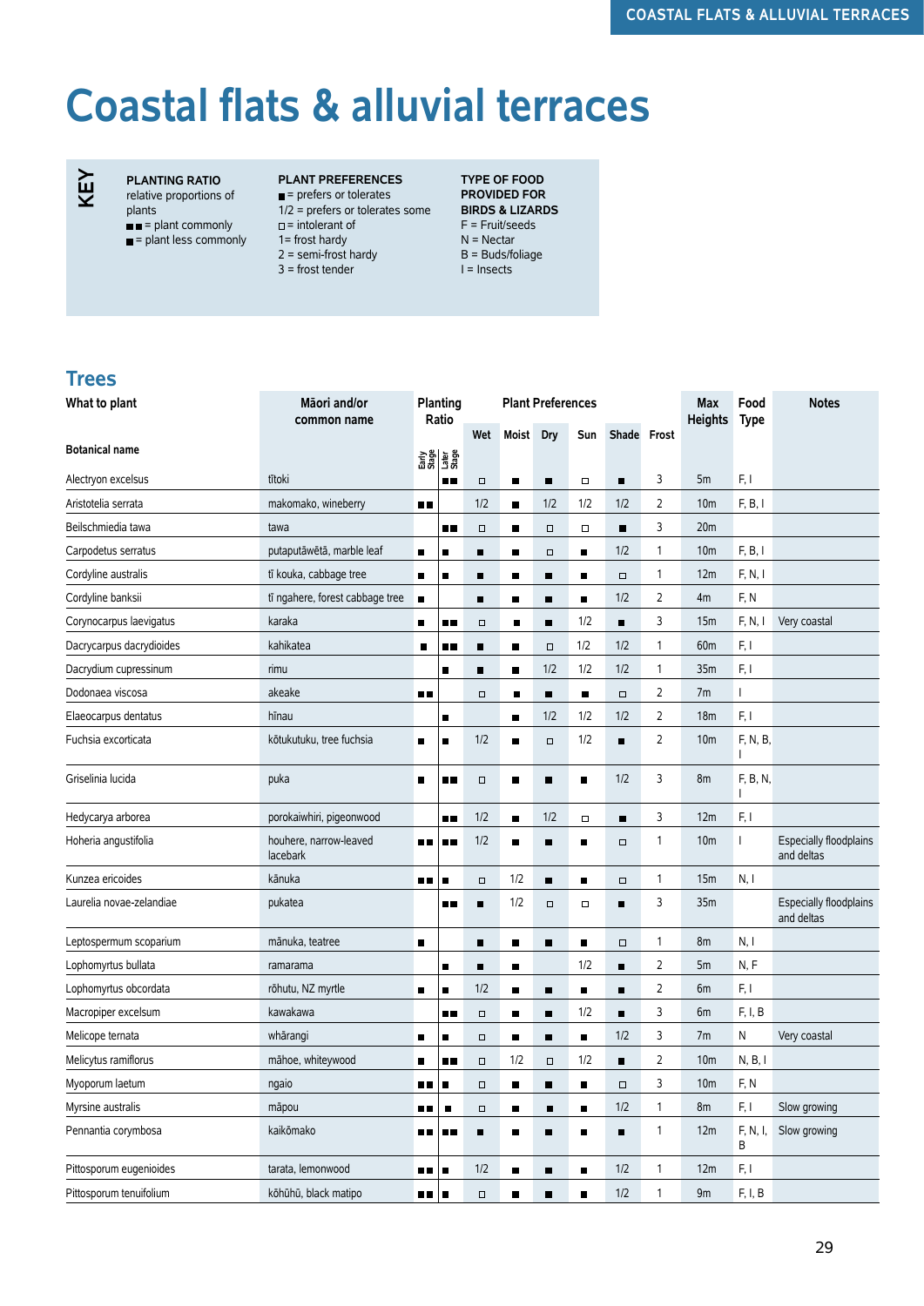# Coastal flats & alluvial terraces

**KEY**

**PLANTING RATIO**
relative proportions of plants
■■ = plant commonly
■ = plant less commonly

**PLANT PREFERENCES**
■ = prefers or tolerates
1/2 = prefers or tolerates some
□ = intolerant of
1= frost hardy
2 = semi-frost hardy
3 = frost tender

**TYPE OF FOOD PROVIDED FOR BIRDS & LIZARDS**
F = Fruit/seeds
N = Nectar
B = Buds/foliage
I = Insects

## Trees

| What to plant<br>Botanical name | Māori and/or common name | Planting Ratio<br>Early Stage | <br>Later Stage | Plant Preferences<br>Wet | <br>Moist | <br>Dry | <br>Sun | <br>Shade | <br>Frost | Max Heights | Food Type | Notes |
|---|---|---|---|---|---|---|---|---|---|---|---|---|
| Alectryon excelsus | tītoki | | ■■ | □ | ■ | ■ | □ | ■ | 3 | 5m | F, I | |
| Aristotelia serrata | makomako, wineberry | ■■ | | 1/2 | ■ | 1/2 | 1/2 | 1/2 | 2 | 10m | F, B, I | |
| Beilschmiedia tawa | tawa | | ■■ | □ | ■ | □ | □ | ■ | 3 | 20m | | |
| Carpodetus serratus | putaputāwētā, marble leaf | ■ | ■ | ■ | ■ | □ | ■ | 1/2 | 1 | 10m | F, B, I | |
| Cordyline australis | tī kouka, cabbage tree | ■ | ■ | ■ | ■ | ■ | ■ | □ | 1 | 12m | F, N, I | |
| Cordyline banksii | tī ngahere, forest cabbage tree | ■ | | ■ | ■ | ■ | ■ | 1/2 | 2 | 4m | F, N | |
| Corynocarpus laevigatus | karaka | ■ | ■■ | □ | ■ | ■ | 1/2 | ■ | 3 | 15m | F, N, I | Very coastal |
| Dacrycarpus dacrydioides | kahikatea | ■ | ■■ | ■ | ■ | □ | 1/2 | 1/2 | 1 | 60m | F, I | |
| Dacrydium cupressinum | rimu | | ■ | ■ | ■ | 1/2 | 1/2 | 1/2 | 1 | 35m | F, I | |
| Dodonaea viscosa | akeake | ■■ | | □ | ■ | ■ | ■ | □ | 2 | 7m | I | |
| Elaeocarpus dentatus | hīnau | | ■ | | ■ | 1/2 | 1/2 | 1/2 | 2 | 18m | F, I | |
| Fuchsia excorticata | kōtukutuku, tree fuchsia | ■ | ■ | 1/2 | ■ | □ | 1/2 | ■ | 2 | 10m | F, N, B, I | |
| Griselinia lucida | puka | ■ | ■■ | □ | ■ | ■ | ■ | 1/2 | 3 | 8m | F, B, N, I | |
| Hedycarya arborea | porokaiwhiri, pigeonwood | | ■■ | 1/2 | ■ | 1/2 | □ | ■ | 3 | 12m | F, I | |
| Hoheria angustifolia | houhere, narrow-leaved lacebark | ■■ | ■■ | 1/2 | ■ | ■ | ■ | □ | 1 | 10m | I | Especially floodplains and deltas |
| Kunzea ericoides | kānuka | ■■ | ■ | □ | 1/2 | ■ | ■ | □ | 1 | 15m | N, I | |
| Laurelia novae-zelandiae | pukatea | | ■■ | ■ | 1/2 | □ | □ | ■ | 3 | 35m | | Especially floodplains and deltas |
| Leptospermum scoparium | mānuka, teatree | ■ | | ■ | ■ | ■ | ■ | □ | 1 | 8m | N, I | |
| Lophomyrtus bullata | ramarama | | ■ | ■ | ■ | | 1/2 | ■ | 2 | 5m | N, F | |
| Lophomyrtus obcordata | rōhutu, NZ myrtle | ■ | ■ | 1/2 | ■ | ■ | ■ | ■ | 2 | 6m | F, I | |
| Macropiper excelsum | kawakawa | | ■■ | □ | ■ | ■ | 1/2 | ■ | 3 | 6m | F, I, B | |
| Melicope ternata | whārangi | ■ | ■ | □ | ■ | ■ | ■ | 1/2 | 3 | 7m | N | Very coastal |
| Melicytus ramiflorus | māhoe, whiteywood | ■ | ■■ | □ | 1/2 | □ | 1/2 | ■ | 2 | 10m | N, B, I | |
| Myoporum laetum | ngaio | ■■ | ■ | □ | ■ | ■ | ■ | □ | 3 | 10m | F, N | |
| Myrsine australis | māpou | ■■ | ■ | □ | ■ | ■ | ■ | 1/2 | 1 | 8m | F, I | Slow growing |
| Pennantia corymbosa | kaikōmako | ■■ | ■■ | ■ | ■ | ■ | ■ | ■ | 1 | 12m | F, N, I, B | Slow growing |
| Pittosporum eugenioides | tarata, lemonwood | ■■ | ■ | 1/2 | ■ | ■ | ■ | 1/2 | 1 | 12m | F, I | |
| Pittosporum tenuifolium | kōhūhū, black matipo | ■■ | ■ | □ | ■ | ■ | ■ | 1/2 | 1 | 9m | F, I, B | |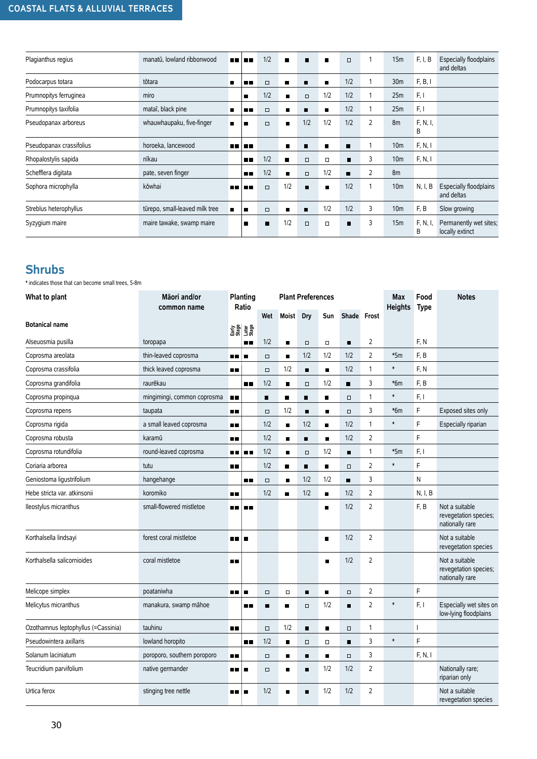| | | | | | | | | | | | | |
|---|---|---|---|---|---|---|---|---|---|---|---|---|
| Plagianthus regius | manatū, lowland ribbonwood | ■■ | ■■ | 1/2 | ■ | ■ | ■ | □ | 1 | 15m | F, I, B | Especially floodplains and deltas |
| Podocarpus totara | tōtara | ■ | ■■ | □ | ■ | ■ | ■ | 1/2 | 1 | 30m | F, B, I | |
| Prumnopitys ferruginea | miro | | ■ | 1/2 | ■ | □ | 1/2 | 1/2 | 1 | 25m | F, I | |
| Prumnopitys taxifolia | mataī, black pine | ■ | ■■ | □ | ■ | ■ | ■ | 1/2 | 1 | 25m | F, I | |
| Pseudopanax arboreus | whauwhaupaku, five-finger | ■ | ■ | □ | ■ | 1/2 | 1/2 | 1/2 | 2 | 8m | F, N, I, B | |
| Pseudopanax crassifolius | horoeka, lancewood | ■■ | ■■ | | ■ | ■ | ■ | ■ | 1 | 10m | F, N, I | |
| Rhopalostylis sapida | nīkau | | ■■ | 1/2 | ■ | □ | □ | ■ | 3 | 10m | F, N, I | |
| Schefflera digitata | pate, seven finger | | ■■ | 1/2 | ■ | □ | 1/2 | ■ | 2 | 8m | | |
| Sophora microphylla | kōwhai | ■■ | ■■ | □ | 1/2 | ■ | ■ | 1/2 | 1 | 10m | N, I, B | Especially floodplains and deltas |
| Streblus heterophyllus | tūrepo, small-leaved milk tree | ■ | ■ | □ | ■ | ■ | 1/2 | 1/2 | 3 | 10m | F, B | Slow growing |
| Syzygium maire | maire tawake, swamp maire | | ■ | ■ | 1/2 | □ | □ | ■ | 3 | 15m | F, N, I, B | Permanently wet sites; locally extinct |

## Shrubs

\* indicates those that can become small trees, 5-8m

| What to plant | Māori and/or common name | Planting Ratio | | Plant Preferences | | | | | | Max Heights | Food Type | Notes |
|---|---|---|---|---|---|---|---|---|---|---|---|---|
| Botanical name | | Early Stage | Later Stage | Wet | Moist | Dry | Sun | Shade | Frost | | | |
| Alseuosmia pusilla | toropapa | | ■■ | 1/2 | ■ | □ | □ | ■ | 2 | | F, N | |
| Coprosma areolata | thin-leaved coprosma | ■■ | ■ | □ | ■ | 1/2 | 1/2 | 1/2 | 2 | *5m | F, B | |
| Coprosma crassifolia | thick leaved coprosma | ■■ | | □ | 1/2 | ■ | ■ | 1/2 | 1 | * | F, N | |
| Coprosma grandifolia | raurēkau | | ■■ | 1/2 | ■ | □ | 1/2 | ■ | 3 | *6m | F, B | |
| Coprosma propinqua | mingimingi, common coprosma | ■■ | | ■ | ■ | ■ | ■ | □ | 1 | * | F, I | |
| Coprosma repens | taupata | ■■ | | □ | 1/2 | ■ | ■ | □ | 3 | *6m | F | Exposed sites only |
| Coprosma rigida | a small leaved coprosma | ■■ | | 1/2 | ■ | 1/2 | ■ | 1/2 | 1 | * | F | Especially riparian |
| Coprosma robusta | karamū | ■■ | | 1/2 | ■ | ■ | ■ | 1/2 | 2 | | F | |
| Coprosma rotundifolia | round-leaved coprosma | ■■ | ■■ | 1/2 | ■ | □ | 1/2 | ■ | 1 | *5m | F, I | |
| Coriaria arborea | tutu | ■■ | | 1/2 | ■ | ■ | ■ | □ | 2 | * | F | |
| Geniostoma ligustrifolium | hangehange | | ■■ | □ | ■ | 1/2 | 1/2 | ■ | 3 | | N | |
| Hebe stricta var. atkinsonii | koromiko | ■■ | | 1/2 | ■ | 1/2 | ■ | 1/2 | 2 | | N, I, B | |
| Ileostylus micranthus | small-flowered mistletoe | ■■ | ■■ | | | | ■ | 1/2 | 2 | | F, B | Not a suitable revegetation species; nationally rare |
| Korthalsella lindsayi | forest coral mistletoe | ■■ | ■ | | | | ■ | 1/2 | 2 | | | Not a suitable revegetation species |
| Korthalsella salicornioides | coral mistletoe | ■■ | | | | | ■ | 1/2 | 2 | | | Not a suitable revegetation species; nationally rare |
| Melicope simplex | poataniwha | ■■ | ■ | □ | □ | ■ | ■ | □ | 2 | | F | |
| Melicytus micranthus | manakura, swamp māhoe | | ■■ | ■ | ■ | □ | 1/2 | ■ | 2 | * | F, I | Especially wet sites on low-lying floodplains |
| Ozothamnus leptophyllus (=Cassinia) | tauhinu | ■■ | | □ | 1/2 | ■ | ■ | □ | 1 | | I | |
| Pseudowintera axillaris | lowland horopito | | ■■ | 1/2 | ■ | □ | □ | ■ | 3 | * | F | |
| Solanum laciniatum | poroporo, southern poroporo | ■■ | | □ | ■ | ■ | ■ | □ | 3 | | F, N, I | |
| Teucridium parvifolium | native germander | ■■ | ■ | □ | ■ | ■ | 1/2 | 1/2 | 2 | | | Nationally rare; riparian only |
| Urtica ferox | stinging tree nettle | ■■ | ■ | 1/2 | ■ | ■ | 1/2 | 1/2 | 2 | | | Not a suitable revegetation species |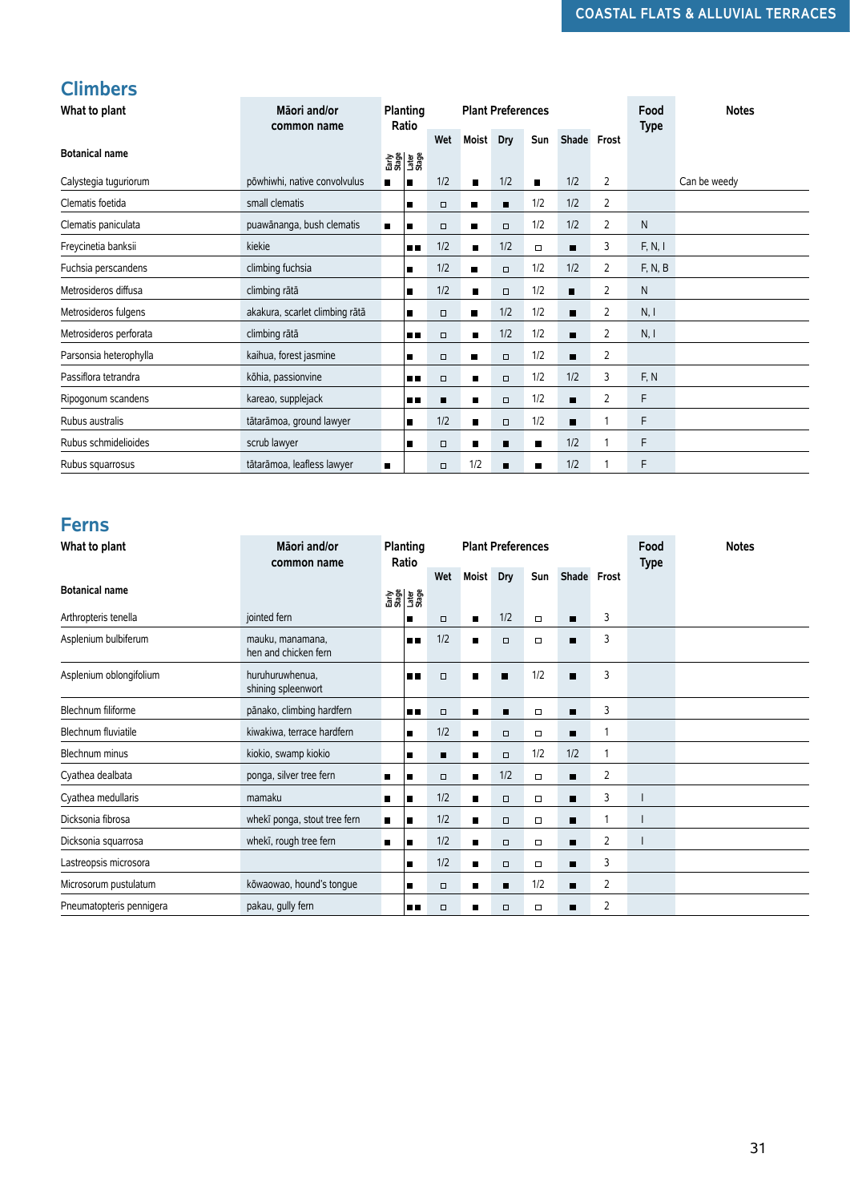## Climbers

| What to plant<br>Botanical name | Māori and/or common name | Planting Ratio Early Stage | Planting Ratio Later Stage | Wet | Moist | Dry | Sun | Shade | Frost | Food Type | Notes |
|---|---|---|---|---|---|---|---|---|---|---|---|
| Calystegia tuguriorum | pōwhiwhi, native convolvulus | ■ | ■ | 1/2 | ■ | 1/2 | ■ | 1/2 | 2 | | Can be weedy |
| Clematis foetida | small clematis | | ■ | □ | ■ | ■ | 1/2 | 1/2 | 2 | | |
| Clematis paniculata | puawānanga, bush clematis | ■ | ■ | □ | ■ | □ | 1/2 | 1/2 | 2 | N | |
| Freycinetia banksii | kiekie | | ■■ | 1/2 | ■ | 1/2 | □ | ■ | 3 | F, N, I | |
| Fuchsia perscandens | climbing fuchsia | | ■ | 1/2 | ■ | □ | 1/2 | 1/2 | 2 | F, N, B | |
| Metrosideros diffusa | climbing rātā | | ■ | 1/2 | ■ | □ | 1/2 | ■ | 2 | N | |
| Metrosideros fulgens | akakura, scarlet climbing rātā | | ■ | □ | ■ | 1/2 | 1/2 | ■ | 2 | N, I | |
| Metrosideros perforata | climbing rātā | | ■■ | □ | ■ | 1/2 | 1/2 | ■ | 2 | N, I | |
| Parsonsia heterophylla | kaihua, forest jasmine | | ■ | □ | ■ | □ | 1/2 | ■ | 2 | | |
| Passiflora tetrandra | kōhia, passionvine | | ■■ | □ | ■ | □ | 1/2 | 1/2 | 3 | F, N | |
| Ripogonum scandens | kareao, supplejack | | ■■ | ■ | ■ | □ | 1/2 | ■ | 2 | F | |
| Rubus australis | tātarāmoa, ground lawyer | | ■ | 1/2 | ■ | □ | 1/2 | ■ | 1 | F | |
| Rubus schmidelioides | scrub lawyer | | ■ | □ | ■ | ■ | ■ | 1/2 | 1 | F | |
| Rubus squarrosus | tātarāmoa, leafless lawyer | ■ | | □ | 1/2 | ■ | ■ | 1/2 | 1 | F | |

## Ferns

| What to plant<br>Botanical name | Māori and/or common name | Planting Ratio Early Stage | Planting Ratio Later Stage | Wet | Moist | Dry | Sun | Shade | Frost | Food Type | Notes |
|---|---|---|---|---|---|---|---|---|---|---|---|
| Arthropteris tenella | jointed fern | | ■ | □ | ■ | 1/2 | □ | ■ | 3 | | |
| Asplenium bulbiferum | mauku, manamana, hen and chicken fern | | ■■ | 1/2 | ■ | □ | □ | ■ | 3 | | |
| Asplenium oblongifolium | huruhuruwhenua, shining spleenwort | | ■■ | □ | ■ | ■ | 1/2 | ■ | 3 | | |
| Blechnum filiforme | pānako, climbing hardfern | | ■■ | □ | ■ | ■ | □ | ■ | 3 | | |
| Blechnum fluviatile | kiwakiwa, terrace hardfern | | ■ | 1/2 | ■ | □ | □ | ■ | 1 | | |
| Blechnum minus | kiokio, swamp kiokio | | ■ | ■ | ■ | □ | 1/2 | 1/2 | 1 | | |
| Cyathea dealbata | ponga, silver tree fern | ■ | ■ | □ | ■ | 1/2 | □ | ■ | 2 | | |
| Cyathea medullaris | mamaku | ■ | ■ | 1/2 | ■ | □ | □ | ■ | 3 | I | |
| Dicksonia fibrosa | wheki ponga, stout tree fern | ■ | ■ | 1/2 | ■ | □ | □ | ■ | 1 | I | |
| Dicksonia squarrosa | wheki, rough tree fern | ■ | ■ | 1/2 | ■ | □ | □ | ■ | 2 | I | |
| Lastreopsis microsora | | | ■ | 1/2 | ■ | □ | □ | ■ | 3 | | |
| Microsorum pustulatum | kōwaowao, hound's tongue | | ■ | □ | ■ | ■ | 1/2 | ■ | 2 | | |
| Pneumatopteris pennigera | pakau, gully fern | | ■■ | □ | ■ | □ | □ | ■ | 2 | | |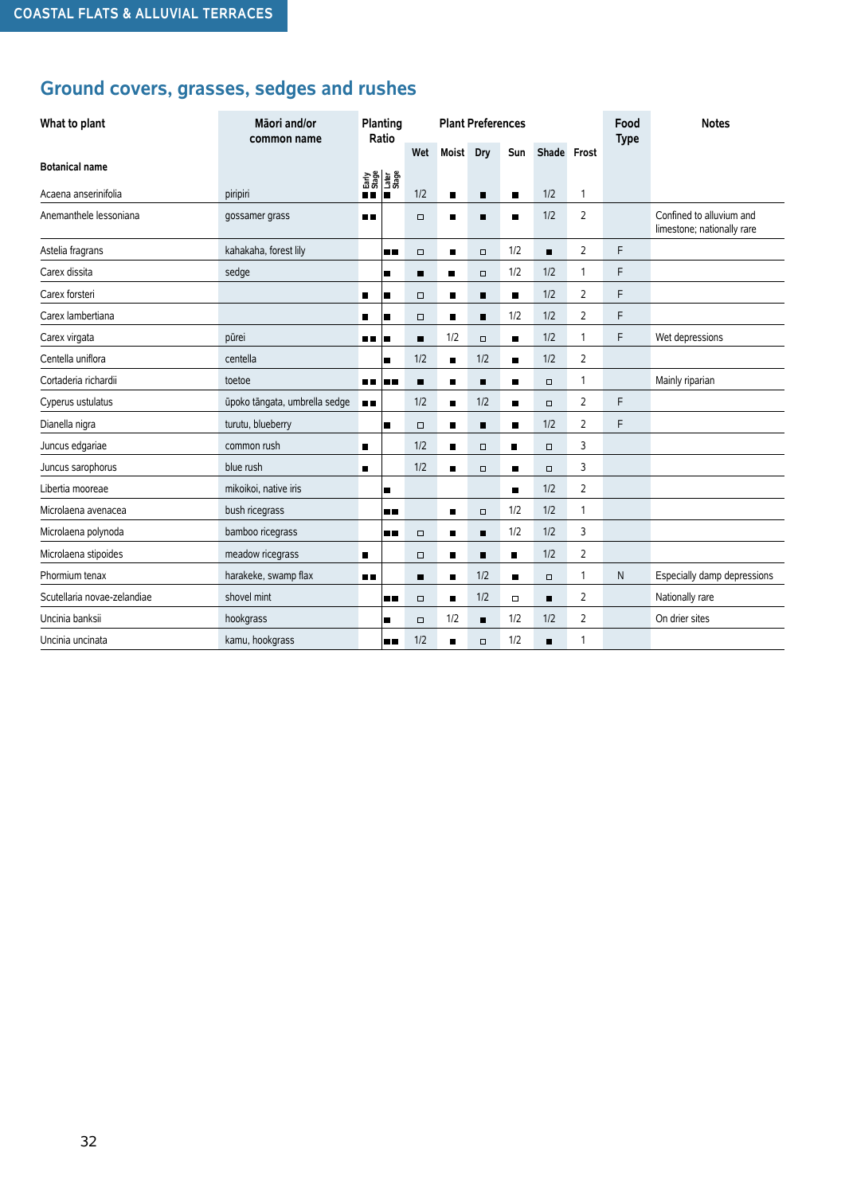COASTAL FLATS & ALLUVIAL TERRACES

## Ground covers, grasses, sedges and rushes

| What to plant | Māori and/or common name | Planting Ratio | | Plant Preferences | | | | | | Food Type | Notes |
|---|---|---|---|---|---|---|---|---|---|---|---|
| Botanical name | | Early Stage | Later Stage | Wet | Moist | Dry | Sun | Shade | Frost | | |
| Acaena anserinifolia | piripiri | ■■ | ■ | 1/2 | ■ | ■ | ■ | 1/2 | 1 | | |
| Anemanthele lessoniana | gossamer grass | ■■ | | □ | ■ | ■ | ■ | 1/2 | 2 | | Confined to alluvium and limestone; nationally rare |
| Astelia fragrans | kahakaha, forest lily | | ■■ | □ | ■ | □ | 1/2 | ■ | 2 | F | |
| Carex dissita | sedge | | ■ | ■ | ■ | □ | 1/2 | 1/2 | 1 | F | |
| Carex forsteri | | ■ | ■ | □ | ■ | ■ | ■ | 1/2 | 2 | F | |
| Carex lambertiana | | ■ | ■ | □ | ■ | ■ | 1/2 | 1/2 | 2 | F | |
| Carex virgata | pūrei | ■■ | ■ | ■ | 1/2 | □ | ■ | 1/2 | 1 | F | Wet depressions |
| Centella uniflora | centella | | ■ | 1/2 | ■ | 1/2 | ■ | 1/2 | 2 | | |
| Cortaderia richardii | toetoe | ■■ | ■■ | ■ | ■ | ■ | ■ | □ | 1 | | Mainly riparian |
| Cyperus ustulatus | ūpoko tāngata, umbrella sedge | ■■ | | 1/2 | ■ | 1/2 | ■ | □ | 2 | F | |
| Dianella nigra | turutu, blueberry | | ■ | □ | ■ | ■ | ■ | 1/2 | 2 | F | |
| Juncus edgariae | common rush | ■ | | 1/2 | ■ | □ | ■ | □ | 3 | | |
| Juncus sarophorus | blue rush | ■ | | 1/2 | ■ | □ | ■ | □ | 3 | | |
| Libertia mooreae | mikoikoi, native iris | | ■ | | | | ■ | 1/2 | 2 | | |
| Microlaena avenacea | bush ricegrass | | ■■ | | ■ | □ | 1/2 | 1/2 | 1 | | |
| Microlaena polynoda | bamboo ricegrass | | ■■ | □ | ■ | ■ | 1/2 | 1/2 | 3 | | |
| Microlaena stipoides | meadow ricegrass | ■ | | □ | ■ | ■ | ■ | 1/2 | 2 | | |
| Phormium tenax | harakeke, swamp flax | ■■ | | ■ | ■ | 1/2 | ■ | □ | 1 | N | Especially damp depressions |
| Scutellaria novae-zelandiae | shovel mint | | ■■ | □ | ■ | 1/2 | □ | ■ | 2 | | Nationally rare |
| Uncinia banksii | hookgrass | | ■ | □ | 1/2 | ■ | 1/2 | 1/2 | 2 | | On drier sites |
| Uncinia uncinata | kamu, hookgrass | | ■■ | 1/2 | ■ | □ | 1/2 | ■ | 1 | | |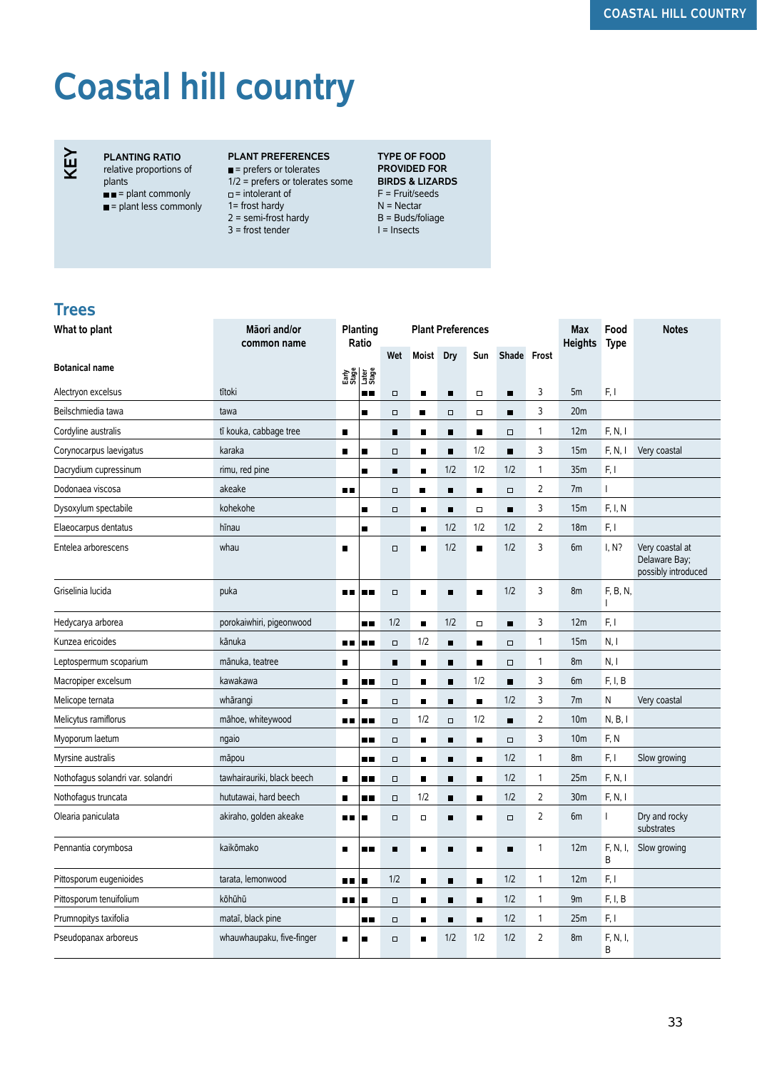# Coastal hill country

**KEY**

**PLANTING RATIO**
relative proportions of plants
■■ = plant commonly
■ = plant less commonly

**PLANT PREFERENCES**
■ = prefers or tolerates
1/2 = prefers or tolerates some
□ = intolerant of
1= frost hardy
2 = semi-frost hardy
3 = frost tender

**TYPE OF FOOD PROVIDED FOR BIRDS & LIZARDS**
F = Fruit/seeds
N = Nectar
B = Buds/foliage
I = Insects

## Trees

| What to plant | Māori and/or common name | Planting Ratio | | Plant Preferences | | | | | | Max Heights | Food Type | Notes |
|---|---|---|---|---|---|---|---|---|---|---|---|---|
| Botanical name | | Early Stage | Later Stage | Wet | Moist | Dry | Sun | Shade | Frost | | | |
| Alectryon excelsus | tītoki | | ■■ | □ | ■ | ■ | □ | ■ | 3 | 5m | F, I | |
| Beilschmiedia tawa | tawa | | ■ | □ | ■ | □ | □ | ■ | 3 | 20m | | |
| Cordyline australis | tī kouka, cabbage tree | ■ | | ■ | ■ | ■ | ■ | □ | 1 | 12m | F, N, I | |
| Corynocarpus laevigatus | karaka | ■ | ■ | □ | ■ | ■ | 1/2 | ■ | 3 | 15m | F, N, I | Very coastal |
| Dacrydium cupressinum | rimu, red pine | | ■ | ■ | ■ | 1/2 | 1/2 | 1/2 | 1 | 35m | F, I | |
| Dodonaea viscosa | akeake | ■■ | | □ | ■ | ■ | ■ | □ | 2 | 7m | I | |
| Dysoxylum spectabile | kohekohe | | ■ | □ | ■ | ■ | □ | ■ | 3 | 15m | F, I, N | |
| Elaeocarpus dentatus | hīnau | | ■ | | ■ | 1/2 | 1/2 | 1/2 | 2 | 18m | F, I | |
| Entelea arborescens | whau | ■ | | □ | ■ | 1/2 | ■ | 1/2 | 3 | 6m | I, N? | Very coastal at Delaware Bay; possibly introduced |
| Griselinia lucida | puka | ■■ | ■■ | □ | ■ | ■ | ■ | 1/2 | 3 | 8m | F, B, N, I | |
| Hedycarya arborea | porokaiwhiri, pigeonwood | | ■■ | 1/2 | ■ | 1/2 | □ | ■ | 3 | 12m | F, I | |
| Kunzea ericoides | kānuka | ■■ | ■■ | □ | 1/2 | ■ | ■ | □ | 1 | 15m | N, I | |
| Leptospermum scoparium | mānuka, teatree | ■ | | ■ | ■ | ■ | ■ | □ | 1 | 8m | N, I | |
| Macropiper excelsum | kawakawa | ■ | ■■ | □ | ■ | ■ | 1/2 | ■ | 3 | 6m | F, I, B | |
| Melicope ternata | whārangi | ■ | ■ | □ | ■ | ■ | ■ | 1/2 | 3 | 7m | N | Very coastal |
| Melicytus ramiflorus | māhoe, whiteywood | ■■ | ■■ | □ | 1/2 | □ | 1/2 | ■ | 2 | 10m | N, B, I | |
| Myoporum laetum | ngaio | | ■■ | □ | ■ | ■ | ■ | □ | 3 | 10m | F, N | |
| Myrsine australis | māpou | | ■■ | □ | ■ | ■ | ■ | 1/2 | 1 | 8m | F, I | Slow growing |
| Nothofagus solandri var. solandri | tawhairauriki, black beech | ■ | ■■ | □ | ■ | ■ | ■ | 1/2 | 1 | 25m | F, N, I | |
| Nothofagus truncata | hututawai, hard beech | ■ | ■■ | □ | 1/2 | ■ | ■ | 1/2 | 2 | 30m | F, N, I | |
| Olearia paniculata | akiraho, golden akeake | ■■ | ■ | □ | □ | ■ | ■ | □ | 2 | 6m | I | Dry and rocky substrates |
| Pennantia corymbosa | kaikōmako | ■ | ■■ | ■ | ■ | ■ | ■ | ■ | 1 | 12m | F, N, I, B | Slow growing |
| Pittosporum eugenioides | tarata, lemonwood | ■■ | ■ | 1/2 | ■ | ■ | ■ | 1/2 | 1 | 12m | F, I | |
| Pittosporum tenuifolium | kōhūhū | ■■ | ■ | □ | ■ | ■ | ■ | 1/2 | 1 | 9m | F, I, B | |
| Prumnopitys taxifolia | mataī, black pine | | ■■ | □ | ■ | ■ | ■ | 1/2 | 1 | 25m | F, I | |
| Pseudopanax arboreus | whauwhaupaku, five-finger | ■ | ■ | □ | ■ | 1/2 | 1/2 | 1/2 | 2 | 8m | F, N, I, B | |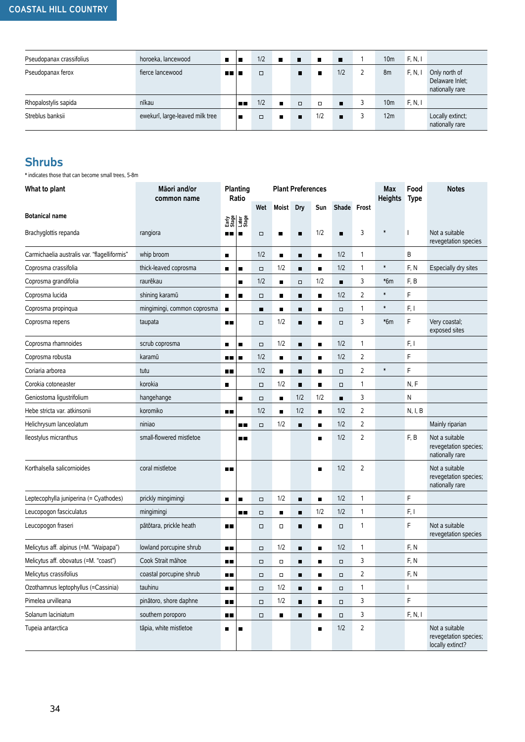| | | | | | | | | | | | | | |
|---|---|---|---|---|---|---|---|---|---|---|---|---|---|
| Pseudopanax crassifolius | horoeka, lancewood | ■ | ■ | 1/2 | ■ | ■ | ■ | ■ | 1 | 10m | F, N, I | |
| Pseudopanax ferox | fierce lancewood | ■■ | ■ | □ | | ■ | ■ | 1/2 | 2 | 8m | F, N, I | Only north of Delaware Inlet; nationally rare |
| Rhopalostylis sapida | nīkau | | ■■ | 1/2 | ■ | □ | □ | ■ | 3 | 10m | F, N, I | |
| Streblus banksii | ewekurī, large-leaved milk tree | | ■ | □ | ■ | ■ | 1/2 | ■ | 3 | 12m | | Locally extinct; nationally rare |

## Shrubs

* indicates those that can become small trees, 5-8m

| What to plant | Māori and/or common name | Planting Ratio | | Plant Preferences | | | | | | Max Heights | Food Type | Notes |
|---|---|---|---|---|---|---|---|---|---|---|---|---|
| Botanical name | | Early Stage | Later Stage | Wet | Moist | Dry | Sun | Shade | Frost | | | |
| Brachyglottis repanda | rangiora | ■■ | ■ | □ | ■ | ■ | 1/2 | ■ | 3 | * | I | Not a suitable revegetation species |
| Carmichaelia australis var. "flagelliformis" | whip broom | ■ | | 1/2 | ■ | ■ | ■ | 1/2 | 1 | | B | |
| Coprosma crassifolia | thick-leaved coprosma | ■ | ■ | □ | 1/2 | ■ | ■ | 1/2 | 1 | * | F, N | Especially dry sites |
| Coprosma grandifolia | raurēkau | | ■ | 1/2 | ■ | □ | 1/2 | ■ | 3 | *6m | F, B | |
| Coprosma lucida | shining karamū | ■ | ■ | □ | ■ | ■ | ■ | 1/2 | 2 | * | F | |
| Coprosma propinqua | mingimingi, common coprosma | ■ | | ■ | ■ | ■ | ■ | □ | 1 | * | F, I | |
| Coprosma repens | taupata | ■■ | | □ | 1/2 | ■ | ■ | □ | 3 | *6m | F | Very coastal; exposed sites |
| Coprosma rhamnoides | scrub coprosma | ■ | ■ | □ | 1/2 | ■ | ■ | 1/2 | 1 | | F, I | |
| Coprosma robusta | karamū | ■■ | ■ | 1/2 | ■ | ■ | ■ | 1/2 | 2 | | F | |
| Coriaria arborea | tutu | ■■ | | 1/2 | ■ | ■ | ■ | □ | 2 | * | F | |
| Corokia cotoneaster | korokia | ■ | | □ | 1/2 | ■ | ■ | □ | 1 | | N, F | |
| Geniostoma ligustrifolium | hangehange | | ■ | □ | ■ | 1/2 | 1/2 | ■ | 3 | | N | |
| Hebe stricta var. atkinsonii | koromiko | ■■ | | 1/2 | ■ | 1/2 | ■ | 1/2 | 2 | | N, I, B | |
| Helichrysum lanceolatum | niniao | | ■■ | □ | 1/2 | ■ | ■ | 1/2 | 2 | | | Mainly riparian |
| Ileostylus micranthus | small-flowered mistletoe | | ■■ | | | | ■ | 1/2 | 2 | | F, B | Not a suitable revegetation species; nationally rare |
| Korthalsella salicornioides | coral mistletoe | ■■ | | | | | ■ | 1/2 | 2 | | | Not a suitable revegetation species; nationally rare |
| Leptecophylla juniperina (= Cyathodes) | prickly mingimingi | ■ | ■ | □ | 1/2 | ■ | ■ | 1/2 | 1 | | F | |
| Leucopogon fasciculatus | mingimingi | | ■■ | □ | ■ | ■ | 1/2 | 1/2 | 1 | | F, I | |
| Leucopogon fraseri | pātōtara, prickle heath | ■■ | | □ | □ | ■ | ■ | □ | 1 | | F | Not a suitable revegetation species |
| Melicytus aff. alpinus (=M. "Waipapa") | lowland porcupine shrub | ■■ | | □ | 1/2 | ■ | ■ | 1/2 | 1 | | F, N | |
| Melicytus aff. obovatus (=M. "coast") | Cook Strait māhoe | ■■ | | □ | □ | ■ | ■ | □ | 3 | | F, N | |
| Melicytus crassifolius | coastal porcupine shrub | ■■ | | □ | □ | ■ | ■ | □ | 2 | | F, N | |
| Ozothamnus leptophyllus (=Cassinia) | tauhinu | ■■ | | □ | 1/2 | ■ | ■ | □ | 1 | | I | |
| Pimelea urvilleana | pinātoro, shore daphne | ■■ | | □ | 1/2 | ■ | ■ | □ | 3 | | F | |
| Solanum laciniatum | southern poroporo | ■■ | | □ | ■ | ■ | ■ | □ | 3 | | F, N, I | |
| Tupeia antarctica | tāpia, white mistletoe | ■ | ■ | | | | ■ | 1/2 | 2 | | | Not a suitable revegetation species; locally extinct? |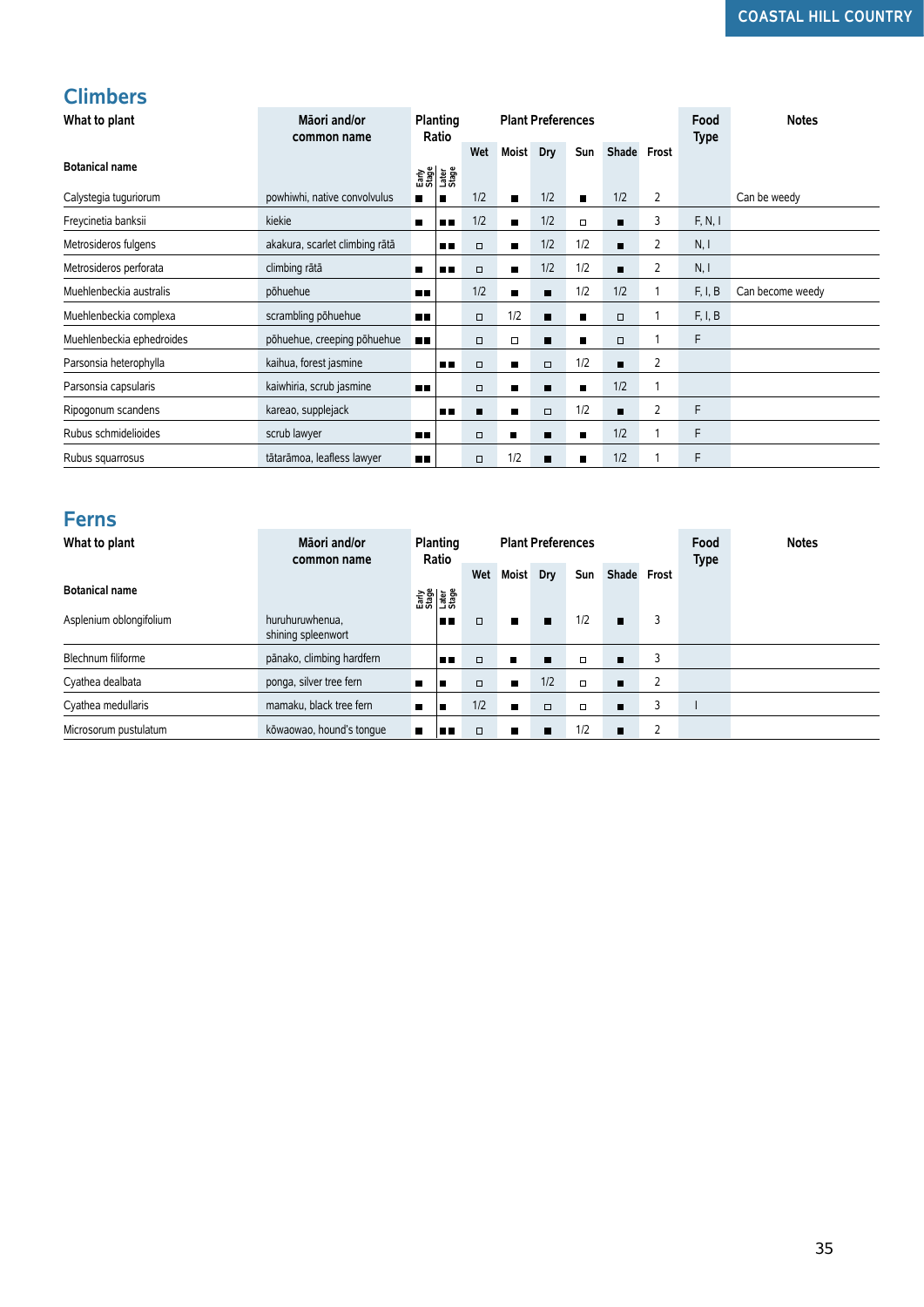## Climbers

| What to plant<br><br>Botanical name | Māori and/or common name | Planting Ratio | | Plant Preferences | | | | | | Food Type | Notes |
|---|---|---|---|---|---|---|---|---|---|---|---|
| | | Early Stage | Later Stage | Wet | Moist | Dry | Sun | Shade | Frost | | |
| Calystegia tuguriorum | powhiwhi, native convolvulus | ■ | ■ | 1/2 | ■ | 1/2 | ■ | 1/2 | 2 | | Can be weedy |
| Freycinetia banksii | kiekie | ■ | ■■ | 1/2 | ■ | 1/2 | □ | ■ | 3 | F, N, I | |
| Metrosideros fulgens | akakura, scarlet climbing rātā | | ■■ | □ | ■ | 1/2 | 1/2 | ■ | 2 | N, I | |
| Metrosideros perforata | climbing rātā | ■ | ■■ | □ | ■ | 1/2 | 1/2 | ■ | 2 | N, I | |
| Muehlenbeckia australis | pōhuehue | ■■ | | 1/2 | ■ | ■ | 1/2 | 1/2 | 1 | F, I, B | Can become weedy |
| Muehlenbeckia complexa | scrambling pōhuehue | ■■ | | □ | 1/2 | ■ | ■ | □ | 1 | F, I, B | |
| Muehlenbeckia ephedroides | pōhuehue, creeping pōhuehue | ■■ | | □ | □ | ■ | ■ | □ | 1 | F | |
| Parsonsia heterophylla | kaihua, forest jasmine | | ■■ | □ | ■ | □ | 1/2 | ■ | 2 | | |
| Parsonsia capsularis | kaiwhiria, scrub jasmine | ■■ | | □ | ■ | ■ | ■ | 1/2 | 1 | | |
| Ripogonum scandens | kareao, supplejack | | ■■ | ■ | ■ | □ | 1/2 | ■ | 2 | F | |
| Rubus schmidelioides | scrub lawyer | ■■ | | □ | ■ | ■ | ■ | 1/2 | 1 | F | |
| Rubus squarrosus | tātarāmoa, leafless lawyer | ■■ | | □ | 1/2 | ■ | ■ | 1/2 | 1 | F | |

## Ferns

| What to plant<br><br>Botanical name | Māori and/or common name | Planting Ratio | | Plant Preferences | | | | | | Food Type | Notes |
|---|---|---|---|---|---|---|---|---|---|---|---|
| | | Early Stage | Later Stage | Wet | Moist | Dry | Sun | Shade | Frost | | |
| Asplenium oblongifolium | huruhuruwhenua, shining spleenwort | | ■■ | □ | ■ | ■ | 1/2 | ■ | 3 | | |
| Blechnum filiforme | pānako, climbing hardfern | | ■■ | □ | ■ | ■ | □ | ■ | 3 | | |
| Cyathea dealbata | ponga, silver tree fern | ■ | ■ | □ | ■ | 1/2 | □ | ■ | 2 | | |
| Cyathea medullaris | mamaku, black tree fern | ■ | ■ | 1/2 | ■ | □ | □ | ■ | 3 | I | |
| Microsorum pustulatum | kōwaowao, hound's tongue | ■ | ■■ | □ | ■ | ■ | 1/2 | ■ | 2 | | |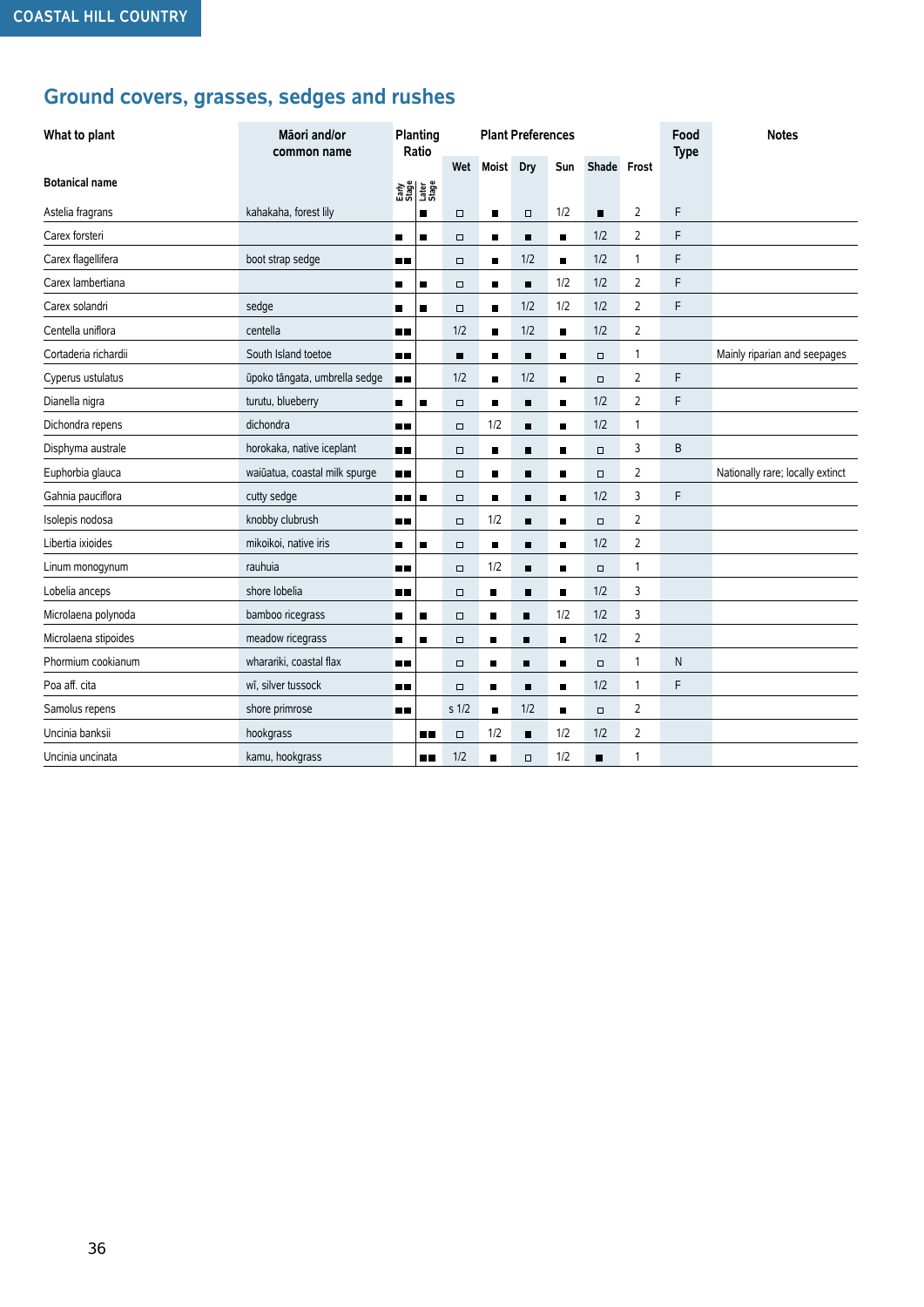## Ground covers, grasses, sedges and rushes

| What to plant<br><br>Botanical name | Māori and/or common name | Planting Ratio<br>Early Stage | <br>Later Stage | Plant Preferences<br>Wet | <br>Moist | <br>Dry | <br>Sun | <br>Shade | <br>Frost | Food Type | Notes |
|---|---|---|---|---|---|---|---|---|---|---|---|
| Astelia fragrans | kahakaha, forest lily | | ■ | □ | ■ | □ | 1/2 | ■ | 2 | F | |
| Carex forsteri | | ■ | ■ | □ | ■ | ■ | ■ | 1/2 | 2 | F | |
| Carex flagellifera | boot strap sedge | ■■ | | □ | ■ | 1/2 | ■ | 1/2 | 1 | F | |
| Carex lambertiana | | ■ | ■ | □ | ■ | ■ | 1/2 | 1/2 | 2 | F | |
| Carex solandri | sedge | ■ | ■ | □ | ■ | 1/2 | 1/2 | 1/2 | 2 | F | |
| Centella uniflora | centella | ■■ | | 1/2 | ■ | 1/2 | ■ | 1/2 | 2 | | |
| Cortaderia richardii | South Island toetoe | ■■ | | ■ | ■ | ■ | ■ | □ | 1 | | Mainly riparian and seepages |
| Cyperus ustulatus | ūpoko tāngata, umbrella sedge | ■■ | | 1/2 | ■ | 1/2 | ■ | □ | 2 | F | |
| Dianella nigra | turutu, blueberry | ■ | ■ | □ | ■ | ■ | ■ | 1/2 | 2 | F | |
| Dichondra repens | dichondra | ■■ | | □ | 1/2 | ■ | ■ | 1/2 | 1 | | |
| Disphyma australe | horokaka, native iceplant | ■■ | | □ | ■ | ■ | ■ | □ | 3 | B | |
| Euphorbia glauca | waiūatua, coastal milk spurge | ■■ | | □ | ■ | ■ | ■ | □ | 2 | | Nationally rare; locally extinct |
| Gahnia pauciflora | cutty sedge | ■■ | ■ | □ | ■ | ■ | ■ | 1/2 | 3 | F | |
| Isolepis nodosa | knobby clubrush | ■■ | | □ | 1/2 | ■ | ■ | □ | 2 | | |
| Libertia ixioides | mikoikoi, native iris | ■ | ■ | □ | ■ | ■ | ■ | 1/2 | 2 | | |
| Linum monogynum | rauhuia | ■■ | | □ | 1/2 | ■ | ■ | □ | 1 | | |
| Lobelia anceps | shore lobelia | ■■ | | □ | ■ | ■ | ■ | 1/2 | 3 | | |
| Microlaena polynoda | bamboo ricegrass | ■ | ■ | □ | ■ | ■ | 1/2 | 1/2 | 3 | | |
| Microlaena stipoides | meadow ricegrass | ■ | ■ | □ | ■ | ■ | ■ | 1/2 | 2 | | |
| Phormium cookianum | wharariki, coastal flax | ■■ | | □ | ■ | ■ | ■ | □ | 1 | N | |
| Poa aff. cita | wī, silver tussock | ■■ | | □ | ■ | ■ | ■ | 1/2 | 1 | F | |
| Samolus repens | shore primrose | ■■ | | s 1/2 | ■ | 1/2 | ■ | □ | 2 | | |
| Uncinia banksii | hookgrass | | ■■ | □ | 1/2 | ■ | 1/2 | 1/2 | 2 | | |
| Uncinia uncinata | kamu, hookgrass | | ■■ | 1/2 | ■ | □ | 1/2 | ■ | 1 | | |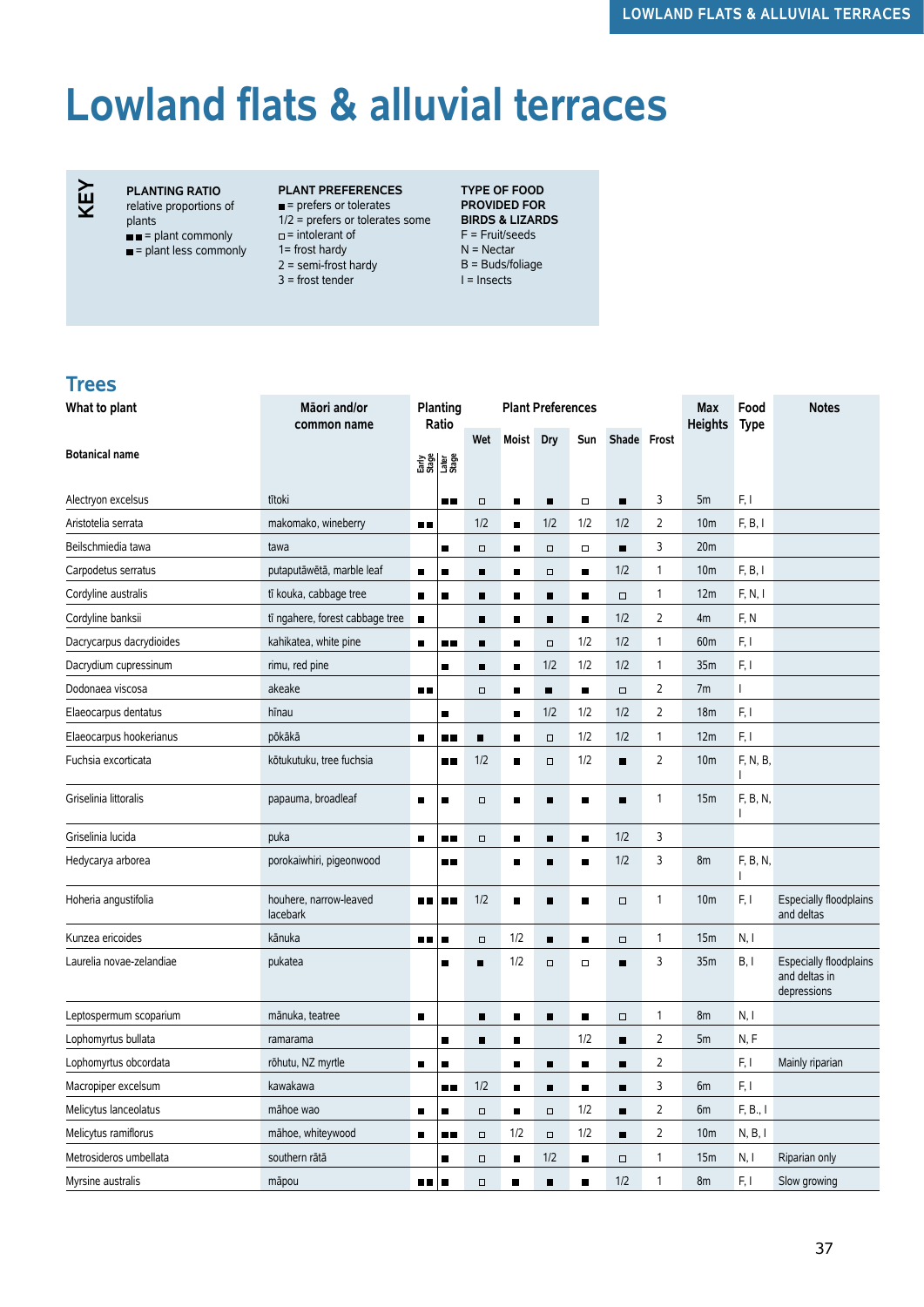# Lowland flats & alluvial terraces

**KEY**

**PLANTING RATIO**
relative proportions of plants
■■ = plant commonly
■ = plant less commonly

**PLANT PREFERENCES**
■ = prefers or tolerates
1/2 = prefers or tolerates some
□ = intolerant of
1= frost hardy
2 = semi-frost hardy
3 = frost tender

**TYPE OF FOOD PROVIDED FOR BIRDS & LIZARDS**
F = Fruit/seeds
N = Nectar
B = Buds/foliage
I = Insects

## Trees

| What to plant<br>Botanical name | Māori and/or common name | Planting Ratio Early Stage | Later Stage | Plant Preferences Wet | Moist | Dry | Sun | Shade | Frost | Max Heights | Food Type | Notes |
|---|---|---|---|---|---|---|---|---|---|---|---|---|
| Alectryon excelsus | tītoki | | ■■ | □ | ■ | ■ | □ | ■ | 3 | 5m | F, I | |
| Aristotelia serrata | makomako, wineberry | ■■ | | 1/2 | ■ | 1/2 | 1/2 | 1/2 | 2 | 10m | F, B, I | |
| Beilschmiedia tawa | tawa | | ■ | □ | ■ | □ | □ | ■ | 3 | 20m | | |
| Carpodetus serratus | putaputāwētā, marble leaf | ■ | ■ | ■ | ■ | □ | ■ | 1/2 | 1 | 10m | F, B, I | |
| Cordyline australis | tī kouka, cabbage tree | ■ | ■ | ■ | ■ | ■ | ■ | □ | 1 | 12m | F, N, I | |
| Cordyline banksii | tī ngahere, forest cabbage tree | ■ | | ■ | ■ | ■ | ■ | 1/2 | 2 | 4m | F, N | |
| Dacrycarpus dacrydioides | kahikatea, white pine | ■ | ■■ | ■ | ■ | □ | 1/2 | 1/2 | 1 | 60m | F, I | |
| Dacrydium cupressinum | rimu, red pine | | ■ | ■ | ■ | 1/2 | 1/2 | 1/2 | 1 | 35m | F, I | |
| Dodonaea viscosa | akeake | ■■ | | □ | ■ | ■ | ■ | □ | 2 | 7m | I | |
| Elaeocarpus dentatus | hīnau | | ■ | | ■ | 1/2 | 1/2 | 1/2 | 2 | 18m | F, I | |
| Elaeocarpus hookerianus | pōkākā | ■ | ■■ | ■ | ■ | □ | 1/2 | 1/2 | 1 | 12m | F, I | |
| Fuchsia excorticata | kōtukutuku, tree fuchsia | | ■■ | 1/2 | ■ | □ | 1/2 | ■ | 2 | 10m | F, N, B, I | |
| Griselinia littoralis | papauma, broadleaf | ■ | ■ | □ | ■ | ■ | ■ | ■ | 1 | 15m | F, B, N, I | |
| Griselinia lucida | puka | ■ | ■■ | □ | ■ | ■ | ■ | 1/2 | 3 | | | |
| Hedycarya arborea | porokaiwhiri, pigeonwood | | ■■ | | ■ | ■ | ■ | 1/2 | 3 | 8m | F, B, N, I | |
| Hoheria angustifolia | houhere, narrow-leaved lacebark | ■■ | ■■ | 1/2 | ■ | ■ | ■ | □ | 1 | 10m | F, I | Especially floodplains and deltas |
| Kunzea ericoides | kānuka | ■■ | ■ | □ | 1/2 | ■ | ■ | □ | 1 | 15m | N, I | |
| Laurelia novae-zelandiae | pukatea | | ■ | ■ | 1/2 | □ | □ | ■ | 3 | 35m | B, I | Especially floodplains and deltas in depressions |
| Leptospermum scoparium | mānuka, teatree | ■ | | ■ | ■ | ■ | ■ | □ | 1 | 8m | N, I | |
| Lophomyrtus bullata | ramarama | | ■ | ■ | ■ | | 1/2 | ■ | 2 | 5m | N, F | |
| Lophomyrtus obcordata | rōhutu, NZ myrtle | ■ | ■ | | ■ | ■ | ■ | ■ | 2 | | F, I | Mainly riparian |
| Macropiper excelsum | kawakawa | | ■■ | 1/2 | ■ | ■ | ■ | ■ | 3 | 6m | F, I | |
| Melicytus lanceolatus | māhoe wao | ■ | ■ | □ | ■ | □ | 1/2 | ■ | 2 | 6m | F, B., I | |
| Melicytus ramiflorus | māhoe, whiteywood | ■ | ■■ | □ | 1/2 | □ | 1/2 | ■ | 2 | 10m | N, B, I | |
| Metrosideros umbellata | southern rātā | | ■ | □ | ■ | 1/2 | ■ | □ | 1 | 15m | N, I | Riparian only |
| Myrsine australis | māpou | ■■ | ■ | □ | ■ | ■ | ■ | 1/2 | 1 | 8m | F, I | Slow growing |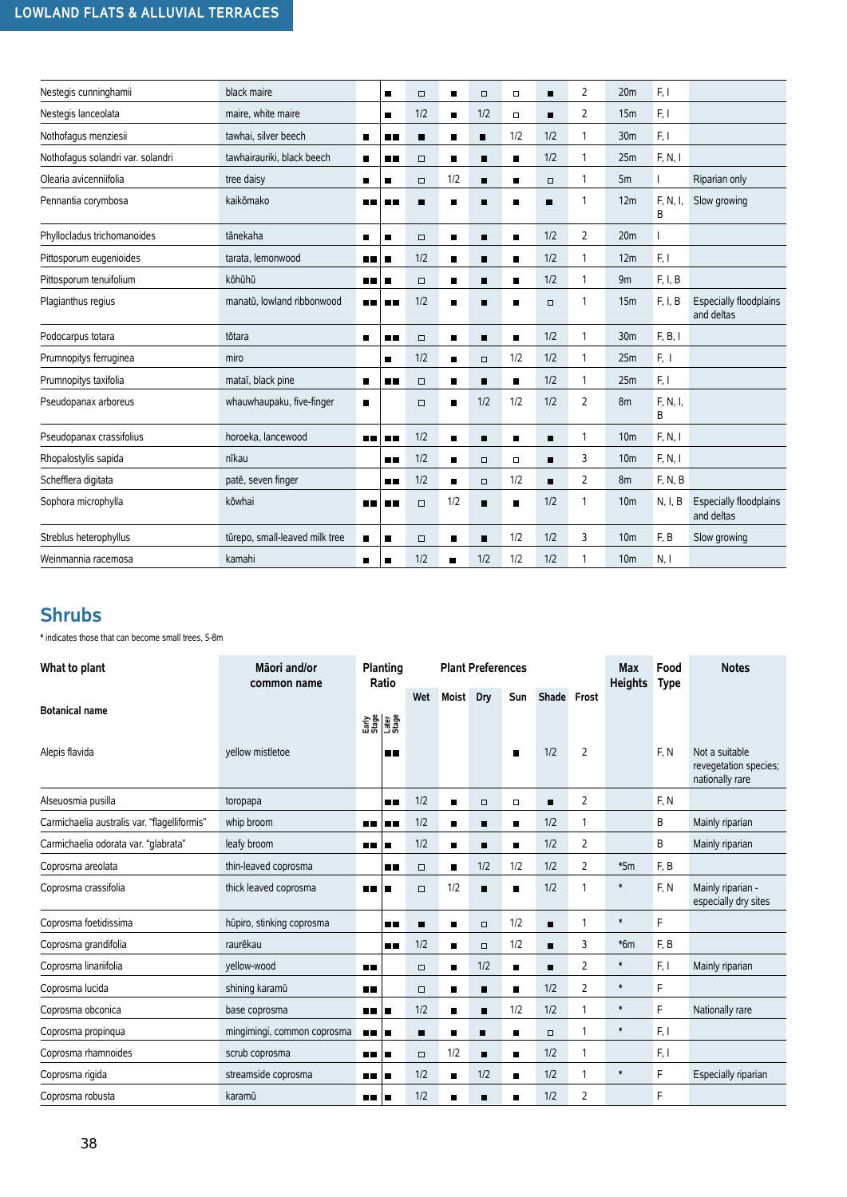| Botanical name | Māori and/or common name | Early Stage | Later Stage | Wet | Moist | Dry | Sun | Shade | Frost | Max Heights | Food Type | Notes |
|---|---|---|---|---|---|---|---|---|---|---|---|---|
| Nestegis cunninghamii | black maire | | ■ | □ | ■ | □ | □ | ■ | 2 | 20m | F, I | |
| Nestegis lanceolata | maire, white maire | | ■ | 1/2 | ■ | 1/2 | □ | ■ | 2 | 15m | F, I | |
| Nothofagus menziesii | tawhai, silver beech | ■ | ■■ | ■ | ■ | ■ | 1/2 | 1/2 | 1 | 30m | F, I | |
| Nothofagus solandri var. solandri | tawhairauriki, black beech | ■ | ■■ | □ | ■ | ■ | ■ | 1/2 | 1 | 25m | F, N, I | |
| Olearia avicenniifolia | tree daisy | ■ | ■ | □ | 1/2 | ■ | ■ | □ | 1 | 5m | I | Riparian only |
| Pennantia corymbosa | kaikōmako | ■■ | ■■ | ■ | ■ | ■ | ■ | ■ | 1 | 12m | F, N, I, B | Slow growing |
| Phyllocladus trichomanoides | tānekaha | ■ | ■ | □ | ■ | ■ | ■ | 1/2 | 2 | 20m | I | |
| Pittosporum eugenioides | tarata, lemonwood | ■■ | ■ | 1/2 | ■ | ■ | ■ | 1/2 | 1 | 12m | F, I | |
| Pittosporum tenuifolium | kōhūhū | ■■ | ■ | □ | ■ | ■ | ■ | 1/2 | 1 | 9m | F, I, B | |
| Plagianthus regius | manatū, lowland ribbonwood | ■■ | ■■ | 1/2 | ■ | ■ | ■ | □ | 1 | 15m | F, I, B | Especially floodplains and deltas |
| Podocarpus totara | tōtara | ■ | ■■ | □ | ■ | ■ | ■ | 1/2 | 1 | 30m | F, B, I | |
| Prumnopitys ferruginea | miro | | ■ | 1/2 | ■ | □ | 1/2 | 1/2 | 1 | 25m | F, I | |
| Prumnopitys taxifolia | mataī, black pine | ■ | ■■ | □ | ■ | ■ | ■ | 1/2 | 1 | 25m | F, I | |
| Pseudopanax arboreus | whauwhaupaku, five-finger | ■ | | □ | ■ | 1/2 | 1/2 | 1/2 | 2 | 8m | F, N, I, B | |
| Pseudopanax crassifolius | horoeka, lancewood | ■■ | ■■ | 1/2 | ■ | ■ | ■ | ■ | 1 | 10m | F, N, I | |
| Rhopalostylis sapida | nīkau | | ■■ | 1/2 | ■ | □ | □ | ■ | 3 | 10m | F, N, I | |
| Schefflera digitata | patē, seven finger | | ■■ | 1/2 | ■ | □ | 1/2 | ■ | 2 | 8m | F, N, B | |
| Sophora microphylla | kōwhai | ■■ | ■■ | □ | 1/2 | ■ | ■ | 1/2 | 1 | 10m | N, I, B | Especially floodplains and deltas |
| Streblus heterophyllus | tūrepo, small-leaved milk tree | ■ | ■ | □ | ■ | ■ | 1/2 | 1/2 | 3 | 10m | F, B | Slow growing |
| Weinmannia racemosa | kamahi | ■ | ■ | 1/2 | ■ | 1/2 | 1/2 | 1/2 | 1 | 10m | N, I | |

## Shrubs

* indicates those that can become small trees, 5-8m

| What to plant<br><br>Botanical name | Māori and/or common name | Planting Ratio | | Plant Preferences | | | | | | Max Heights | Food Type | Notes |
|---|---|---|---|---|---|---|---|---|---|---|---|---|
| | | Early Stage | Later Stage | Wet | Moist | Dry | Sun | Shade | Frost | | | |
| Alepis flavida | yellow mistletoe | | ■■ | | | | ■ | 1/2 | 2 | | F, N | Not a suitable revegetation species; nationally rare |
| Alseuosmia pusilla | toropapa | | ■■ | 1/2 | ■ | □ | □ | ■ | 2 | | F, N | |
| Carmichaelia australis var. "flagelliformis" | whip broom | ■■ | ■■ | 1/2 | ■ | ■ | ■ | 1/2 | 1 | | B | Mainly riparian |
| Carmichaelia odorata var. "glabrata" | leafy broom | ■■ | ■ | 1/2 | ■ | ■ | ■ | 1/2 | 2 | | B | Mainly riparian |
| Coprosma areolata | thin-leaved coprosma | | ■■ | □ | ■ | 1/2 | 1/2 | 1/2 | 2 | *5m | F, B | |
| Coprosma crassifolia | thick leaved coprosma | ■■ | ■ | □ | 1/2 | ■ | ■ | 1/2 | 1 | * | F, N | Mainly riparian - especially dry sites |
| Coprosma foetidissima | hūpiro, stinking coprosma | | ■■ | ■ | ■ | □ | 1/2 | ■ | 1 | * | F | |
| Coprosma grandifolia | raurēkau | | ■■ | 1/2 | ■ | □ | 1/2 | ■ | 3 | *6m | F, B | |
| Coprosma linariifolia | yellow-wood | ■■ | | □ | ■ | 1/2 | ■ | ■ | 2 | * | F, I | Mainly riparian |
| Coprosma lucida | shining karamū | ■■ | | □ | ■ | ■ | ■ | 1/2 | 2 | * | F | |
| Coprosma obconica | base coprosma | ■■ | ■ | 1/2 | ■ | ■ | 1/2 | 1/2 | 1 | * | F | Nationally rare |
| Coprosma propinqua | mingimingi, common coprosma | ■■ | ■ | ■ | ■ | ■ | ■ | □ | 1 | * | F, I | |
| Coprosma rhamnoides | scrub coprosma | ■■ | ■ | □ | 1/2 | ■ | ■ | 1/2 | 1 | | F, I | |
| Coprosma rigida | streamside coprosma | ■■ | ■ | 1/2 | ■ | 1/2 | ■ | 1/2 | 1 | * | F | Especially riparian |
| Coprosma robusta | karamū | ■■ | ■ | 1/2 | ■ | ■ | ■ | 1/2 | 2 | | F | |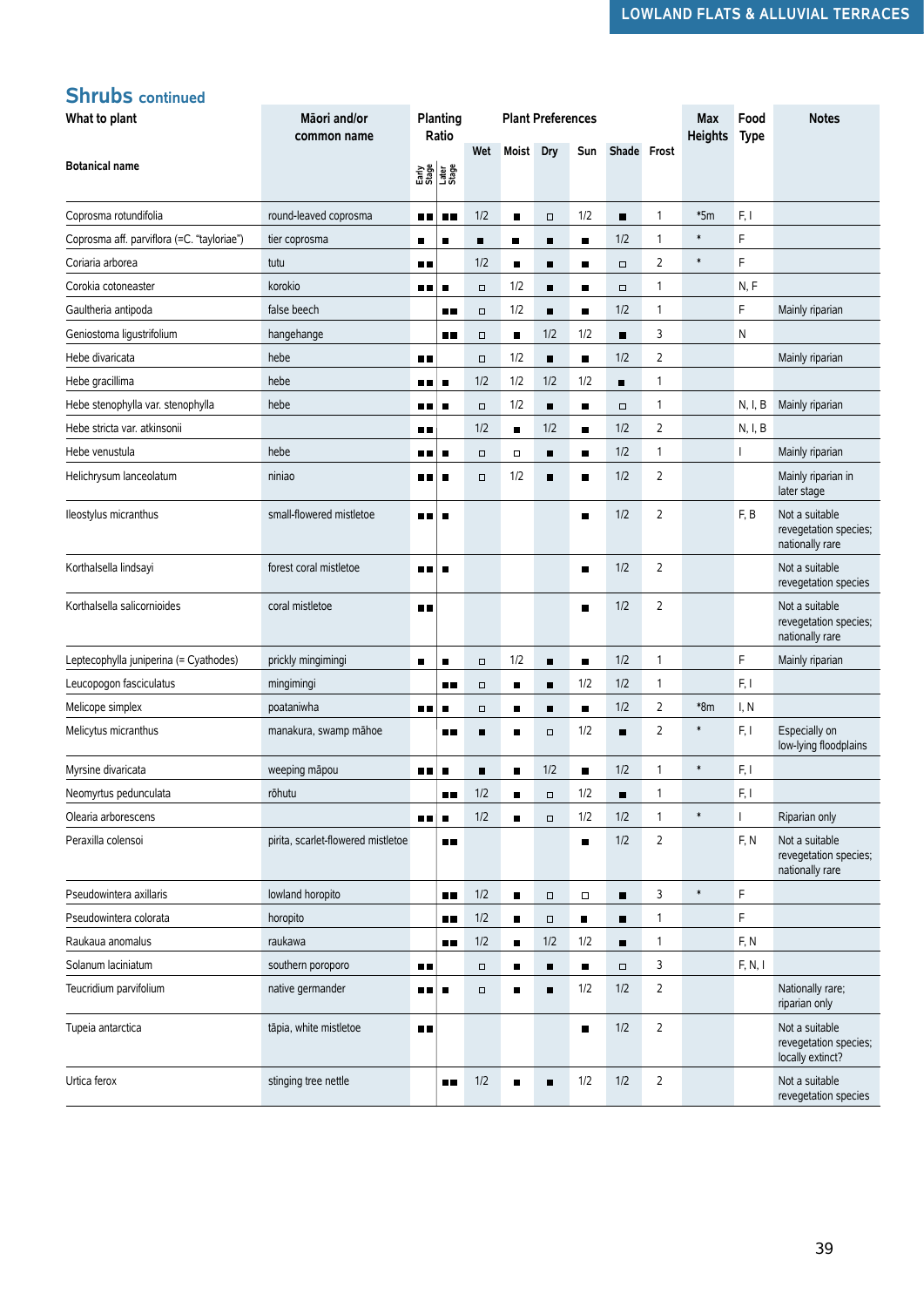## Shrubs continued

| What to plant<br><br>Botanical name | Māori and/or common name | Planting Ratio<br>Early Stage | <br>Later Stage | Plant Preferences<br>Wet | <br>Moist | <br>Dry | <br>Sun | <br>Shade | <br>Frost | Max Heights | Food Type | Notes |
|---|---|---|---|---|---|---|---|---|---|---|---|---|
| Coprosma rotundifolia | round-leaved coprosma | ■■ | ■■ | 1/2 | ■ | □ | 1/2 | ■ | 1 | *5m | F, I | |
| Coprosma aff. parviflora (=C. "tayloriae") | tier coprosma | ■ | ■ | ■ | ■ | ■ | ■ | 1/2 | 1 | * | F | |
| Coriaria arborea | tutu | ■■ | | 1/2 | ■ | ■ | ■ | □ | 2 | * | F | |
| Corokia cotoneaster | korokio | ■■ | ■ | □ | 1/2 | ■ | ■ | □ | 1 | | N, F | |
| Gaultheria antipoda | false beech | | ■■ | □ | 1/2 | ■ | ■ | 1/2 | 1 | | F | Mainly riparian |
| Geniostoma ligustrifolium | hangehange | | ■■ | □ | ■ | 1/2 | 1/2 | ■ | 3 | | N | |
| Hebe divaricata | hebe | ■■ | | □ | 1/2 | ■ | ■ | 1/2 | 2 | | | Mainly riparian |
| Hebe gracillima | hebe | ■■ | ■ | 1/2 | 1/2 | 1/2 | 1/2 | ■ | 1 | | | |
| Hebe stenophylla var. stenophylla | hebe | ■■ | ■ | □ | 1/2 | ■ | ■ | □ | 1 | | N, I, B | Mainly riparian |
| Hebe stricta var. atkinsonii | | ■■ | | 1/2 | ■ | 1/2 | ■ | 1/2 | 2 | | N, I, B | |
| Hebe venustula | hebe | ■■ | ■ | □ | □ | ■ | ■ | 1/2 | 1 | | I | Mainly riparian |
| Helichrysum lanceolatum | niniao | ■■ | ■ | □ | 1/2 | ■ | ■ | 1/2 | 2 | | | Mainly riparian in later stage |
| Ileostylus micranthus | small-flowered mistletoe | ■■ | ■ | | | | ■ | 1/2 | 2 | | F, B | Not a suitable revegetation species; nationally rare |
| Korthalsella lindsayi | forest coral mistletoe | ■■ | ■ | | | | ■ | 1/2 | 2 | | | Not a suitable revegetation species |
| Korthalsella salicornioides | coral mistletoe | ■■ | | | | | ■ | 1/2 | 2 | | | Not a suitable revegetation species; nationally rare |
| Leptecophylla juniperina (= Cyathodes) | prickly mingimingi | ■ | ■ | □ | 1/2 | ■ | ■ | 1/2 | 1 | | F | Mainly riparian |
| Leucopogon fasciculatus | mingimingi | | ■■ | □ | ■ | ■ | 1/2 | 1/2 | 1 | | F, I | |
| Melicope simplex | poataniwha | ■■ | ■ | □ | ■ | ■ | ■ | 1/2 | 2 | *8m | I, N | |
| Melicytus micranthus | manakura, swamp māhoe | | ■■ | ■ | ■ | □ | 1/2 | ■ | 2 | * | F, I | Especially on low-lying floodplains |
| Myrsine divaricata | weeping māpou | ■■ | ■ | ■ | ■ | 1/2 | ■ | 1/2 | 1 | * | F, I | |
| Neomyrtus pedunculata | rōhutu | | ■■ | 1/2 | ■ | □ | 1/2 | ■ | 1 | | F, I | |
| Olearia arborescens | | ■■ | ■ | 1/2 | ■ | □ | 1/2 | 1/2 | 1 | * | I | Riparian only |
| Peraxilla colensoi | pirita, scarlet-flowered mistletoe | | ■■ | | | | ■ | 1/2 | 2 | | F, N | Not a suitable revegetation species; nationally rare |
| Pseudowintera axillaris | lowland horopito | | ■■ | 1/2 | ■ | □ | □ | ■ | 3 | * | F | |
| Pseudowintera colorata | horopito | | ■■ | 1/2 | ■ | □ | ■ | ■ | 1 | | F | |
| Raukaua anomalus | raukawa | | ■■ | 1/2 | ■ | 1/2 | 1/2 | ■ | 1 | | F, N | |
| Solanum laciniatum | southern poroporo | ■■ | | □ | ■ | ■ | ■ | □ | 3 | | F, N, I | |
| Teucridium parvifolium | native germander | ■■ | ■ | □ | ■ | ■ | 1/2 | 1/2 | 2 | | | Nationally rare; riparian only |
| Tupeia antarctica | tāpia, white mistletoe | ■■ | | | | | ■ | 1/2 | 2 | | | Not a suitable revegetation species; locally extinct? |
| Urtica ferox | stinging tree nettle | | ■■ | 1/2 | ■ | ■ | 1/2 | 1/2 | 2 | | | Not a suitable revegetation species |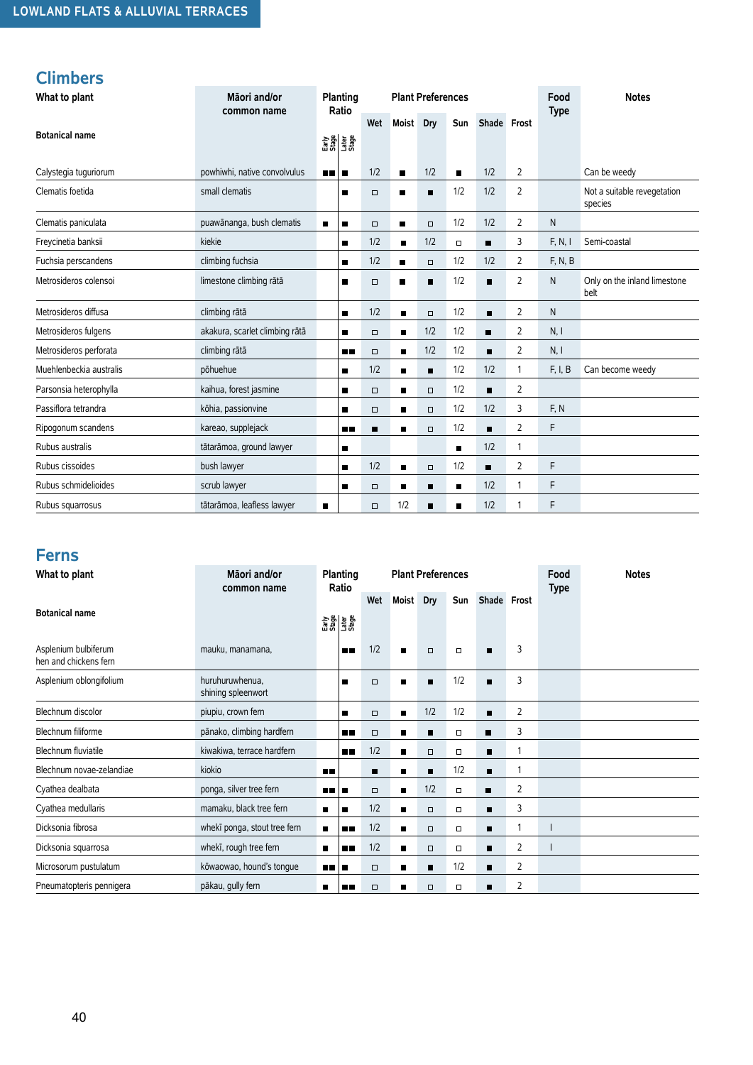LOWLAND FLATS & ALLUVIAL TERRACES

## Climbers

| What to plant / Botanical name | Māori and/or common name | Planting Ratio | | Plant Preferences | | | | | | Food Type | Notes |
|---|---|---|---|---|---|---|---|---|---|---|---|
| | | Early Stage | Later Stage | Wet | Moist | Dry | Sun | Shade | Frost | | |
| Calystegia tuguriorum | powhiwhi, native convolvulus | ■■ | ■ | 1/2 | ■ | 1/2 | ■ | 1/2 | 2 | | Can be weedy |
| Clematis foetida | small clematis | | ■ | □ | ■ | ■ | 1/2 | 1/2 | 2 | | Not a suitable revegetation species |
| Clematis paniculata | puawānanga, bush clematis | ■ | ■ | □ | ■ | □ | 1/2 | 1/2 | 2 | N | |
| Freycinetia banksii | kiekie | | ■ | 1/2 | ■ | 1/2 | □ | ■ | 3 | F, N, I | Semi-coastal |
| Fuchsia perscandens | climbing fuchsia | | ■ | 1/2 | ■ | □ | 1/2 | 1/2 | 2 | F, N, B | |
| Metrosideros colensoi | limestone climbing rātā | | ■ | □ | ■ | ■ | 1/2 | ■ | 2 | N | Only on the inland limestone belt |
| Metrosideros diffusa | climbing rātā | | ■ | 1/2 | ■ | □ | 1/2 | ■ | 2 | N | |
| Metrosideros fulgens | akakura, scarlet climbing rātā | | ■ | □ | ■ | 1/2 | 1/2 | ■ | 2 | N, I | |
| Metrosideros perforata | climbing rātā | | ■■ | □ | ■ | 1/2 | 1/2 | ■ | 2 | N, I | |
| Muehlenbeckia australis | pōhuehue | | ■ | 1/2 | ■ | ■ | 1/2 | 1/2 | 1 | F, I, B | Can become weedy |
| Parsonsia heterophylla | kaihua, forest jasmine | | ■ | □ | ■ | □ | 1/2 | ■ | 2 | | |
| Passiflora tetrandra | kōhia, passionvine | | ■ | □ | ■ | □ | 1/2 | 1/2 | 3 | F, N | |
| Ripogonum scandens | kareao, supplejack | | ■■ | ■ | ■ | □ | 1/2 | ■ | 2 | F | |
| Rubus australis | tātarāmoa, ground lawyer | | ■ | | | | ■ | 1/2 | 1 | | |
| Rubus cissoides | bush lawyer | | ■ | 1/2 | ■ | □ | 1/2 | ■ | 2 | F | |
| Rubus schmidelioides | scrub lawyer | | ■ | □ | ■ | ■ | ■ | 1/2 | 1 | F | |
| Rubus squarrosus | tātarāmoa, leafless lawyer | ■ | | □ | 1/2 | ■ | ■ | 1/2 | 1 | F | |

## Ferns

| What to plant / Botanical name | Māori and/or common name | Planting Ratio | | Plant Preferences | | | | | | Food Type | Notes |
|---|---|---|---|---|---|---|---|---|---|---|---|
| | | Early Stage | Later Stage | Wet | Moist | Dry | Sun | Shade | Frost | | |
| Asplenium bulbiferum hen and chickens fern | mauku, manamana, | | ■■ | 1/2 | ■ | □ | □ | ■ | 3 | | |
| Asplenium oblongifolium | huruhuruwhenua, shining spleenwort | | ■ | □ | ■ | ■ | 1/2 | ■ | 3 | | |
| Blechnum discolor | piupiu, crown fern | | ■ | □ | ■ | 1/2 | 1/2 | ■ | 2 | | |
| Blechnum filiforme | pānako, climbing hardfern | | ■■ | □ | ■ | ■ | □ | ■ | 3 | | |
| Blechnum fluviatile | kiwakiwa, terrace hardfern | | ■■ | 1/2 | ■ | □ | □ | ■ | 1 | | |
| Blechnum novae-zelandiae | kiokio | ■■ | | ■ | ■ | ■ | 1/2 | ■ | 1 | | |
| Cyathea dealbata | ponga, silver tree fern | ■■ | ■ | □ | ■ | 1/2 | □ | ■ | 2 | | |
| Cyathea medullaris | mamaku, black tree fern | ■ | ■ | 1/2 | ■ | □ | □ | ■ | 3 | | |
| Dicksonia fibrosa | wheki ponga, stout tree fern | ■ | ■■ | 1/2 | ■ | □ | □ | ■ | 1 | I | |
| Dicksonia squarrosa | wheki, rough tree fern | ■ | ■■ | 1/2 | ■ | □ | □ | ■ | 2 | I | |
| Microsorum pustulatum | kōwaowao, hound's tongue | ■■ | ■ | □ | ■ | ■ | 1/2 | ■ | 2 | | |
| Pneumatopteris pennigera | pākau, gully fern | ■ | ■■ | □ | ■ | □ | □ | ■ | 2 | | |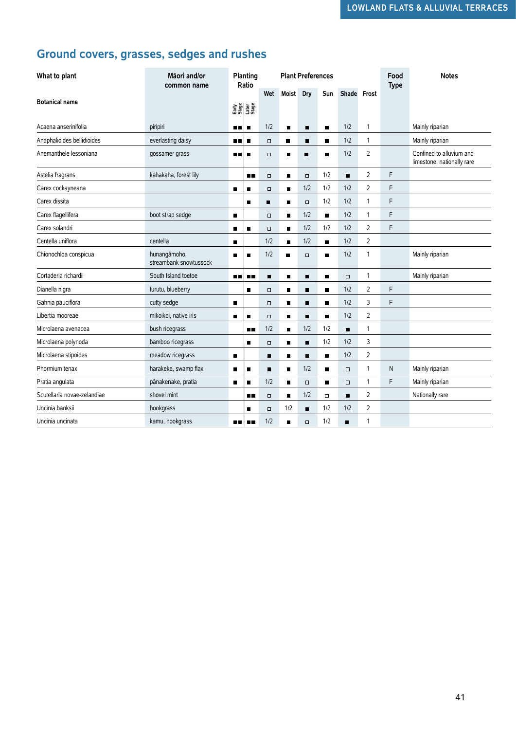## Ground covers, grasses, sedges and rushes

| What to plant<br>Botanical name | Māori and/or common name | Planting Ratio | | Plant Preferences | | | | | | Food Type | Notes |
|---|---|---|---|---|---|---|---|---|---|---|---|
| | | Early Stage | Later Stage | Wet | Moist | Dry | Sun | Shade | Frost | | |
| Acaena anserinifolia | piripiri | ■■ | ■ | 1/2 | ■ | ■ | ■ | 1/2 | 1 | | Mainly riparian |
| Anaphalioides bellidioides | everlasting daisy | ■■ | ■ | □ | ■ | ■ | ■ | 1/2 | 1 | | Mainly riparian |
| Anemanthele lessoniana | gossamer grass | ■■ | ■ | □ | ■ | ■ | ■ | 1/2 | 2 | | Confined to alluvium and limestone; nationally rare |
| Astelia fragrans | kahakaha, forest lily | | ■■ | □ | ■ | □ | 1/2 | ■ | 2 | F | |
| Carex cockayneana | | ■ | ■ | □ | ■ | 1/2 | 1/2 | 1/2 | 2 | F | |
| Carex dissita | | | ■ | ■ | ■ | □ | 1/2 | 1/2 | 1 | F | |
| Carex flagellifera | boot strap sedge | ■ | | □ | ■ | 1/2 | ■ | 1/2 | 1 | F | |
| Carex solandri | | ■ | ■ | □ | ■ | 1/2 | 1/2 | 1/2 | 2 | F | |
| Centella uniflora | centella | ■ | | 1/2 | ■ | 1/2 | ■ | 1/2 | 2 | | |
| Chionochloa conspicua | hunangāmoho, streambank snowtussock | ■ | ■ | 1/2 | ■ | □ | ■ | 1/2 | 1 | | Mainly riparian |
| Cortaderia richardii | South Island toetoe | ■■ | ■■ | ■ | ■ | ■ | ■ | □ | 1 | | Mainly riparian |
| Dianella nigra | turutu, blueberry | | ■ | □ | ■ | ■ | ■ | 1/2 | 2 | F | |
| Gahnia pauciflora | cutty sedge | ■ | | □ | ■ | ■ | ■ | 1/2 | 3 | F | |
| Libertia mooreae | mikoikoi, native iris | ■ | ■ | □ | ■ | ■ | ■ | 1/2 | 2 | | |
| Microlaena avenacea | bush ricegrass | | ■■ | 1/2 | ■ | 1/2 | 1/2 | ■ | 1 | | |
| Microlaena polynoda | bamboo ricegrass | | ■ | □ | ■ | ■ | 1/2 | 1/2 | 3 | | |
| Microlaena stipoides | meadow ricegrass | ■ | | ■ | ■ | ■ | ■ | 1/2 | 2 | | |
| Phormium tenax | harakeke, swamp flax | ■ | ■ | ■ | ■ | 1/2 | ■ | □ | 1 | N | Mainly riparian |
| Pratia angulata | pānakenake, pratia | ■ | ■ | 1/2 | ■ | □ | ■ | □ | 1 | F | Mainly riparian |
| Scutellaria novae-zelandiae | shovel mint | | ■■ | □ | ■ | 1/2 | □ | ■ | 2 | | Nationally rare |
| Uncinia banksii | hookgrass | | ■ | □ | 1/2 | ■ | 1/2 | 1/2 | 2 | | |
| Uncinia uncinata | kamu, hookgrass | ■■ | ■■ | 1/2 | ■ | □ | 1/2 | ■ | 1 | | |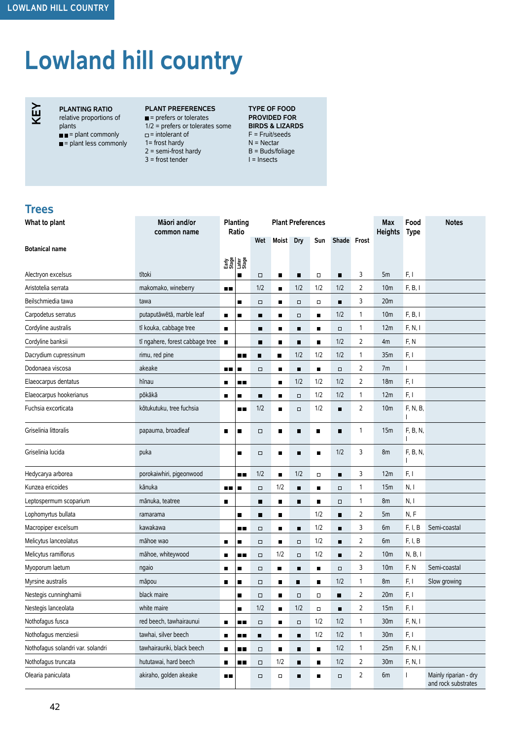# Lowland hill country

**KEY**

**PLANTING RATIO**
relative proportions of plants
■■ = plant commonly
■ = plant less commonly

**PLANT PREFERENCES**
■ = prefers or tolerates
1/2 = prefers or tolerates some
□ = intolerant of
1= frost hardy
2 = semi-frost hardy
3 = frost tender

**TYPE OF FOOD PROVIDED FOR BIRDS & LIZARDS**
F = Fruit/seeds
N = Nectar
B = Buds/foliage
I = Insects

## Trees

| What to plant | Māori and/or common name | Planting Ratio | | Plant Preferences | | | | | | Max Heights | Food Type | Notes |
|---|---|---|---|---|---|---|---|---|---|---|---|---|
| Botanical name | | Early Stage | Later Stage | Wet | Moist | Dry | Sun | Shade | Frost | | | |
| Alectryon excelsus | tītoki | | ■ | □ | ■ | ■ | □ | ■ | 3 | 5m | F, I | |
| Aristotelia serrata | makomako, wineberry | ■■ | | 1/2 | ■ | 1/2 | 1/2 | 1/2 | 2 | 10m | F, B, I | |
| Beilschmiedia tawa | tawa | | ■ | □ | ■ | □ | □ | ■ | 3 | 20m | | |
| Carpodetus serratus | putaputāwētā, marble leaf | ■ | ■ | ■ | ■ | □ | ■ | 1/2 | 1 | 10m | F, B, I | |
| Cordyline australis | tī kouka, cabbage tree | ■ | | ■ | ■ | ■ | ■ | □ | 1 | 12m | F, N, I | |
| Cordyline banksii | tī ngahere, forest cabbage tree | ■ | | ■ | ■ | ■ | ■ | 1/2 | 2 | 4m | F, N | |
| Dacrydium cupressinum | rimu, red pine | | ■■ | ■ | ■ | 1/2 | 1/2 | 1/2 | 1 | 35m | F, I | |
| Dodonaea viscosa | akeake | ■■ | ■ | □ | ■ | ■ | ■ | □ | 2 | 7m | I | |
| Elaeocarpus dentatus | hīnau | ■ | ■■ | | ■ | 1/2 | 1/2 | 1/2 | 2 | 18m | F, I | |
| Elaeocarpus hookerianus | pōkākā | ■ | ■ | ■ | ■ | □ | 1/2 | 1/2 | 1 | 12m | F, I | |
| Fuchsia excorticata | kōtukutuku, tree fuchsia | | ■■ | 1/2 | ■ | □ | 1/2 | ■ | 2 | 10m | F, N, B, I | |
| Griselinia littoralis | papauma, broadleaf | ■ | ■ | □ | ■ | ■ | ■ | ■ | 1 | 15m | F, B, N, I | |
| Griselinia lucida | puka | | ■ | □ | ■ | ■ | ■ | 1/2 | 3 | 8m | F, B, N, I | |
| Hedycarya arborea | porokaiwhiri, pigeonwood | | ■■ | 1/2 | ■ | 1/2 | □ | ■ | 3 | 12m | F, I | |
| Kunzea ericoides | kānuka | ■■ | ■ | □ | 1/2 | ■ | ■ | □ | 1 | 15m | N, I | |
| Leptospermum scoparium | mānuka, teatree | ■ | | ■ | ■ | ■ | ■ | □ | 1 | 8m | N, I | |
| Lophomyrtus bullata | ramarama | | ■ | ■ | ■ | | 1/2 | ■ | 2 | 5m | N, F | |
| Macropiper excelsum | kawakawa | | ■■ | □ | ■ | ■ | 1/2 | ■ | 3 | 6m | F, I, B | Semi-coastal |
| Melicytus lanceolatus | māhoe wao | ■ | ■ | □ | ■ | □ | 1/2 | ■ | 2 | 6m | F, I, B | |
| Melicytus ramiflorus | māhoe, whiteywood | ■ | ■■ | □ | 1/2 | □ | 1/2 | ■ | 2 | 10m | N, B, I | |
| Myoporum laetum | ngaio | ■ | ■ | □ | ■ | ■ | ■ | □ | 3 | 10m | F, N | Semi-coastal |
| Myrsine australis | māpou | ■ | ■ | □ | ■ | ■ | ■ | 1/2 | 1 | 8m | F, I | Slow growing |
| Nestegis cunninghamii | black maire | | ■ | □ | ■ | □ | □ | ■ | 2 | 20m | F, I | |
| Nestegis lanceolata | white maire | | ■ | 1/2 | ■ | 1/2 | □ | ■ | 2 | 15m | F, I | |
| Nothofagus fusca | red beech, tawhairaunui | ■ | ■■ | □ | ■ | □ | 1/2 | 1/2 | 1 | 30m | F, N, I | |
| Nothofagus menziesii | tawhai, silver beech | ■ | ■■ | ■ | ■ | ■ | 1/2 | 1/2 | 1 | 30m | F, I | |
| Nothofagus solandri var. solandri | tawhairauriki, black beech | ■ | ■■ | □ | ■ | ■ | ■ | 1/2 | 1 | 25m | F, N, I | |
| Nothofagus truncata | hututawai, hard beech | ■ | ■■ | □ | 1/2 | ■ | ■ | 1/2 | 2 | 30m | F, N, I | |
| Olearia paniculata | akiraho, golden akeake | ■■ | | □ | □ | ■ | ■ | □ | 2 | 6m | I | Mainly riparian - dry and rock substrates |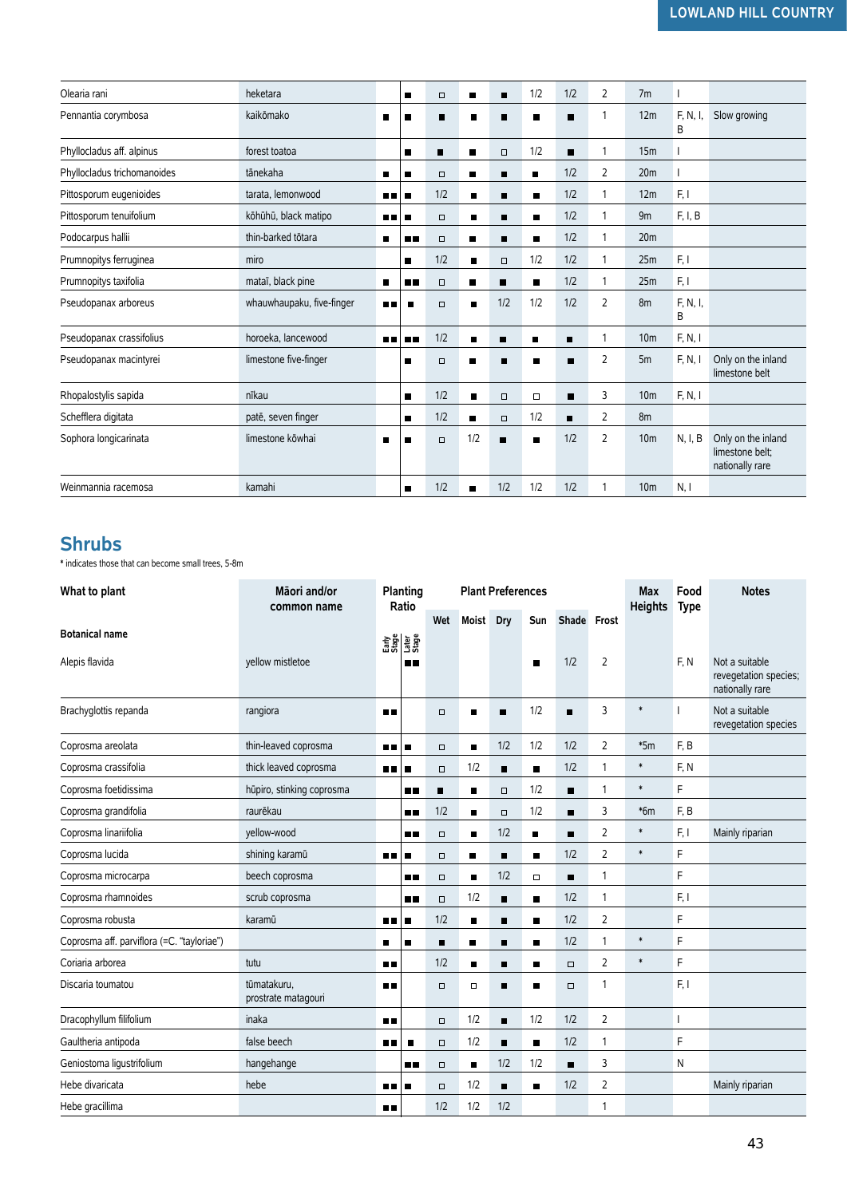| | | | | | | | | | | | | |
|---|---|---|---|---|---|---|---|---|---|---|---|---|
| Olearia rani | heketara | | ■ | □ | ■ | ■ | 1/2 | 1/2 | 2 | 7m | I | |
| Pennantia corymbosa | kaikōmako | ■ | ■ | ■ | ■ | ■ | ■ | ■ | 1 | 12m | F, N, I, B | Slow growing |
| Phyllocladus aff. alpinus | forest toatoa | | ■ | ■ | ■ | □ | 1/2 | ■ | 1 | 15m | I | |
| Phyllocladus trichomanoides | tānekaha | ■ | ■ | □ | ■ | ■ | ■ | 1/2 | 2 | 20m | I | |
| Pittosporum eugenioides | tarata, lemonwood | ■■ | ■ | 1/2 | ■ | ■ | ■ | 1/2 | 1 | 12m | F, I | |
| Pittosporum tenuifolium | kōhūhū, black matipo | ■■ | ■ | □ | ■ | ■ | ■ | 1/2 | 1 | 9m | F, I, B | |
| Podocarpus hallii | thin-barked tōtara | ■ | ■■ | □ | ■ | ■ | ■ | 1/2 | 1 | 20m | | |
| Prumnopitys ferruginea | miro | | ■ | 1/2 | ■ | □ | 1/2 | 1/2 | 1 | 25m | F, I | |
| Prumnopitys taxifolia | mataī, black pine | ■ | ■■ | □ | ■ | ■ | ■ | 1/2 | 1 | 25m | F, I | |
| Pseudopanax arboreus | whauwhaupaku, five-finger | ■■ | ■ | □ | ■ | 1/2 | 1/2 | 1/2 | 2 | 8m | F, N, I, B | |
| Pseudopanax crassifolius | horoeka, lancewood | ■■ | ■■ | 1/2 | ■ | ■ | ■ | ■ | 1 | 10m | F, N, I | |
| Pseudopanax macintyrei | limestone five-finger | | ■ | □ | ■ | ■ | ■ | ■ | 2 | 5m | F, N, I | Only on the inland limestone belt |
| Rhopalostylis sapida | nīkau | | ■ | 1/2 | ■ | □ | □ | ■ | 3 | 10m | F, N, I | |
| Schefflera digitata | patē, seven finger | | ■ | 1/2 | ■ | □ | 1/2 | ■ | 2 | 8m | | |
| Sophora longicarinata | limestone kōwhai | ■ | ■ | □ | 1/2 | ■ | ■ | 1/2 | 2 | 10m | N, I, B | Only on the inland limestone belt; nationally rare |
| Weinmannia racemosa | kamahi | | ■ | 1/2 | ■ | 1/2 | 1/2 | 1/2 | 1 | 10m | N, I | |

## Shrubs

* indicates those that can become small trees, 5-8m

| What to plant | Māori and/or common name | Planting Ratio | | Plant Preferences | | | | | | Max Heights | Food Type | Notes |
|---|---|---|---|---|---|---|---|---|---|---|---|---|
| **Botanical name** | | Early Stage | Later Stage | Wet | Moist | Dry | Sun | Shade | Frost | | | |
| Alepis flavida | yellow mistletoe | | ■■ | | | | ■ | 1/2 | 2 | | F, N | Not a suitable revegetation species; nationally rare |
| Brachyglottis repanda | rangiora | ■■ | | □ | ■ | ■ | 1/2 | ■ | 3 | * | I | Not a suitable revegetation species |
| Coprosma areolata | thin-leaved coprosma | ■■ | ■ | □ | ■ | 1/2 | 1/2 | 1/2 | 2 | *5m | F, B | |
| Coprosma crassifolia | thick leaved coprosma | ■■ | ■ | □ | 1/2 | ■ | ■ | 1/2 | 1 | * | F, N | |
| Coprosma foetidissima | hūpiro, stinking coprosma | | ■■ | ■ | ■ | □ | 1/2 | ■ | 1 | * | F | |
| Coprosma grandifolia | raurēkau | | ■■ | 1/2 | ■ | □ | 1/2 | ■ | 3 | *6m | F, B | |
| Coprosma linariifolia | yellow-wood | | ■■ | □ | ■ | 1/2 | ■ | ■ | 2 | * | F, I | Mainly riparian |
| Coprosma lucida | shining karamū | ■■ | ■ | □ | ■ | ■ | ■ | 1/2 | 2 | * | F | |
| Coprosma microcarpa | beech coprosma | | ■■ | □ | ■ | 1/2 | □ | ■ | 1 | | F | |
| Coprosma rhamnoides | scrub coprosma | | ■■ | □ | 1/2 | ■ | ■ | 1/2 | 1 | | F, I | |
| Coprosma robusta | karamū | ■■ | ■ | 1/2 | ■ | ■ | ■ | 1/2 | 2 | | F | |
| Coprosma aff. parviflora (=C. "tayloriae") | | ■ | ■ | ■ | ■ | ■ | ■ | 1/2 | 1 | * | F | |
| Coriaria arborea | tutu | ■■ | | 1/2 | ■ | ■ | ■ | □ | 2 | * | F | |
| Discaria toumatou | tūmatakuru, prostrate matagouri | ■■ | | □ | □ | ■ | ■ | □ | 1 | | F, I | |
| Dracophyllum filifolium | inaka | ■■ | | □ | 1/2 | ■ | 1/2 | 1/2 | 2 | | I | |
| Gaultheria antipoda | false beech | ■■ | ■ | □ | 1/2 | ■ | ■ | 1/2 | 1 | | F | |
| Geniostoma ligustrifolium | hangehange | | ■■ | □ | ■ | 1/2 | 1/2 | ■ | 3 | | N | |
| Hebe divaricata | hebe | ■■ | ■ | □ | 1/2 | ■ | ■ | 1/2 | 2 | | | Mainly riparian |
| Hebe gracillima | | ■■ | | 1/2 | 1/2 | 1/2 | | | 1 | | | |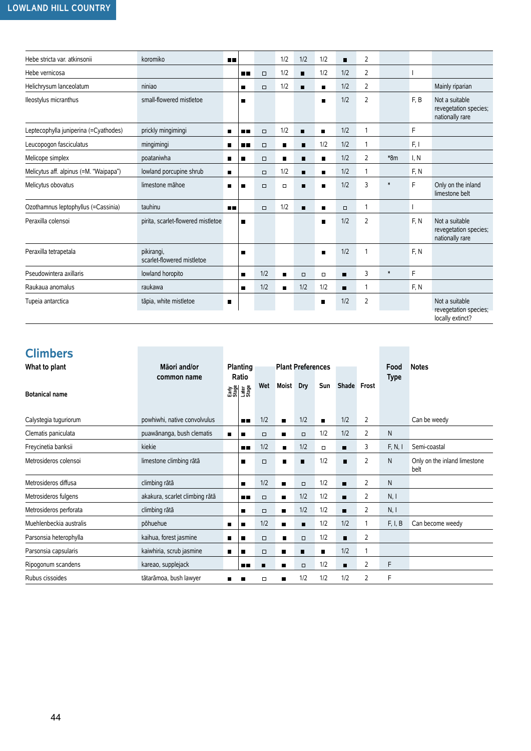| Botanical name | Māori and/or common name | Early Stage | Later Stage | Wet | Moist | Dry | Sun | Shade | Frost | | Food Type | Notes |
|---|---|---|---|---|---|---|---|---|---|---|---|---|
| Hebe stricta var. atkinsonii | koromiko | ■■ | | | 1/2 | 1/2 | 1/2 | ■ | 2 | | | |
| Hebe vernicosa | | | ■■ | □ | 1/2 | ■ | 1/2 | 1/2 | 2 | | I | |
| Helichrysum lanceolatum | niniao | | ■ | □ | 1/2 | ■ | ■ | 1/2 | 2 | | | Mainly riparian |
| Ileostylus micranthus | small-flowered mistletoe | | ■ | | | | ■ | 1/2 | 2 | | F, B | Not a suitable revegetation species; nationally rare |
| Leptecophylla juniperina (=Cyathodes) | prickly mingimingi | ■ | ■■ | □ | 1/2 | ■ | ■ | 1/2 | 1 | | F | |
| Leucopogon fasciculatus | mingimingi | ■ | ■■ | □ | ■ | ■ | 1/2 | 1/2 | 1 | | F, I | |
| Melicope simplex | poataniwha | ■ | ■ | □ | ■ | ■ | ■ | 1/2 | 2 | *8m | I, N | |
| Melicytus aff. alpinus (=M. "Waipapa") | lowland porcupine shrub | ■ | | □ | 1/2 | ■ | ■ | 1/2 | 1 | | F, N | |
| Melicytus obovatus | limestone māhoe | ■ | ■ | □ | □ | ■ | ■ | 1/2 | 3 | * | F | Only on the inland limestone belt |
| Ozothamnus leptophyllus (=Cassinia) | tauhinu | ■■ | | □ | 1/2 | ■ | ■ | □ | 1 | | I | |
| Peraxilla colensoi | pirita, scarlet-flowered mistletoe | | ■ | | | | ■ | 1/2 | 2 | | F, N | Not a suitable revegetation species; nationally rare |
| Peraxilla tetrapetala | pikirangi, scarlet-flowered mistletoe | | ■ | | | | ■ | 1/2 | 1 | | F, N | |
| Pseudowintera axillaris | lowland horopito | | ■ | 1/2 | ■ | □ | □ | ■ | 3 | * | F | |
| Raukaua anomalus | raukawa | | ■ | 1/2 | ■ | 1/2 | 1/2 | ■ | 1 | | F, N | |
| Tupeia antarctica | tāpia, white mistletoe | ■ | | | | | ■ | 1/2 | 2 | | | Not a suitable revegetation species; locally extinct? |

## Climbers

| What to plant<br><br>Botanical name | Māori and/or common name | Planting Ratio<br>Early Stage | <br>Later Stage | Plant Preferences<br>Wet | <br>Moist | <br>Dry | <br>Sun | <br>Shade | <br>Frost | Food Type | Notes |
|---|---|---|---|---|---|---|---|---|---|---|---|
| Calystegia tuguriorum | powhiwhi, native convolvulus | | ■■ | 1/2 | ■ | 1/2 | ■ | 1/2 | 2 | | Can be weedy |
| Clematis paniculata | puawānanga, bush clematis | ■ | ■ | □ | ■ | □ | 1/2 | 1/2 | 2 | N | |
| Freycinetia banksii | kiekie | | ■■ | 1/2 | ■ | 1/2 | □ | ■ | 3 | F, N, I | Semi-coastal |
| Metrosideros colensoi | limestone climbing rātā | | ■ | □ | ■ | ■ | 1/2 | ■ | 2 | N | Only on the inland limestone belt |
| Metrosideros diffusa | climbing rātā | | ■ | 1/2 | ■ | □ | 1/2 | ■ | 2 | N | |
| Metrosideros fulgens | akakura, scarlet climbing rātā | | ■■ | □ | ■ | 1/2 | 1/2 | ■ | 2 | N, I | |
| Metrosideros perforata | climbing rātā | | ■ | □ | ■ | 1/2 | 1/2 | ■ | 2 | N, I | |
| Muehlenbeckia australis | pōhuehue | ■ | ■ | 1/2 | ■ | ■ | 1/2 | 1/2 | 1 | F, I, B | Can become weedy |
| Parsonsia heterophylla | kaihua, forest jasmine | ■ | ■ | □ | ■ | □ | 1/2 | ■ | 2 | | |
| Parsonsia capsularis | kaiwhiria, scrub jasmine | ■ | ■ | □ | ■ | ■ | ■ | 1/2 | 1 | | |
| Ripogonum scandens | kareao, supplejack | | ■■ | ■ | ■ | □ | 1/2 | ■ | 2 | F | |
| Rubus cissoides | tātarāmoa, bush lawyer | ■ | ■ | □ | ■ | 1/2 | 1/2 | 1/2 | 2 | F | |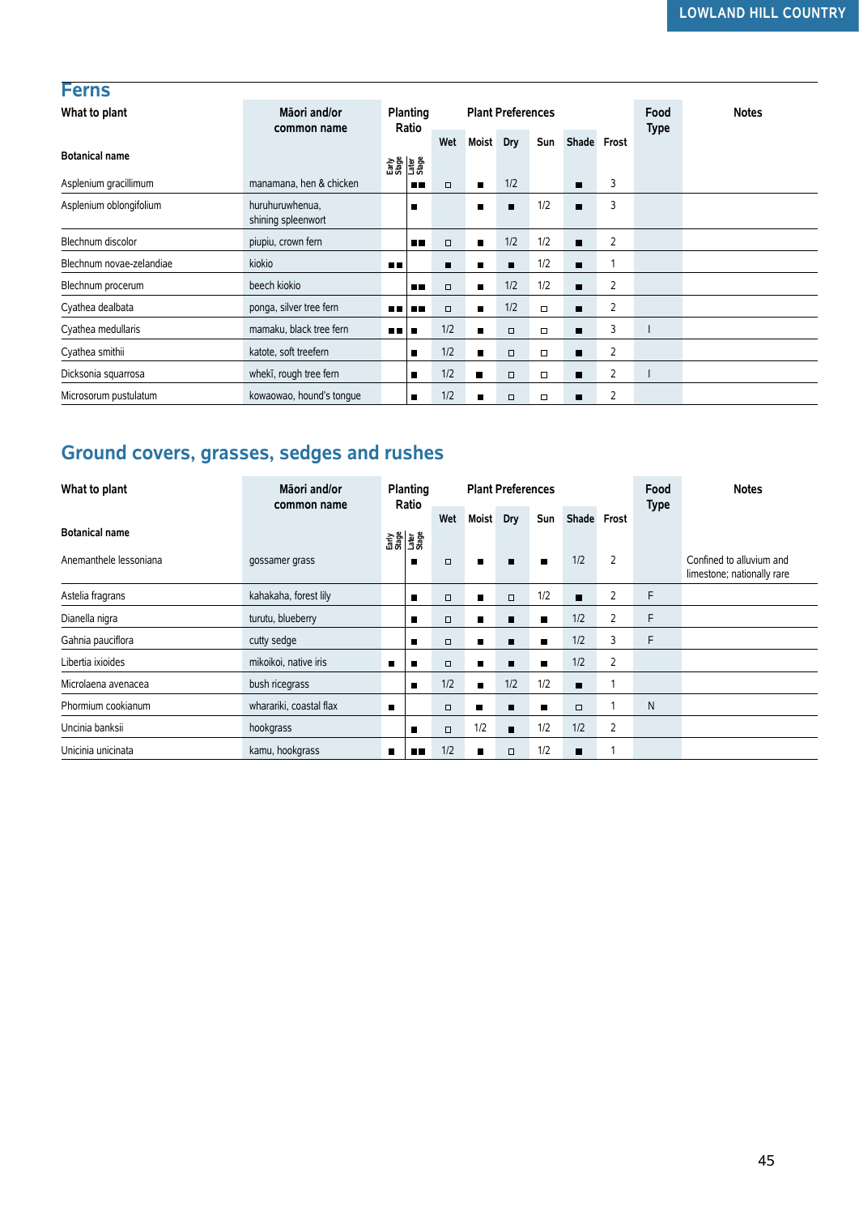## Ferns

| What to plant | Māori and/or common name | Planting Ratio | | Plant Preferences | | | | | | Food Type | Notes |
|---|---|---|---|---|---|---|---|---|---|---|---|
| Botanical name | | Early Stage | Later Stage | Wet | Moist | Dry | Sun | Shade | Frost | | |
| Asplenium gracillimum | manamana, hen & chicken | | ■■ | □ | ■ | 1/2 | | ■ | 3 | | |
| Asplenium oblongifolium | huruhuruwhenua, shining spleenwort | | ■ | | ■ | ■ | 1/2 | ■ | 3 | | |
| Blechnum discolor | piupiu, crown fern | | ■■ | □ | ■ | 1/2 | 1/2 | ■ | 2 | | |
| Blechnum novae-zelandiae | kiokio | ■■ | | ■ | ■ | ■ | 1/2 | ■ | 1 | | |
| Blechnum procerum | beech kiokio | | ■■ | □ | ■ | 1/2 | 1/2 | ■ | 2 | | |
| Cyathea dealbata | ponga, silver tree fern | ■■ | ■■ | □ | ■ | 1/2 | □ | ■ | 2 | | |
| Cyathea medullaris | mamaku, black tree fern | ■■ | ■ | 1/2 | ■ | □ | □ | ■ | 3 | I | |
| Cyathea smithii | katote, soft treefern | | ■ | 1/2 | ■ | □ | □ | ■ | 2 | | |
| Dicksonia squarrosa | whekī, rough tree fern | | ■ | 1/2 | ■ | □ | □ | ■ | 2 | I | |
| Microsorum pustulatum | kowaowao, hound's tongue | | ■ | 1/2 | ■ | □ | □ | ■ | 2 | | |

## Ground covers, grasses, sedges and rushes

| What to plant | Māori and/or common name | Planting Ratio | | Plant Preferences | | | | | | Food Type | Notes |
|---|---|---|---|---|---|---|---|---|---|---|---|
| Botanical name | | Early Stage | Later Stage | Wet | Moist | Dry | Sun | Shade | Frost | | |
| Anemanthele lessoniana | gossamer grass | | ■ | □ | ■ | ■ | ■ | 1/2 | 2 | | Confined to alluvium and limestone; nationally rare |
| Astelia fragrans | kahakaha, forest lily | | ■ | □ | ■ | □ | 1/2 | ■ | 2 | F | |
| Dianella nigra | turutu, blueberry | | ■ | □ | ■ | ■ | ■ | 1/2 | 2 | F | |
| Gahnia pauciflora | cutty sedge | | ■ | □ | ■ | ■ | ■ | 1/2 | 3 | F | |
| Libertia ixioides | mikoikoi, native iris | ■ | ■ | □ | ■ | ■ | ■ | 1/2 | 2 | | |
| Microlaena avenacea | bush ricegrass | | ■ | 1/2 | ■ | 1/2 | 1/2 | ■ | 1 | | |
| Phormium cookianum | wharariki, coastal flax | ■ | | □ | ■ | ■ | ■ | □ | 1 | N | |
| Uncinia banksii | hookgrass | | ■ | □ | 1/2 | ■ | 1/2 | 1/2 | 2 | | |
| Unicinia unicinata | kamu, hookgrass | ■ | ■■ | 1/2 | ■ | □ | 1/2 | ■ | 1 | | |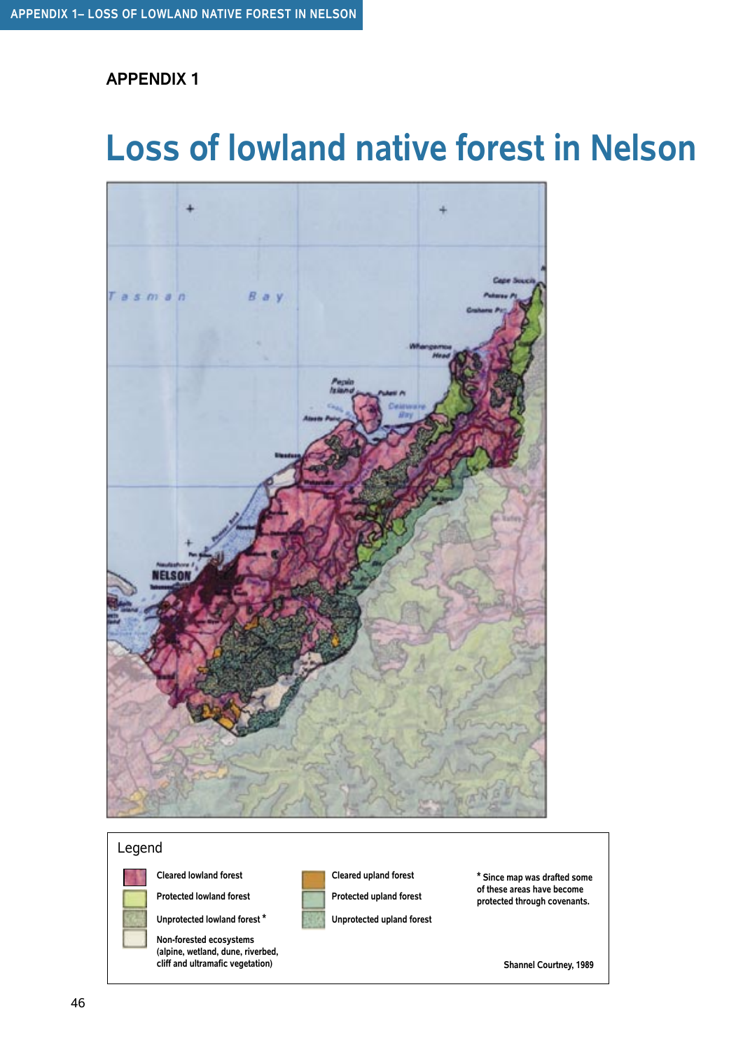## APPENDIX 1

# Loss of lowland native forest in Nelson

Legend

- Cleared lowland forest
- Protected lowland forest
- Unprotected lowland forest *
- Non-forested ecosystems (alpine, wetland, dune, riverbed, cliff and ultramafic vegetation)
- Cleared upland forest
- Protected upland forest
- Unprotected upland forest

* Since map was drafted some of these areas have become protected through covenants.

Shannel Courtney, 1989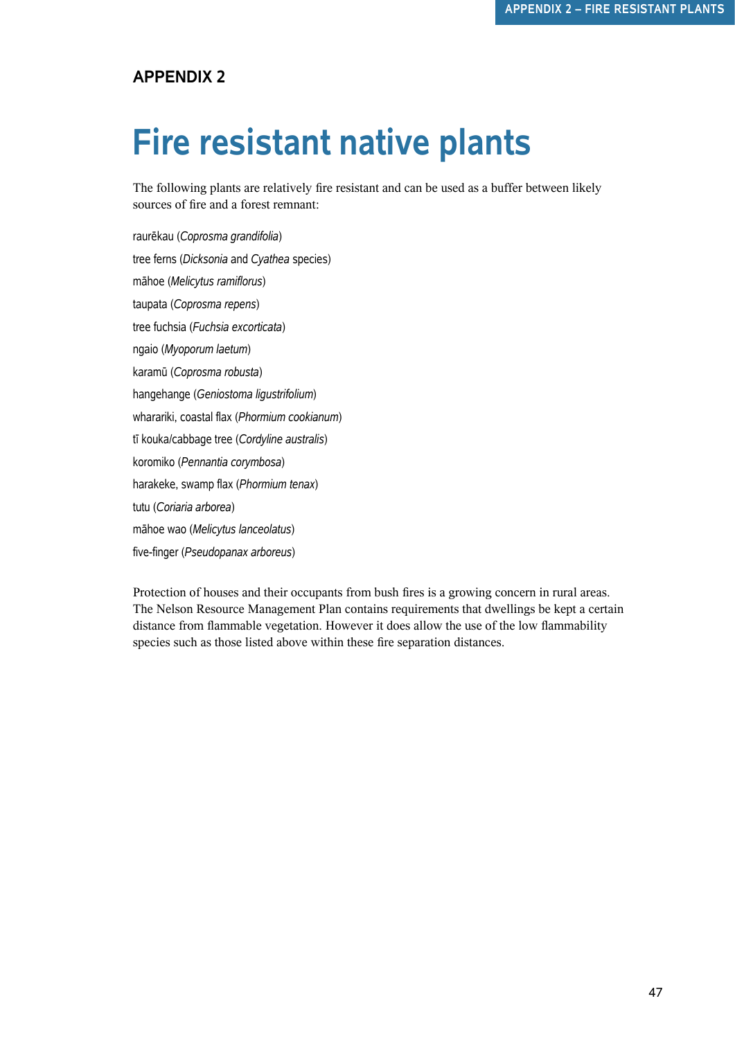APPENDIX 2

# Fire resistant native plants

The following plants are relatively fire resistant and can be used as a buffer between likely sources of fire and a forest remnant:

raurēkau (*Coprosma grandifolia*)

tree ferns (*Dicksonia* and *Cyathea* species)

māhoe (*Melicytus ramiflorus*)

taupata (*Coprosma repens*)

tree fuchsia (*Fuchsia excorticata*)

ngaio (*Myoporum laetum*)

karamū (*Coprosma robusta*)

hangehange (*Geniostoma ligustrifolium*)

wharariki, coastal flax (*Phormium cookianum*)

tī kouka/cabbage tree (*Cordyline australis*)

koromiko (*Pennantia corymbosa*)

harakeke, swamp flax (*Phormium tenax*)

tutu (*Coriaria arborea*)

māhoe wao (*Melicytus lanceolatus*)

five-finger (*Pseudopanax arboreus*)

Protection of houses and their occupants from bush fires is a growing concern in rural areas. The Nelson Resource Management Plan contains requirements that dwellings be kept a certain distance from flammable vegetation. However it does allow the use of the low flammability species such as those listed above within these fire separation distances.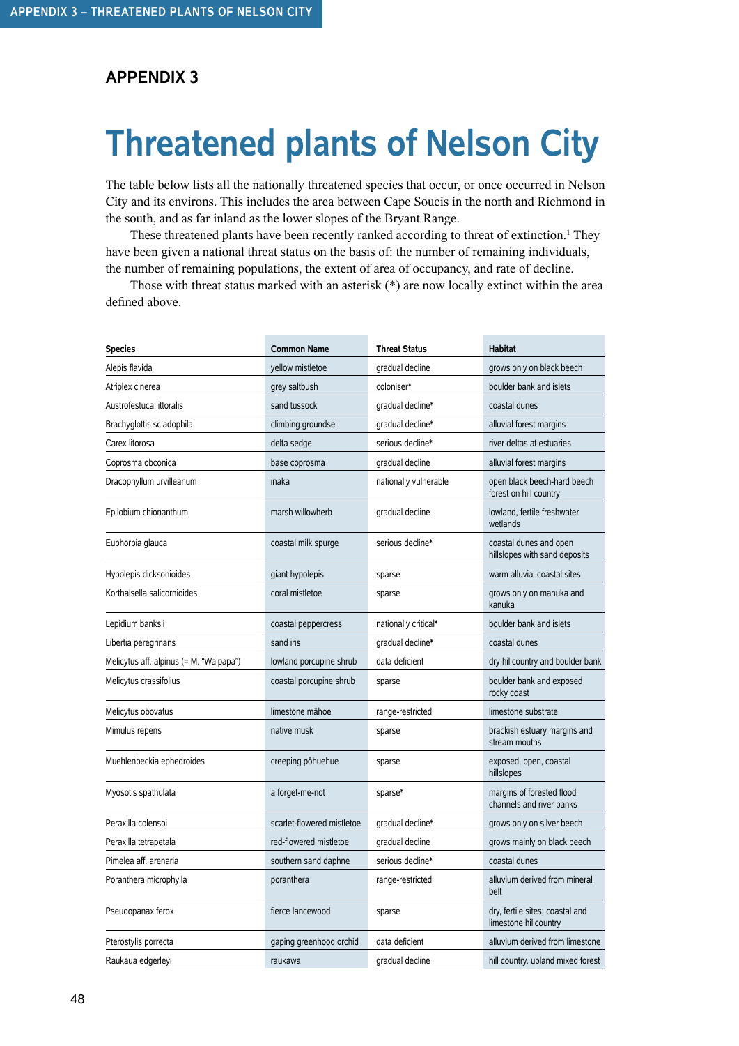## APPENDIX 3

# Threatened plants of Nelson City

The table below lists all the nationally threatened species that occur, or once occurred in Nelson City and its environs. This includes the area between Cape Soucis in the north and Richmond in the south, and as far inland as the lower slopes of the Bryant Range.

These threatened plants have been recently ranked according to threat of extinction.[1] They have been given a national threat status on the basis of: the number of remaining individuals, the number of remaining populations, the extent of area of occupancy, and rate of decline.

Those with threat status marked with an asterisk (*) are now locally extinct within the area defined above.

| Species | Common Name | Threat Status | Habitat |
|---|---|---|---|
| Alepis flavida | yellow mistletoe | gradual decline | grows only on black beech |
| Atriplex cinerea | grey saltbush | coloniser* | boulder bank and islets |
| Austrofestuca littoralis | sand tussock | gradual decline* | coastal dunes |
| Brachyglottis sciadophila | climbing groundsel | gradual decline* | alluvial forest margins |
| Carex litorosa | delta sedge | serious decline* | river deltas at estuaries |
| Coprosma obconica | base coprosma | gradual decline | alluvial forest margins |
| Dracophyllum urvilleanum | inaka | nationally vulnerable | open black beech-hard beech forest on hill country |
| Epilobium chionanthum | marsh willowherb | gradual decline | lowland, fertile freshwater wetlands |
| Euphorbia glauca | coastal milk spurge | serious decline* | coastal dunes and open hillslopes with sand deposits |
| Hypolepis dicksonioides | giant hypolepis | sparse | warm alluvial coastal sites |
| Korthalsella salicornioides | coral mistletoe | sparse | grows only on manuka and kanuka |
| Lepidium banksii | coastal peppercress | nationally critical* | boulder bank and islets |
| Libertia peregrinans | sand iris | gradual decline* | coastal dunes |
| Melicytus aff. alpinus (= M. "Waipapa") | lowland porcupine shrub | data deficient | dry hillcountry and boulder bank |
| Melicytus crassifolius | coastal porcupine shrub | sparse | boulder bank and exposed rocky coast |
| Melicytus obovatus | limestone māhoe | range-restricted | limestone substrate |
| Mimulus repens | native musk | sparse | brackish estuary margins and stream mouths |
| Muehlenbeckia ephedroides | creeping pōhuehue | sparse | exposed, open, coastal hillslopes |
| Myosotis spathulata | a forget-me-not | sparse* | margins of forested flood channels and river banks |
| Peraxilla colensoi | scarlet-flowered mistletoe | gradual decline* | grows only on silver beech |
| Peraxilla tetrapetala | red-flowered mistletoe | gradual decline | grows mainly on black beech |
| Pimelea aff. arenaria | southern sand daphne | serious decline* | coastal dunes |
| Poranthera microphylla | poranthera | range-restricted | alluvium derived from mineral belt |
| Pseudopanax ferox | fierce lancewood | sparse | dry, fertile sites; coastal and limestone hillcountry |
| Pterostylis porrecta | gaping greenhood orchid | data deficient | alluvium derived from limestone |
| Raukaua edgerleyi | raukawa | gradual decline | hill country, upland mixed forest |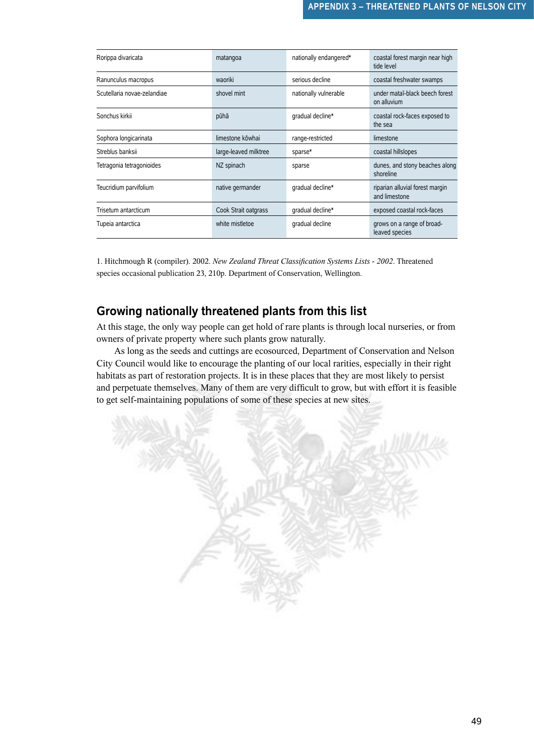| Rorippa divaricata | matangoa | nationally endangered* | coastal forest margin near high tide level |
|---|---|---|---|
| Ranunculus macropus | waoriki | serious decline | coastal freshwater swamps |
| Scutellaria novae-zelandiae | shovel mint | nationally vulnerable | under mataī-black beech forest on alluvium |
| Sonchus kirkii | pūhā | gradual decline* | coastal rock-faces exposed to the sea |
| Sophora longicarinata | limestone kōwhai | range-restricted | limestone |
| Streblus banksii | large-leaved milktree | sparse* | coastal hillslopes |
| Tetragonia tetragonioides | NZ spinach | sparse | dunes, and stony beaches along shoreline |
| Teucridium parvifolium | native germander | gradual decline* | riparian alluvial forest margin and limestone |
| Trisetum antarcticum | Cook Strait oatgrass | gradual decline* | exposed coastal rock-faces |
| Tupeia antarctica | white mistletoe | gradual decline | grows on a range of broad-leaved species |

1. Hitchmough R (compiler). 2002. *New Zealand Threat Classification Systems Lists - 2002*. Threatened species occasional publication 23, 210p. Department of Conservation, Wellington.

## Growing nationally threatened plants from this list

At this stage, the only way people can get hold of rare plants is through local nurseries, or from owners of private property where such plants grow naturally.

As long as the seeds and cuttings are ecosourced, Department of Conservation and Nelson City Council would like to encourage the planting of our local rarities, especially in their right habitats as part of restoration projects. It is in these places that they are most likely to persist and perpetuate themselves. Many of them are very difficult to grow, but with effort it is feasible to get self-maintaining populations of some of these species at new sites.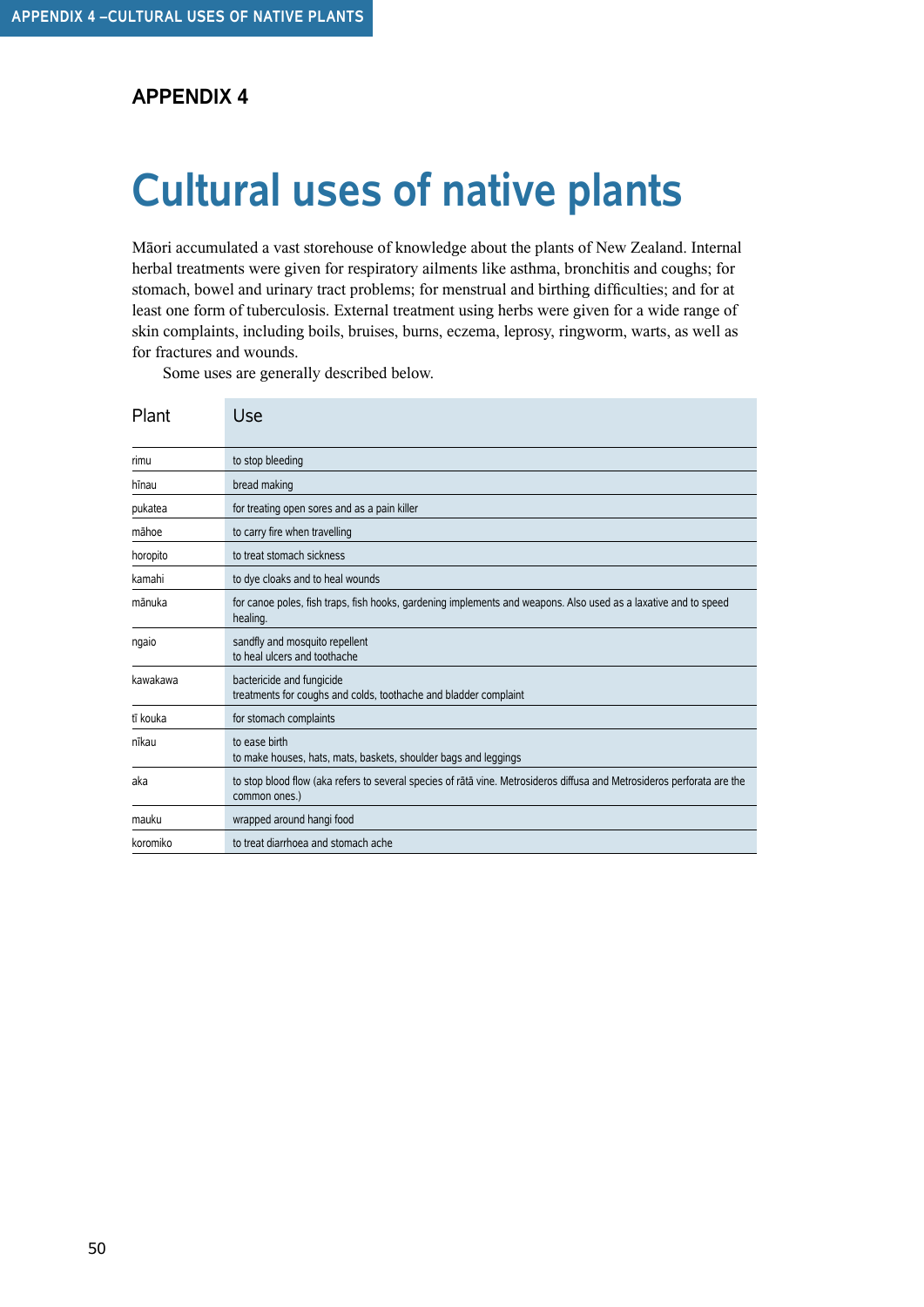## APPENDIX 4

# Cultural uses of native plants

Māori accumulated a vast storehouse of knowledge about the plants of New Zealand. Internal herbal treatments were given for respiratory ailments like asthma, bronchitis and coughs; for stomach, bowel and urinary tract problems; for menstrual and birthing difficulties; and for at least one form of tuberculosis. External treatment using herbs were given for a wide range of skin complaints, including boils, bruises, burns, eczema, leprosy, ringworm, warts, as well as for fractures and wounds.

Some uses are generally described below.

| Plant | Use |
|---|---|
| rimu | to stop bleeding |
| hīnau | bread making |
| pukatea | for treating open sores and as a pain killer |
| māhoe | to carry fire when travelling |
| horopito | to treat stomach sickness |
| kamahi | to dye cloaks and to heal wounds |
| mānuka | for canoe poles, fish traps, fish hooks, gardening implements and weapons. Also used as a laxative and to speed healing. |
| ngaio | sandfly and mosquito repellent<br>to heal ulcers and toothache |
| kawakawa | bactericide and fungicide<br>treatments for coughs and colds, toothache and bladder complaint |
| tī kouka | for stomach complaints |
| nīkau | to ease birth<br>to make houses, hats, mats, baskets, shoulder bags and leggings |
| aka | to stop blood flow (aka refers to several species of rātā vine. Metrosideros diffusa and Metrosideros perforata are the common ones.) |
| mauku | wrapped around hangi food |
| koromiko | to treat diarrhoea and stomach ache |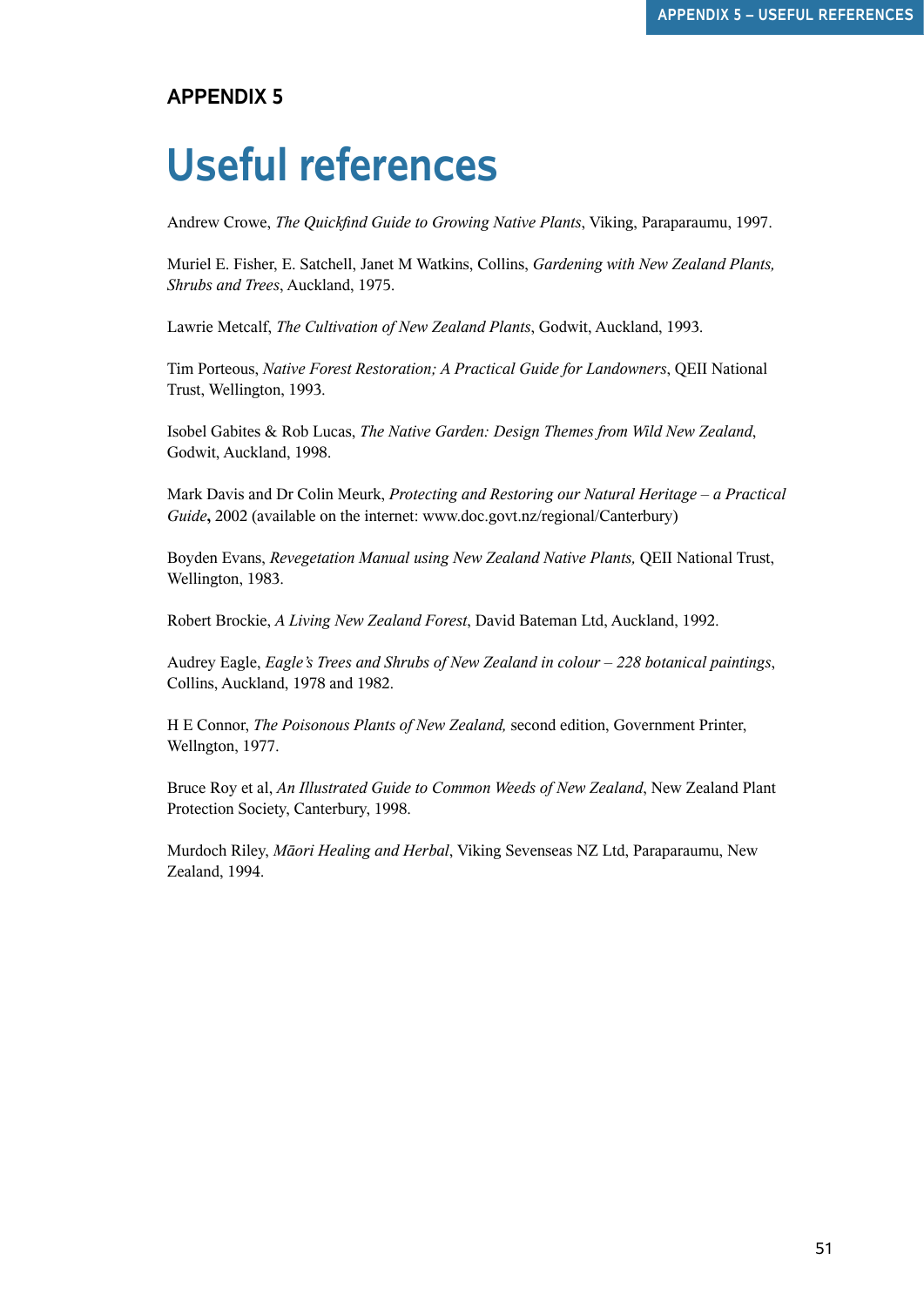## APPENDIX 5

# Useful references

Andrew Crowe, *The Quickfind Guide to Growing Native Plants*, Viking, Paraparaumu, 1997.

Muriel E. Fisher, E. Satchell, Janet M Watkins, Collins, *Gardening with New Zealand Plants, Shrubs and Trees*, Auckland, 1975.

Lawrie Metcalf, *The Cultivation of New Zealand Plants*, Godwit, Auckland, 1993.

Tim Porteous, *Native Forest Restoration; A Practical Guide for Landowners*, QEII National Trust, Wellington, 1993.

Isobel Gabites & Rob Lucas, *The Native Garden: Design Themes from Wild New Zealand*, Godwit, Auckland, 1998.

Mark Davis and Dr Colin Meurk, *Protecting and Restoring our Natural Heritage – a Practical Guide*, 2002 (available on the internet: www.doc.govt.nz/regional/Canterbury)

Boyden Evans, *Revegetation Manual using New Zealand Native Plants,* QEII National Trust, Wellington, 1983.

Robert Brockie, *A Living New Zealand Forest*, David Bateman Ltd, Auckland, 1992.

Audrey Eagle, *Eagle's Trees and Shrubs of New Zealand in colour – 228 botanical paintings*, Collins, Auckland, 1978 and 1982.

H E Connor, *The Poisonous Plants of New Zealand,* second edition, Government Printer, Wellngton, 1977.

Bruce Roy et al, *An Illustrated Guide to Common Weeds of New Zealand*, New Zealand Plant Protection Society, Canterbury, 1998.

Murdoch Riley, *Māori Healing and Herbal*, Viking Sevenseas NZ Ltd, Paraparaumu, New Zealand, 1994.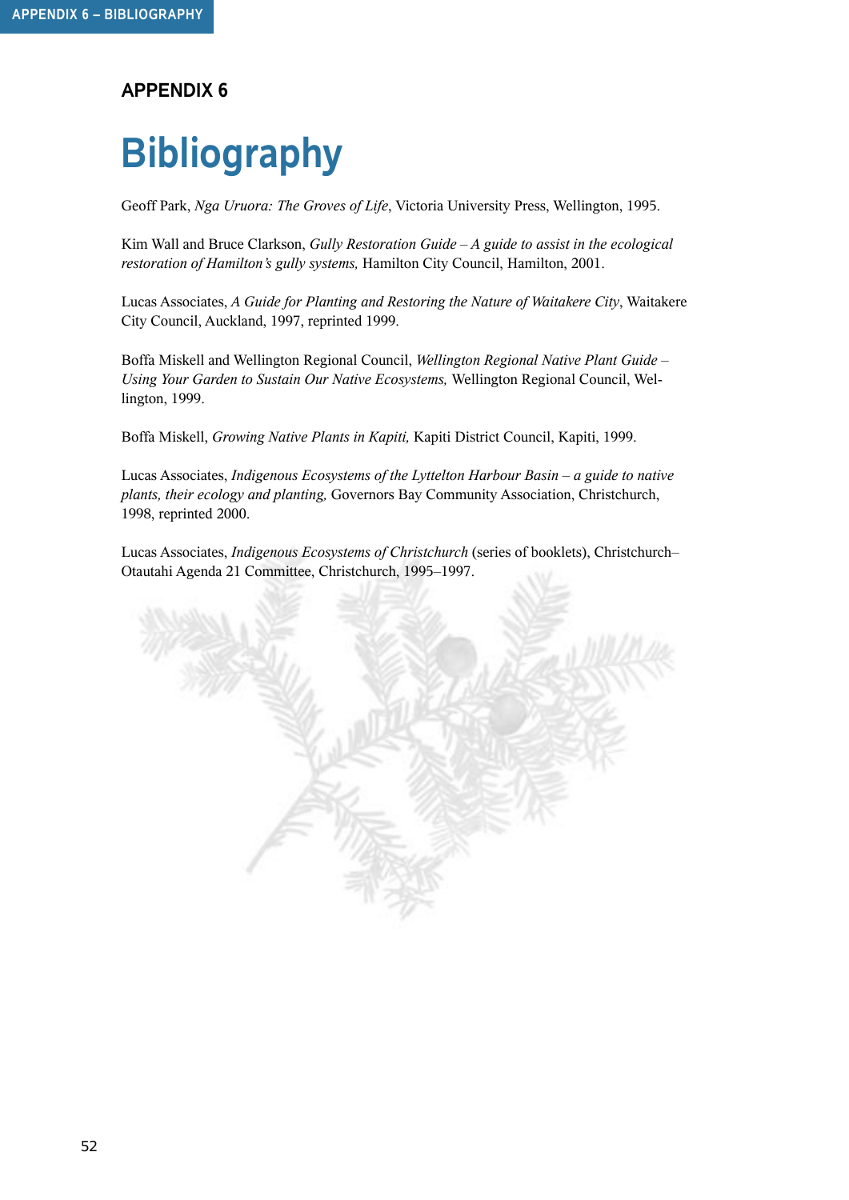## APPENDIX 6

# Bibliography

Geoff Park, *Nga Uruora: The Groves of Life*, Victoria University Press, Wellington, 1995.

Kim Wall and Bruce Clarkson, *Gully Restoration Guide – A guide to assist in the ecological restoration of Hamilton's gully systems,* Hamilton City Council, Hamilton, 2001.

Lucas Associates, *A Guide for Planting and Restoring the Nature of Waitakere City*, Waitakere City Council, Auckland, 1997, reprinted 1999.

Boffa Miskell and Wellington Regional Council, *Wellington Regional Native Plant Guide – Using Your Garden to Sustain Our Native Ecosystems,* Wellington Regional Council, Wellington, 1999.

Boffa Miskell, *Growing Native Plants in Kapiti,* Kapiti District Council, Kapiti, 1999.

Lucas Associates, *Indigenous Ecosystems of the Lyttelton Harbour Basin – a guide to native plants, their ecology and planting,* Governors Bay Community Association, Christchurch, 1998, reprinted 2000.

Lucas Associates, *Indigenous Ecosystems of Christchurch* (series of booklets), Christchurch–Otautahi Agenda 21 Committee, Christchurch, 1995–1997.